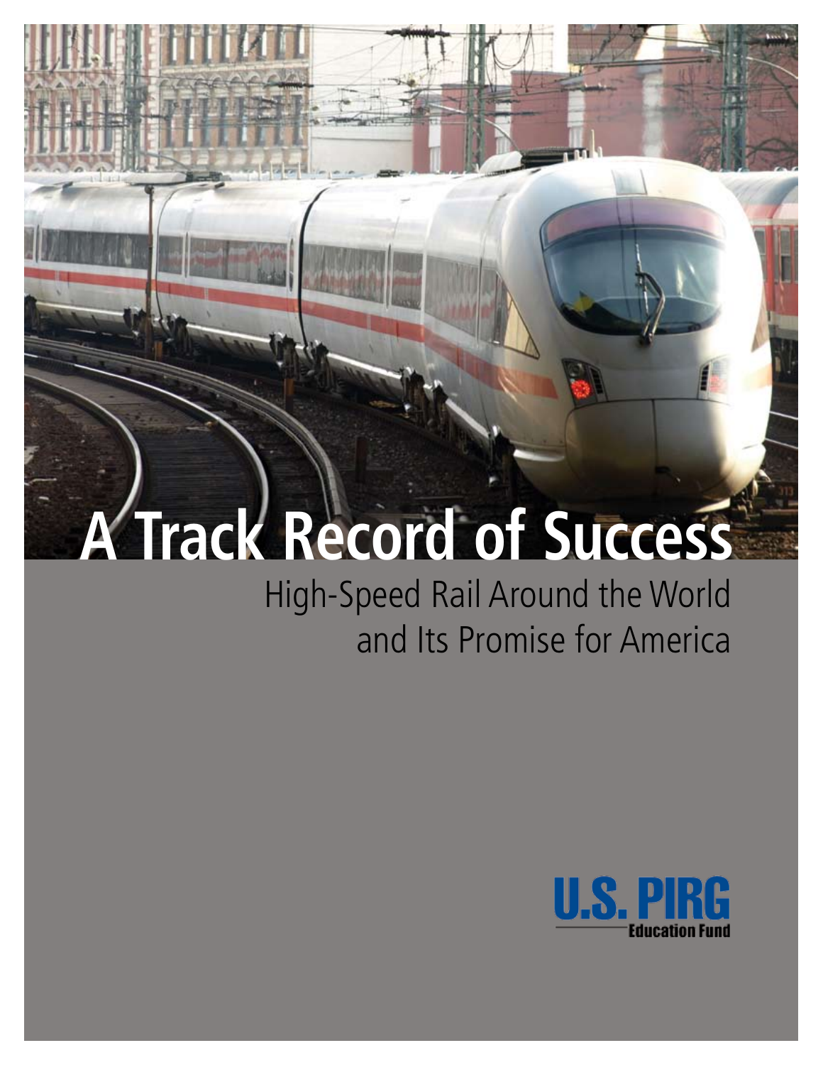# A Track Record of Success

## High-Speed Rail Around the World and Its Promise for America

U.S. PIRG
Education Fund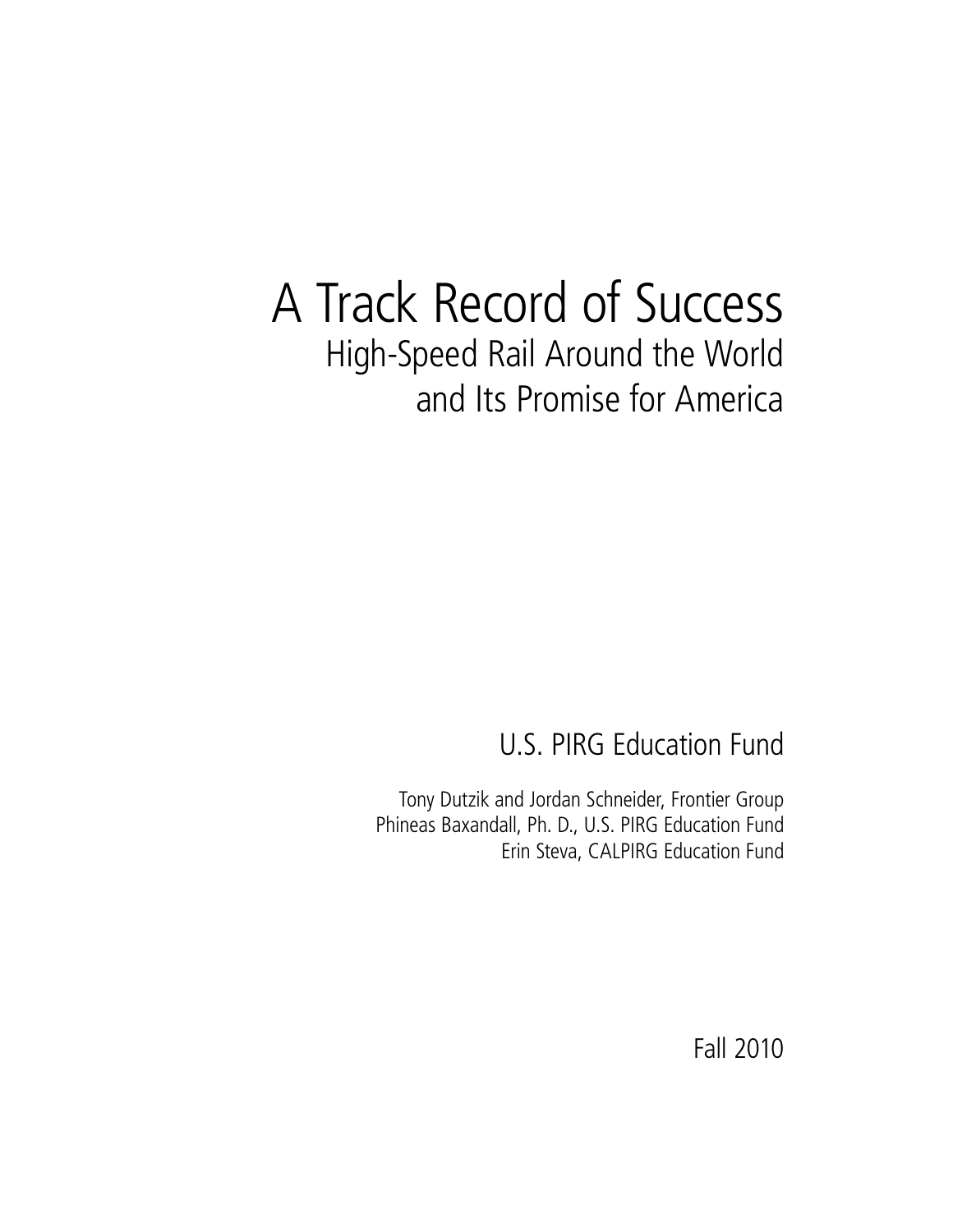# A Track Record of Success

## High-Speed Rail Around the World and Its Promise for America

U.S. PIRG Education Fund

Tony Dutzik and Jordan Schneider, Frontier Group
Phineas Baxandall, Ph. D., U.S. PIRG Education Fund
Erin Steva, CALPIRG Education Fund

Fall 2010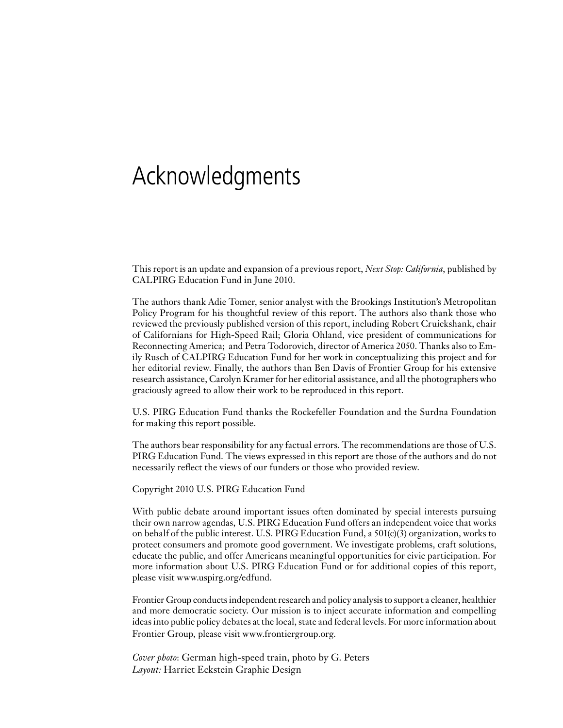# Acknowledgments

This report is an update and expansion of a previous report, *Next Stop: California*, published by CALPIRG Education Fund in June 2010.

The authors thank Adie Tomer, senior analyst with the Brookings Institution's Metropolitan Policy Program for his thoughtful review of this report. The authors also thank those who reviewed the previously published version of this report, including Robert Cruickshank, chair of Californians for High-Speed Rail; Gloria Ohland, vice president of communications for Reconnecting America; and Petra Todorovich, director of America 2050. Thanks also to Emily Rusch of CALPIRG Education Fund for her work in conceptualizing this project and for her editorial review. Finally, the authors than Ben Davis of Frontier Group for his extensive research assistance, Carolyn Kramer for her editorial assistance, and all the photographers who graciously agreed to allow their work to be reproduced in this report.

U.S. PIRG Education Fund thanks the Rockefeller Foundation and the Surdna Foundation for making this report possible.

The authors bear responsibility for any factual errors. The recommendations are those of U.S. PIRG Education Fund. The views expressed in this report are those of the authors and do not necessarily reflect the views of our funders or those who provided review.

Copyright 2010 U.S. PIRG Education Fund

With public debate around important issues often dominated by special interests pursuing their own narrow agendas, U.S. PIRG Education Fund offers an independent voice that works on behalf of the public interest. U.S. PIRG Education Fund, a 501(c)(3) organization, works to protect consumers and promote good government. We investigate problems, craft solutions, educate the public, and offer Americans meaningful opportunities for civic participation. For more information about U.S. PIRG Education Fund or for additional copies of this report, please visit www.uspirg.org/edfund.

Frontier Group conducts independent research and policy analysis to support a cleaner, healthier and more democratic society. Our mission is to inject accurate information and compelling ideas into public policy debates at the local, state and federal levels. For more information about Frontier Group, please visit www.frontiergroup.org.

*Cover photo*: German high-speed train, photo by G. Peters
*Layout:* Harriet Eckstein Graphic Design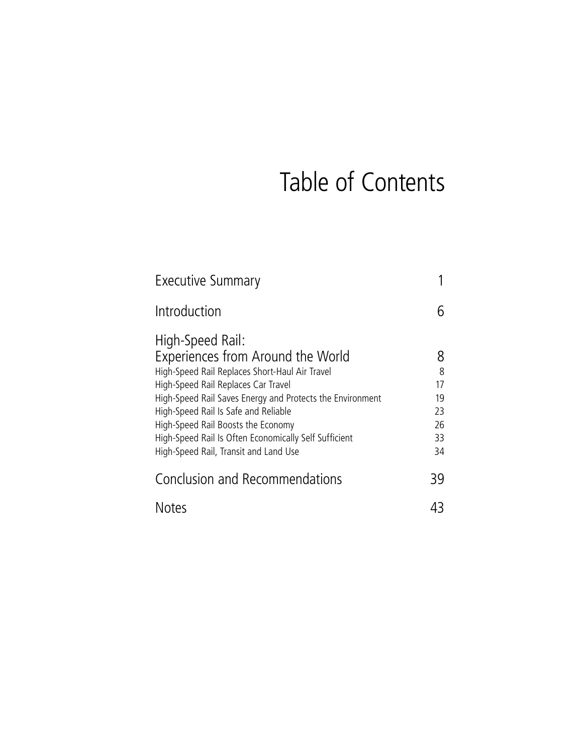# Table of Contents

| | |
|---|---|
| Executive Summary | 1 |
| Introduction | 6 |
| High-Speed Rail: Experiences from Around the World | 8 |
| High-Speed Rail Replaces Short-Haul Air Travel | 8 |
| High-Speed Rail Replaces Car Travel | 17 |
| High-Speed Rail Saves Energy and Protects the Environment | 19 |
| High-Speed Rail Is Safe and Reliable | 23 |
| High-Speed Rail Boosts the Economy | 26 |
| High-Speed Rail Is Often Economically Self Sufficient | 33 |
| High-Speed Rail, Transit and Land Use | 34 |
| Conclusion and Recommendations | 39 |
| Notes | 43 |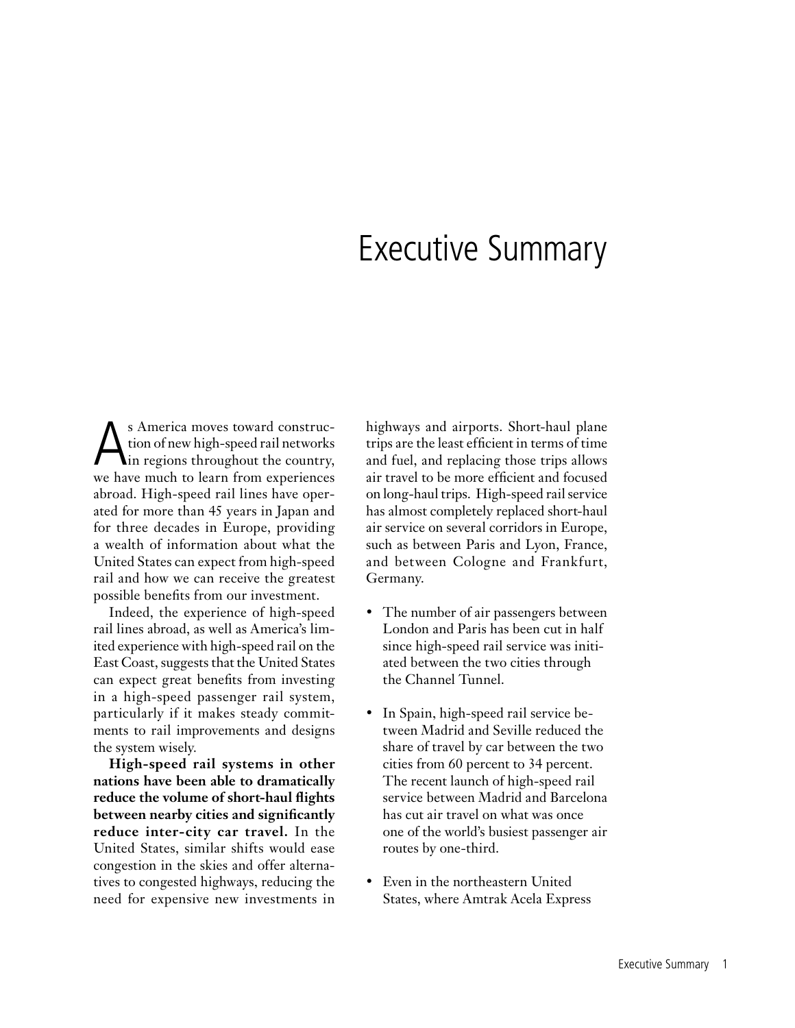# Executive Summary

As America moves toward construction of new high-speed rail networks in regions throughout the country, we have much to learn from experiences abroad. High-speed rail lines have operated for more than 45 years in Japan and for three decades in Europe, providing a wealth of information about what the United States can expect from high-speed rail and how we can receive the greatest possible benefits from our investment.

Indeed, the experience of high-speed rail lines abroad, as well as America's limited experience with high-speed rail on the East Coast, suggests that the United States can expect great benefits from investing in a high-speed passenger rail system, particularly if it makes steady commitments to rail improvements and designs the system wisely.

**High-speed rail systems in other nations have been able to dramatically reduce the volume of short-haul flights between nearby cities and significantly reduce inter-city car travel.** In the United States, similar shifts would ease congestion in the skies and offer alternatives to congested highways, reducing the need for expensive new investments in highways and airports. Short-haul plane trips are the least efficient in terms of time and fuel, and replacing those trips allows air travel to be more efficient and focused on long-haul trips. High-speed rail service has almost completely replaced short-haul air service on several corridors in Europe, such as between Paris and Lyon, France, and between Cologne and Frankfurt, Germany.

- The number of air passengers between London and Paris has been cut in half since high-speed rail service was initiated between the two cities through the Channel Tunnel.
- In Spain, high-speed rail service between Madrid and Seville reduced the share of travel by car between the two cities from 60 percent to 34 percent. The recent launch of high-speed rail service between Madrid and Barcelona has cut air travel on what was once one of the world's busiest passenger air routes by one-third.
- Even in the northeastern United States, where Amtrak Acela Express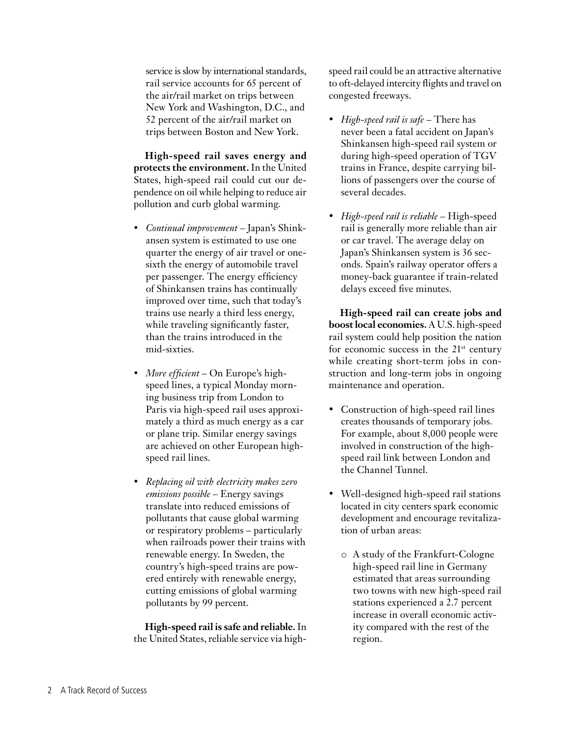service is slow by international standards, rail service accounts for 65 percent of the air/rail market on trips between New York and Washington, D.C., and 52 percent of the air/rail market on trips between Boston and New York.

**High-speed rail saves energy and protects the environment.** In the United States, high-speed rail could cut our dependence on oil while helping to reduce air pollution and curb global warming.

- *Continual improvement* – Japan's Shinkansen system is estimated to use one quarter the energy of air travel or one-sixth the energy of automobile travel per passenger. The energy efficiency of Shinkansen trains has continually improved over time, such that today's trains use nearly a third less energy, while traveling significantly faster, than the trains introduced in the mid-sixties.
- *More efficient* – On Europe's high-speed lines, a typical Monday morning business trip from London to Paris via high-speed rail uses approximately a third as much energy as a car or plane trip. Similar energy savings are achieved on other European high-speed rail lines.
- *Replacing oil with electricity makes zero emissions possible* – Energy savings translate into reduced emissions of pollutants that cause global warming or respiratory problems – particularly when railroads power their trains with renewable energy. In Sweden, the country's high-speed trains are powered entirely with renewable energy, cutting emissions of global warming pollutants by 99 percent.

**High-speed rail is safe and reliable.** In the United States, reliable service via high-speed rail could be an attractive alternative to oft-delayed intercity flights and travel on congested freeways.

- *High-speed rail is safe* – There has never been a fatal accident on Japan's Shinkansen high-speed rail system or during high-speed operation of TGV trains in France, despite carrying billions of passengers over the course of several decades.
- *High-speed rail is reliable* – High-speed rail is generally more reliable than air or car travel. The average delay on Japan's Shinkansen system is 36 seconds. Spain's railway operator offers a money-back guarantee if train-related delays exceed five minutes.

**High-speed rail can create jobs and boost local economies.** A U.S. high-speed rail system could help position the nation for economic success in the 21st century while creating short-term jobs in construction and long-term jobs in ongoing maintenance and operation.

- Construction of high-speed rail lines creates thousands of temporary jobs. For example, about 8,000 people were involved in construction of the high-speed rail link between London and the Channel Tunnel.
- Well-designed high-speed rail stations located in city centers spark economic development and encourage revitalization of urban areas:
  - A study of the Frankfurt-Cologne high-speed rail line in Germany estimated that areas surrounding two towns with new high-speed rail stations experienced a 2.7 percent increase in overall economic activity compared with the rest of the region.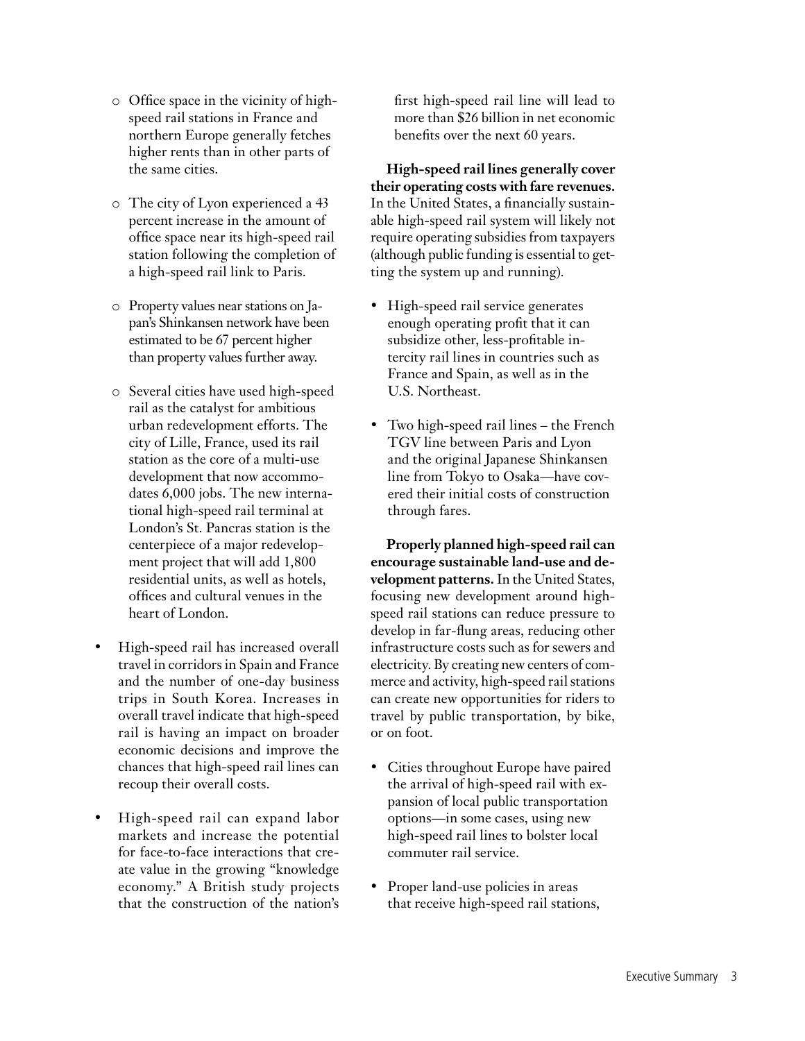- Office space in the vicinity of high-speed rail stations in France and northern Europe generally fetches higher rents than in other parts of the same cities.

- The city of Lyon experienced a 43 percent increase in the amount of office space near its high-speed rail station following the completion of a high-speed rail link to Paris.

- Property values near stations on Japan's Shinkansen network have been estimated to be 67 percent higher than property values further away.

- Several cities have used high-speed rail as the catalyst for ambitious urban redevelopment efforts. The city of Lille, France, used its rail station as the core of a multi-use development that now accommodates 6,000 jobs. The new international high-speed rail terminal at London's St. Pancras station is the centerpiece of a major redevelopment project that will add 1,800 residential units, as well as hotels, offices and cultural venues in the heart of London.

- High-speed rail has increased overall travel in corridors in Spain and France and the number of one-day business trips in South Korea. Increases in overall travel indicate that high-speed rail is having an impact on broader economic decisions and improve the chances that high-speed rail lines can recoup their overall costs.

- High-speed rail can expand labor markets and increase the potential for face-to-face interactions that create value in the growing "knowledge economy." A British study projects that the construction of the nation's first high-speed rail line will lead to more than $26 billion in net economic benefits over the next 60 years.

**High-speed rail lines generally cover their operating costs with fare revenues.** In the United States, a financially sustainable high-speed rail system will likely not require operating subsidies from taxpayers (although public funding is essential to getting the system up and running).

- High-speed rail service generates enough operating profit that it can subsidize other, less-profitable intercity rail lines in countries such as France and Spain, as well as in the U.S. Northeast.

- Two high-speed rail lines – the French TGV line between Paris and Lyon and the original Japanese Shinkansen line from Tokyo to Osaka—have covered their initial costs of construction through fares.

**Properly planned high-speed rail can encourage sustainable land-use and development patterns.** In the United States, focusing new development around high-speed rail stations can reduce pressure to develop in far-flung areas, reducing other infrastructure costs such as for sewers and electricity. By creating new centers of commerce and activity, high-speed rail stations can create new opportunities for riders to travel by public transportation, by bike, or on foot.

- Cities throughout Europe have paired the arrival of high-speed rail with expansion of local public transportation options—in some cases, using new high-speed rail lines to bolster local commuter rail service.

- Proper land-use policies in areas that receive high-speed rail stations,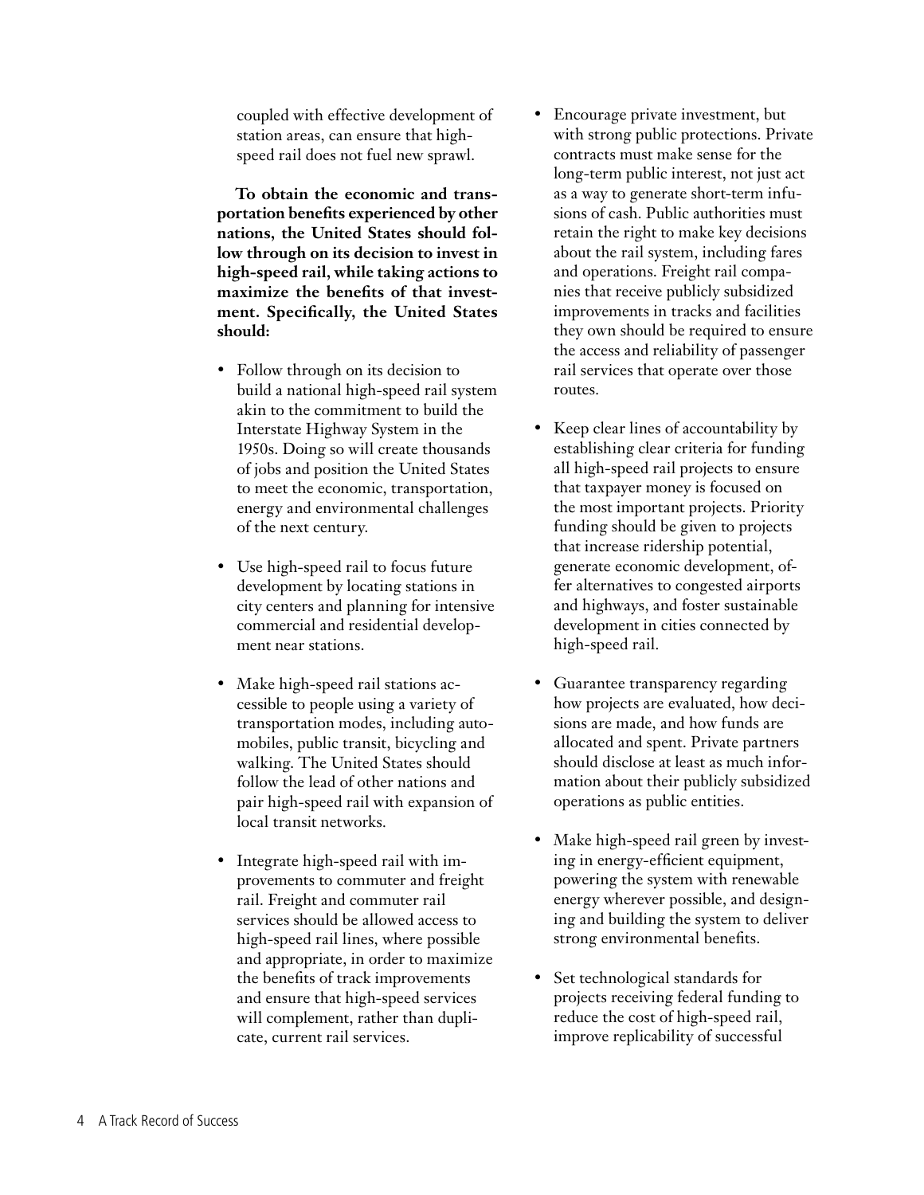coupled with effective development of station areas, can ensure that high-speed rail does not fuel new sprawl.

**To obtain the economic and transportation benefits experienced by other nations, the United States should follow through on its decision to invest in high-speed rail, while taking actions to maximize the benefits of that investment. Specifically, the United States should:**

- Follow through on its decision to build a national high-speed rail system akin to the commitment to build the Interstate Highway System in the 1950s. Doing so will create thousands of jobs and position the United States to meet the economic, transportation, energy and environmental challenges of the next century.
- Use high-speed rail to focus future development by locating stations in city centers and planning for intensive commercial and residential development near stations.
- Make high-speed rail stations accessible to people using a variety of transportation modes, including automobiles, public transit, bicycling and walking. The United States should follow the lead of other nations and pair high-speed rail with expansion of local transit networks.
- Integrate high-speed rail with improvements to commuter and freight rail. Freight and commuter rail services should be allowed access to high-speed rail lines, where possible and appropriate, in order to maximize the benefits of track improvements and ensure that high-speed services will complement, rather than duplicate, current rail services.
- Encourage private investment, but with strong public protections. Private contracts must make sense for the long-term public interest, not just act as a way to generate short-term infusions of cash. Public authorities must retain the right to make key decisions about the rail system, including fares and operations. Freight rail companies that receive publicly subsidized improvements in tracks and facilities they own should be required to ensure the access and reliability of passenger rail services that operate over those routes.
- Keep clear lines of accountability by establishing clear criteria for funding all high-speed rail projects to ensure that taxpayer money is focused on the most important projects. Priority funding should be given to projects that increase ridership potential, generate economic development, offer alternatives to congested airports and highways, and foster sustainable development in cities connected by high-speed rail.
- Guarantee transparency regarding how projects are evaluated, how decisions are made, and how funds are allocated and spent. Private partners should disclose at least as much information about their publicly subsidized operations as public entities.
- Make high-speed rail green by investing in energy-efficient equipment, powering the system with renewable energy wherever possible, and designing and building the system to deliver strong environmental benefits.
- Set technological standards for projects receiving federal funding to reduce the cost of high-speed rail, improve replicability of successful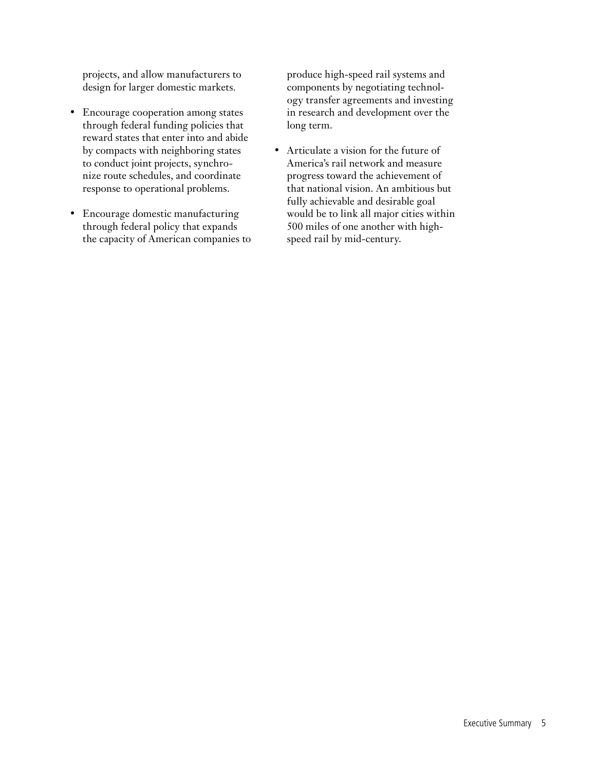projects, and allow manufacturers to design for larger domestic markets.

- Encourage cooperation among states through federal funding policies that reward states that enter into and abide by compacts with neighboring states to conduct joint projects, synchronize route schedules, and coordinate response to operational problems.
- Encourage domestic manufacturing through federal policy that expands the capacity of American companies to produce high-speed rail systems and components by negotiating technology transfer agreements and investing in research and development over the long term.
- Articulate a vision for the future of America's rail network and measure progress toward the achievement of that national vision. An ambitious but fully achievable and desirable goal would be to link all major cities within 500 miles of one another with high-speed rail by mid-century.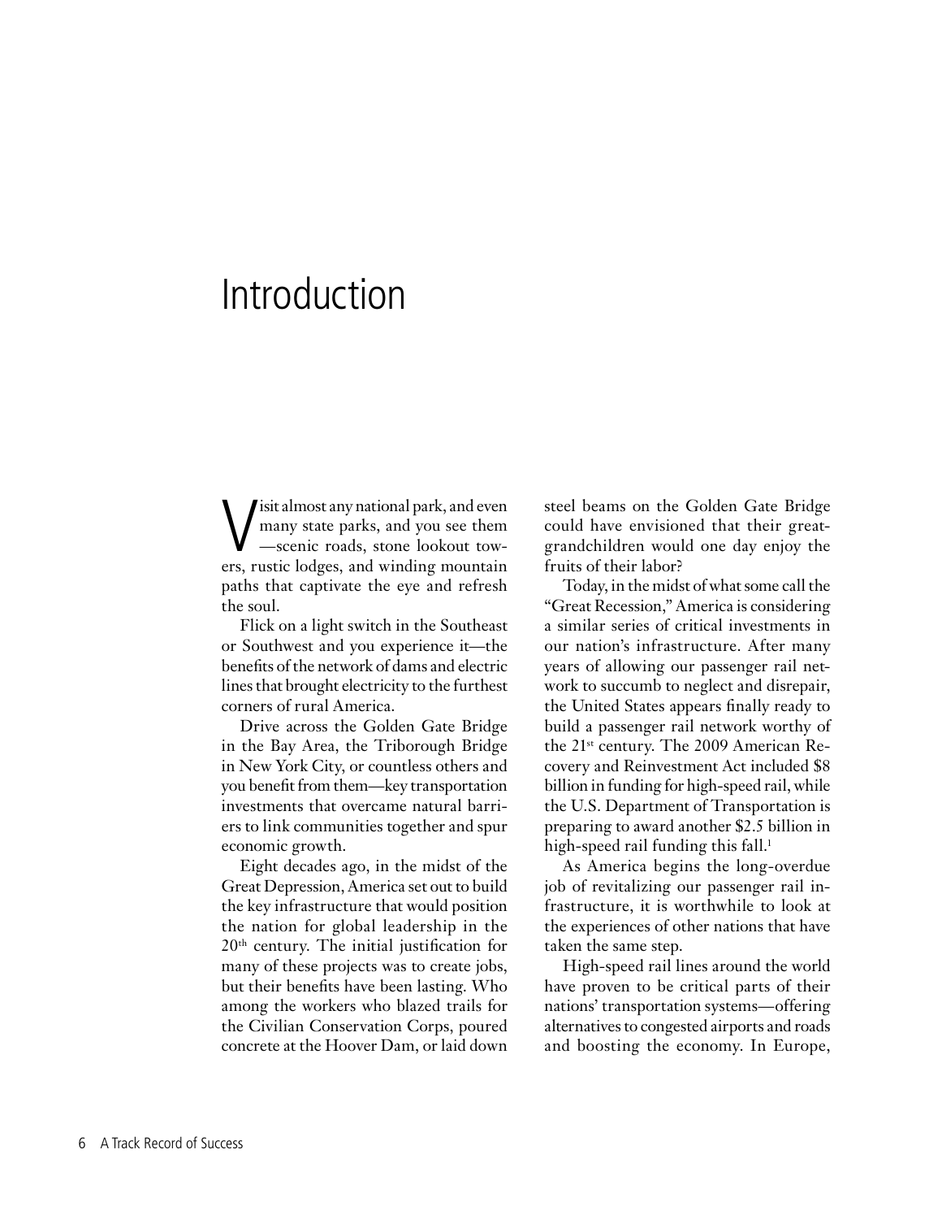# Introduction

Visit almost any national park, and even many state parks, and you see them—scenic roads, stone lookout towers, rustic lodges, and winding mountain paths that captivate the eye and refresh the soul.

Flick on a light switch in the Southeast or Southwest and you experience it—the benefits of the network of dams and electric lines that brought electricity to the furthest corners of rural America.

Drive across the Golden Gate Bridge in the Bay Area, the Triborough Bridge in New York City, or countless others and you benefit from them—key transportation investments that overcame natural barriers to link communities together and spur economic growth.

Eight decades ago, in the midst of the Great Depression, America set out to build the key infrastructure that would position the nation for global leadership in the 20th century. The initial justification for many of these projects was to create jobs, but their benefits have been lasting. Who among the workers who blazed trails for the Civilian Conservation Corps, poured concrete at the Hoover Dam, or laid down steel beams on the Golden Gate Bridge could have envisioned that their great-grandchildren would one day enjoy the fruits of their labor?

Today, in the midst of what some call the "Great Recession," America is considering a similar series of critical investments in our nation's infrastructure. After many years of allowing our passenger rail network to succumb to neglect and disrepair, the United States appears finally ready to build a passenger rail network worthy of the 21st century. The 2009 American Recovery and Reinvestment Act included $8 billion in funding for high-speed rail, while the U.S. Department of Transportation is preparing to award another $2.5 billion in high-speed rail funding this fall.[1]

As America begins the long-overdue job of revitalizing our passenger rail infrastructure, it is worthwhile to look at the experiences of other nations that have taken the same step.

High-speed rail lines around the world have proven to be critical parts of their nations' transportation systems—offering alternatives to congested airports and roads and boosting the economy. In Europe,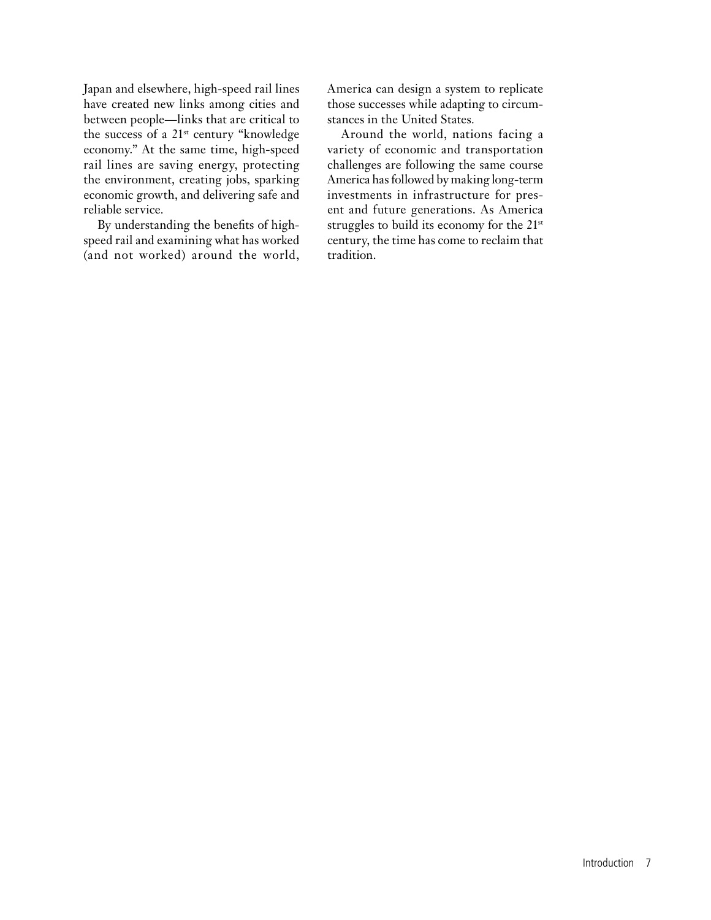Japan and elsewhere, high-speed rail lines have created new links among cities and between people—links that are critical to the success of a 21st century "knowledge economy." At the same time, high-speed rail lines are saving energy, protecting the environment, creating jobs, sparking economic growth, and delivering safe and reliable service.

By understanding the benefits of high-speed rail and examining what has worked (and not worked) around the world, America can design a system to replicate those successes while adapting to circumstances in the United States.

Around the world, nations facing a variety of economic and transportation challenges are following the same course America has followed by making long-term investments in infrastructure for present and future generations. As America struggles to build its economy for the 21st century, the time has come to reclaim that tradition.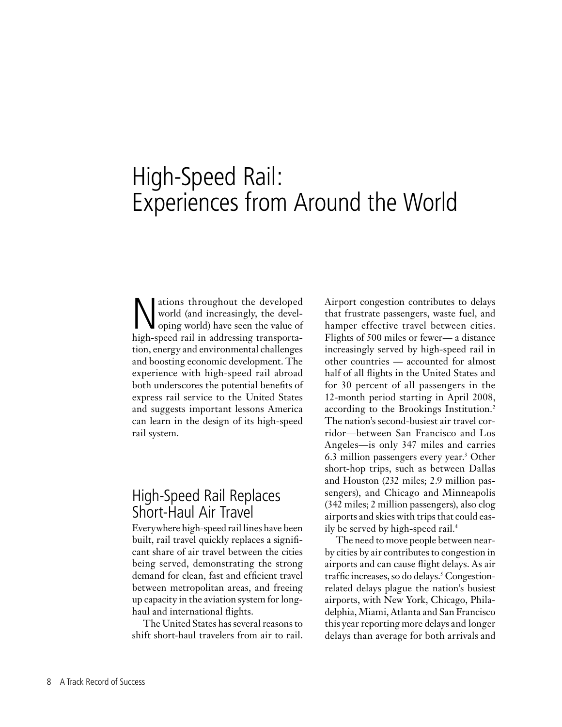# High-Speed Rail: Experiences from Around the World

Nations throughout the developed world (and increasingly, the developing world) have seen the value of high-speed rail in addressing transportation, energy and environmental challenges and boosting economic development. The experience with high-speed rail abroad both underscores the potential benefits of express rail service to the United States and suggests important lessons America can learn in the design of its high-speed rail system.

## High-Speed Rail Replaces Short-Haul Air Travel

Everywhere high-speed rail lines have been built, rail travel quickly replaces a significant share of air travel between the cities being served, demonstrating the strong demand for clean, fast and efficient travel between metropolitan areas, and freeing up capacity in the aviation system for long-haul and international flights.

The United States has several reasons to shift short-haul travelers from air to rail. Airport congestion contributes to delays that frustrate passengers, waste fuel, and hamper effective travel between cities. Flights of 500 miles or fewer— a distance increasingly served by high-speed rail in other countries — accounted for almost half of all flights in the United States and for 30 percent of all passengers in the 12-month period starting in April 2008, according to the Brookings Institution.[2] The nation's second-busiest air travel corridor—between San Francisco and Los Angeles—is only 347 miles and carries 6.3 million passengers every year.[3] Other short-hop trips, such as between Dallas and Houston (232 miles; 2.9 million passengers), and Chicago and Minneapolis (342 miles; 2 million passengers), also clog airports and skies with trips that could easily be served by high-speed rail.[4]

The need to move people between nearby cities by air contributes to congestion in airports and can cause flight delays. As air traffic increases, so do delays.[5] Congestion-related delays plague the nation's busiest airports, with New York, Chicago, Philadelphia, Miami, Atlanta and San Francisco this year reporting more delays and longer delays than average for both arrivals and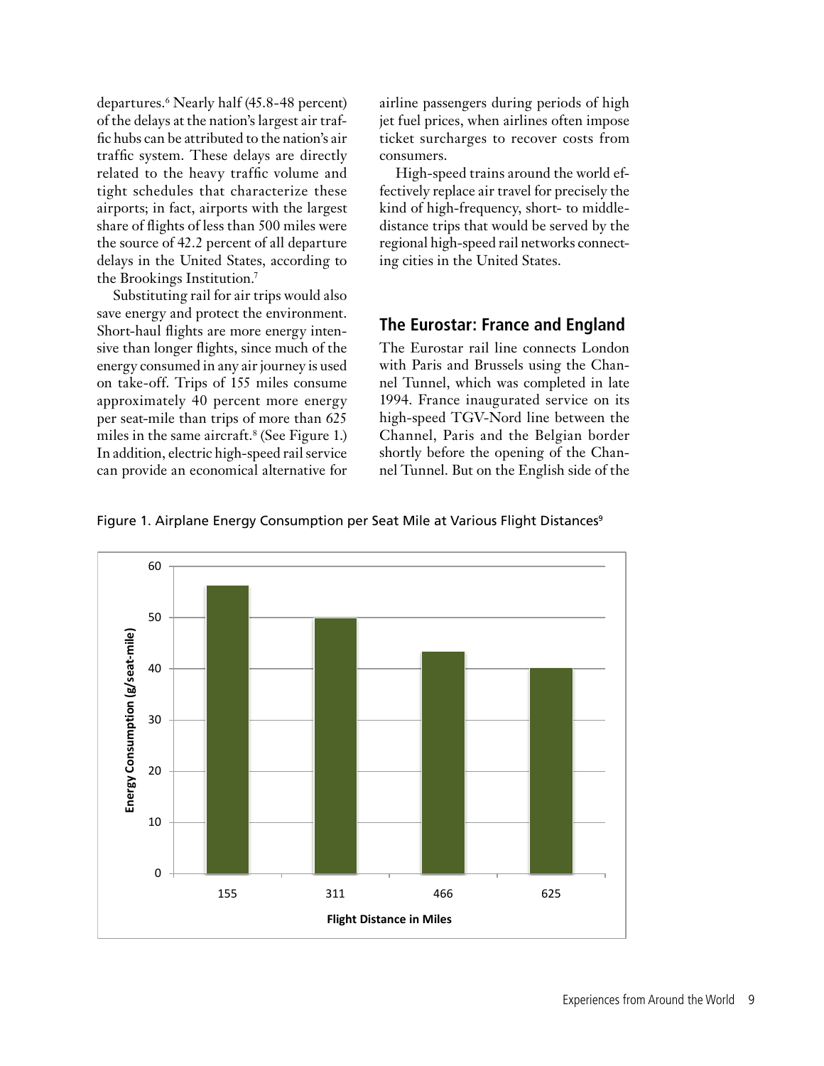departures.[6] Nearly half (45.8-48 percent) of the delays at the nation's largest air traffic hubs can be attributed to the nation's air traffic system. These delays are directly related to the heavy traffic volume and tight schedules that characterize these airports; in fact, airports with the largest share of flights of less than 500 miles were the source of 42.2 percent of all departure delays in the United States, according to the Brookings Institution.[7]

Substituting rail for air trips would also save energy and protect the environment. Short-haul flights are more energy intensive than longer flights, since much of the energy consumed in any air journey is used on take-off. Trips of 155 miles consume approximately 40 percent more energy per seat-mile than trips of more than 625 miles in the same aircraft.[8] (See Figure 1.) In addition, electric high-speed rail service can provide an economical alternative for airline passengers during periods of high jet fuel prices, when airlines often impose ticket surcharges to recover costs from consumers.

High-speed trains around the world effectively replace air travel for precisely the kind of high-frequency, short- to middle-distance trips that would be served by the regional high-speed rail networks connecting cities in the United States.

## The Eurostar: France and England

The Eurostar rail line connects London with Paris and Brussels using the Channel Tunnel, which was completed in late 1994. France inaugurated service on its high-speed TGV-Nord line between the Channel, Paris and the Belgian border shortly before the opening of the Channel Tunnel. But on the English side of the

Figure 1. Airplane Energy Consumption per Seat Mile at Various Flight Distances[9]

| Flight Distance in Miles | Energy Consumption (g/seat-mile) |
|---|---|
| 155 | ~56 |
| 311 | ~50 |
| 466 | ~43 |
| 625 | ~40 |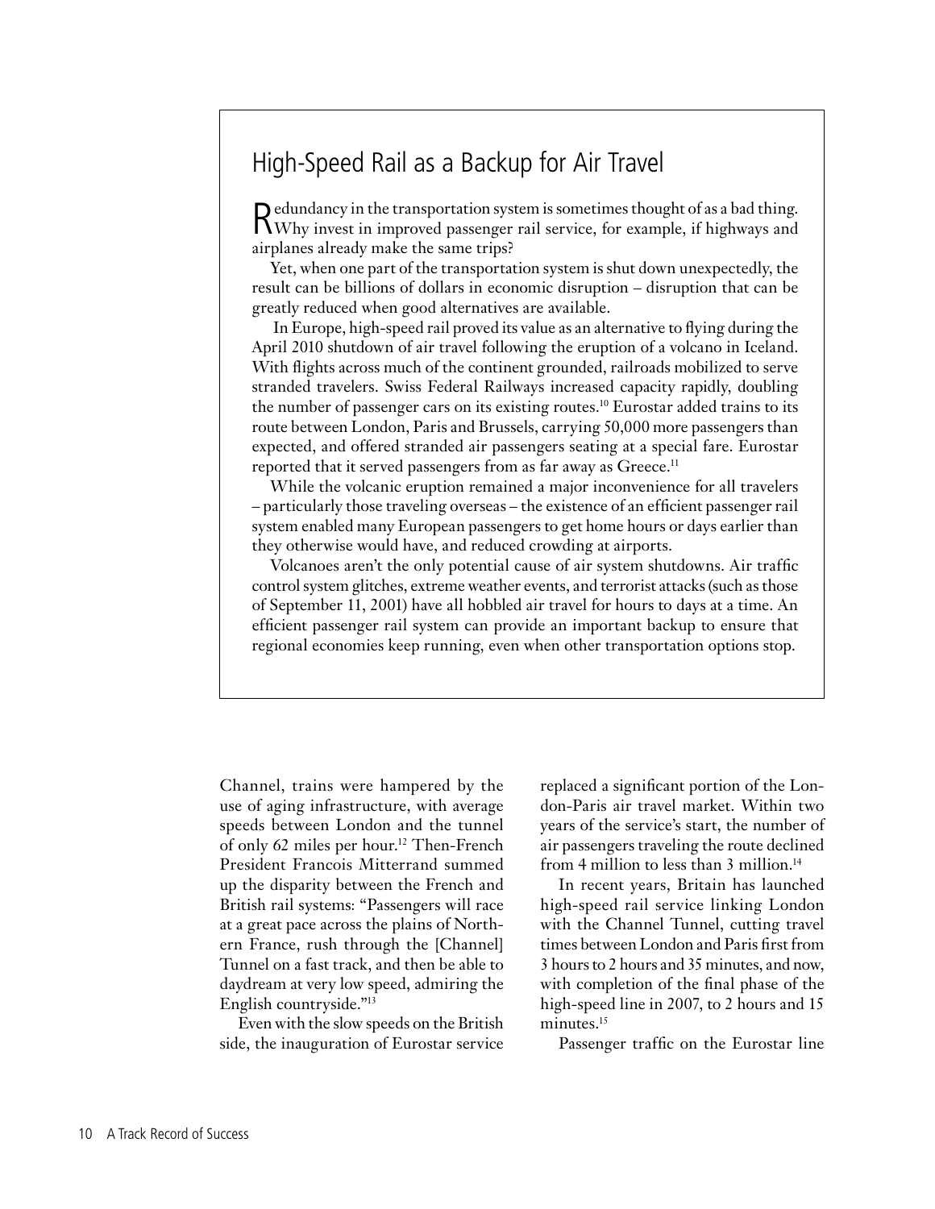## High-Speed Rail as a Backup for Air Travel

Redundancy in the transportation system is sometimes thought of as a bad thing. Why invest in improved passenger rail service, for example, if highways and airplanes already make the same trips?

Yet, when one part of the transportation system is shut down unexpectedly, the result can be billions of dollars in economic disruption – disruption that can be greatly reduced when good alternatives are available.

In Europe, high-speed rail proved its value as an alternative to flying during the April 2010 shutdown of air travel following the eruption of a volcano in Iceland. With flights across much of the continent grounded, railroads mobilized to serve stranded travelers. Swiss Federal Railways increased capacity rapidly, doubling the number of passenger cars on its existing routes.[10] Eurostar added trains to its route between London, Paris and Brussels, carrying 50,000 more passengers than expected, and offered stranded air passengers seating at a special fare. Eurostar reported that it served passengers from as far away as Greece.[11]

While the volcanic eruption remained a major inconvenience for all travelers – particularly those traveling overseas – the existence of an efficient passenger rail system enabled many European passengers to get home hours or days earlier than they otherwise would have, and reduced crowding at airports.

Volcanoes aren't the only potential cause of air system shutdowns. Air traffic control system glitches, extreme weather events, and terrorist attacks (such as those of September 11, 2001) have all hobbled air travel for hours to days at a time. An efficient passenger rail system can provide an important backup to ensure that regional economies keep running, even when other transportation options stop.

Channel, trains were hampered by the use of aging infrastructure, with average speeds between London and the tunnel of only 62 miles per hour.[12] Then-French President Francois Mitterrand summed up the disparity between the French and British rail systems: "Passengers will race at a great pace across the plains of Northern France, rush through the [Channel] Tunnel on a fast track, and then be able to daydream at very low speed, admiring the English countryside."[13]

Even with the slow speeds on the British side, the inauguration of Eurostar service replaced a significant portion of the London-Paris air travel market. Within two years of the service's start, the number of air passengers traveling the route declined from 4 million to less than 3 million.[14]

In recent years, Britain has launched high-speed rail service linking London with the Channel Tunnel, cutting travel times between London and Paris first from 3 hours to 2 hours and 35 minutes, and now, with completion of the final phase of the high-speed line in 2007, to 2 hours and 15 minutes.[15]

Passenger traffic on the Eurostar line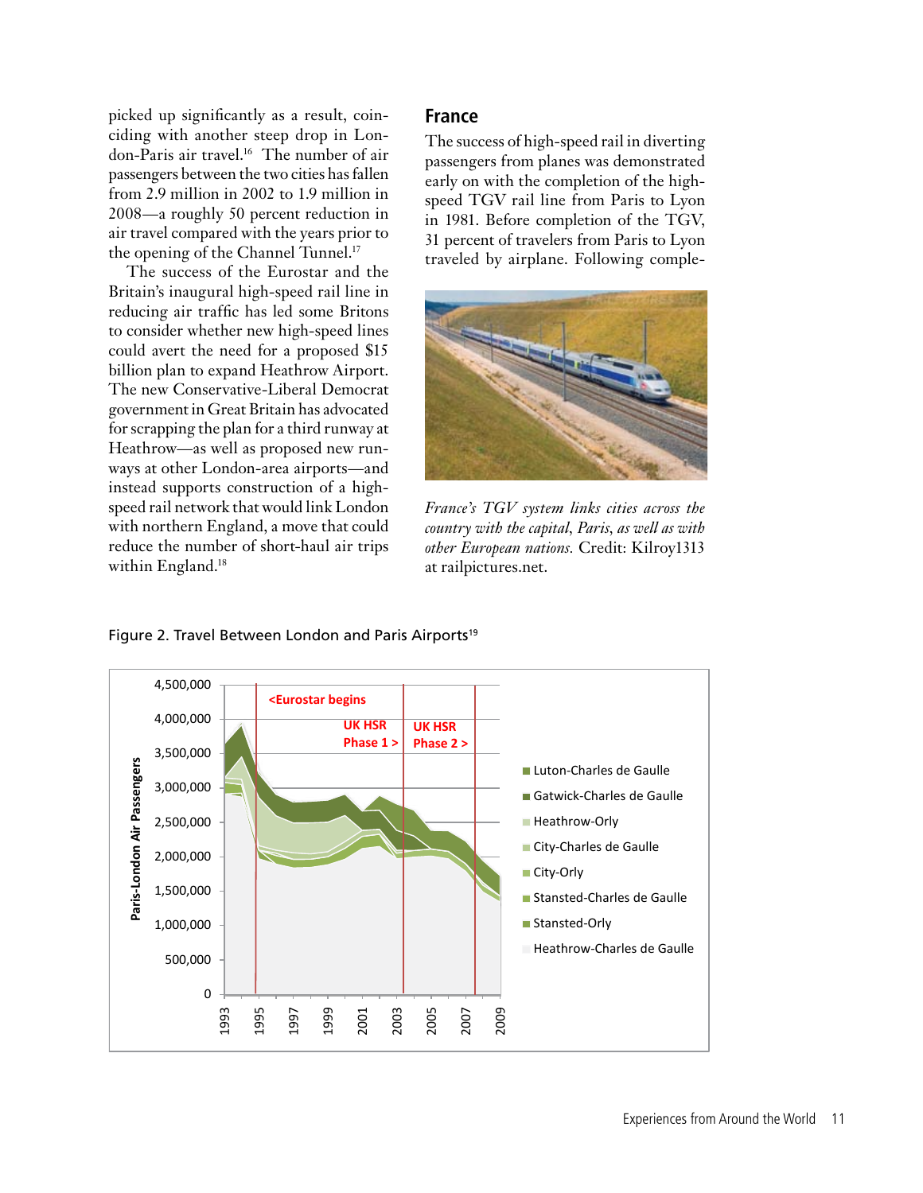picked up significantly as a result, coinciding with another steep drop in London-Paris air travel.[16] The number of air passengers between the two cities has fallen from 2.9 million in 2002 to 1.9 million in 2008—a roughly 50 percent reduction in air travel compared with the years prior to the opening of the Channel Tunnel.[17]

The success of the Eurostar and the Britain's inaugural high-speed rail line in reducing air traffic has led some Britons to consider whether new high-speed lines could avert the need for a proposed $15 billion plan to expand Heathrow Airport. The new Conservative-Liberal Democrat government in Great Britain has advocated for scrapping the plan for a third runway at Heathrow—as well as proposed new runways at other London-area airports—and instead supports construction of a high-speed rail network that would link London with northern England, a move that could reduce the number of short-haul air trips within England.[18]

## France

The success of high-speed rail in diverting passengers from planes was demonstrated early on with the completion of the high-speed TGV rail line from Paris to Lyon in 1981. Before completion of the TGV, 31 percent of travelers from Paris to Lyon traveled by airplane. Following comple-

*France's TGV system links cities across the country with the capital, Paris, as well as with other European nations.* Credit: Kilroy1313 at railpictures.net.

Figure 2. Travel Between London and Paris Airports[19]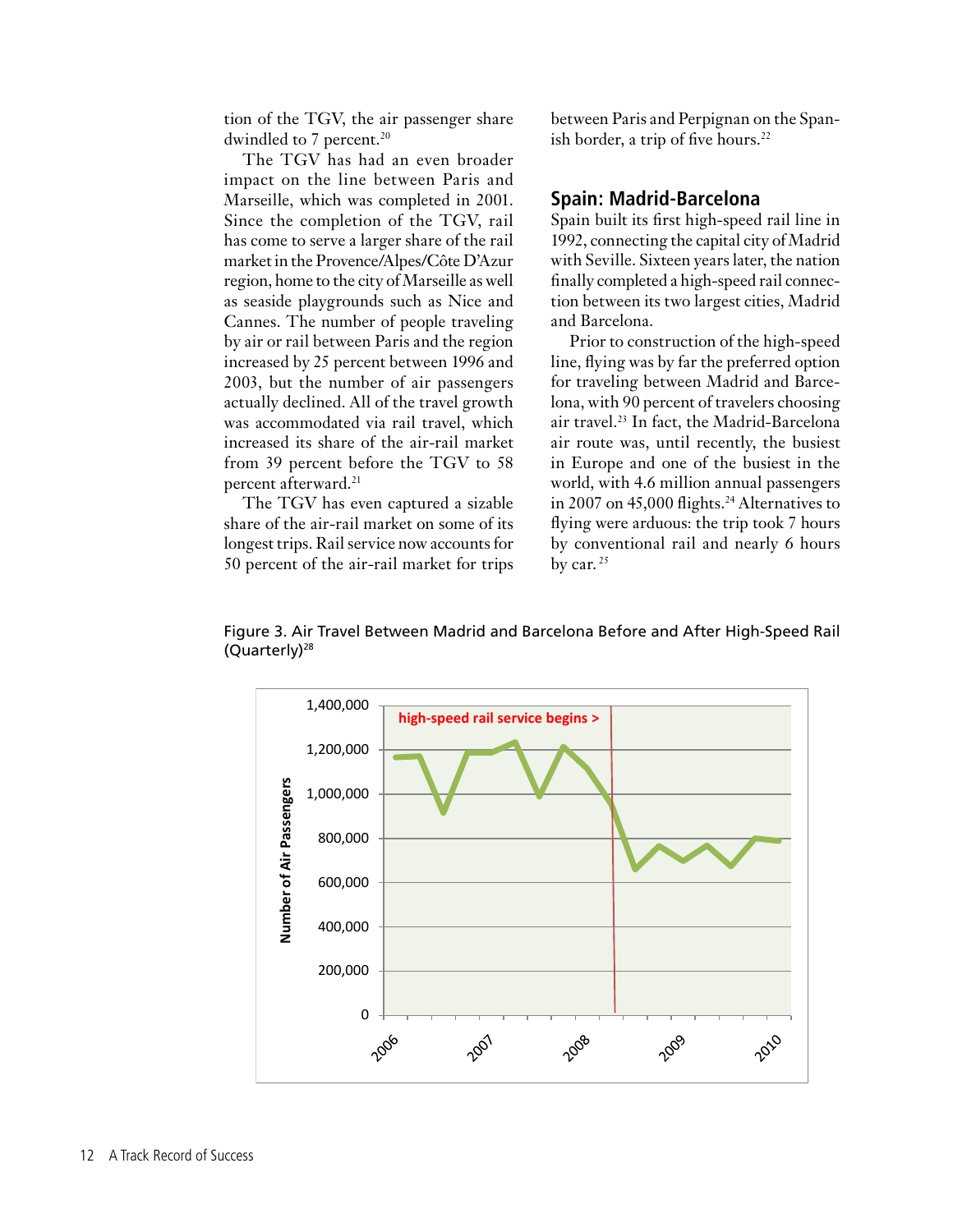tion of the TGV, the air passenger share dwindled to 7 percent.[20]

The TGV has had an even broader impact on the line between Paris and Marseille, which was completed in 2001. Since the completion of the TGV, rail has come to serve a larger share of the rail market in the Provence/Alpes/Côte D'Azur region, home to the city of Marseille as well as seaside playgrounds such as Nice and Cannes. The number of people traveling by air or rail between Paris and the region increased by 25 percent between 1996 and 2003, but the number of air passengers actually declined. All of the travel growth was accommodated via rail travel, which increased its share of the air-rail market from 39 percent before the TGV to 58 percent afterward.[21]

The TGV has even captured a sizable share of the air-rail market on some of its longest trips. Rail service now accounts for 50 percent of the air-rail market for trips between Paris and Perpignan on the Spanish border, a trip of five hours.[22]

## Spain: Madrid-Barcelona

Spain built its first high-speed rail line in 1992, connecting the capital city of Madrid with Seville. Sixteen years later, the nation finally completed a high-speed rail connection between its two largest cities, Madrid and Barcelona.

Prior to construction of the high-speed line, flying was by far the preferred option for traveling between Madrid and Barcelona, with 90 percent of travelers choosing air travel.[23] In fact, the Madrid-Barcelona air route was, until recently, the busiest in Europe and one of the busiest in the world, with 4.6 million annual passengers in 2007 on 45,000 flights.[24] Alternatives to flying were arduous: the trip took 7 hours by conventional rail and nearly 6 hours by car.[25]

Figure 3. Air Travel Between Madrid and Barcelona Before and After High-Speed Rail (Quarterly)[28]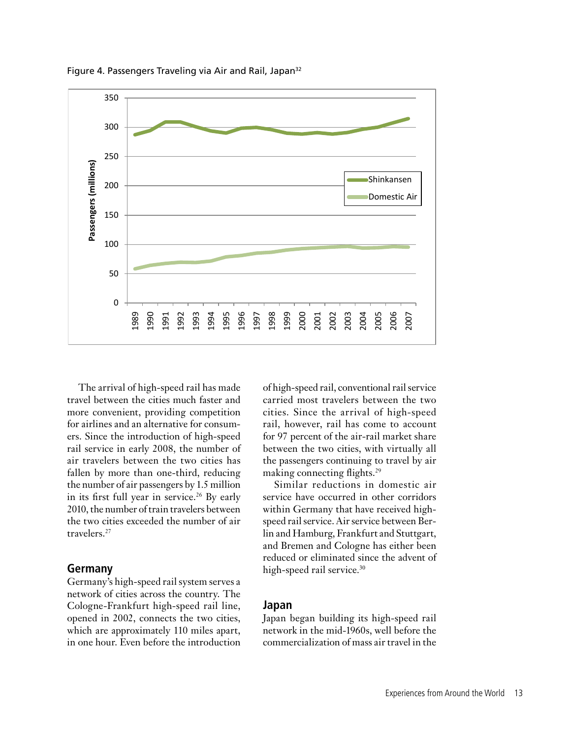Figure 4. Passengers Traveling via Air and Rail, Japan[32]

The arrival of high-speed rail has made travel between the cities much faster and more convenient, providing competition for airlines and an alternative for consumers. Since the introduction of high-speed rail service in early 2008, the number of air travelers between the two cities has fallen by more than one-third, reducing the number of air passengers by 1.5 million in its first full year in service.[26] By early 2010, the number of train travelers between the two cities exceeded the number of air travelers.[27]

## Germany

Germany's high-speed rail system serves a network of cities across the country. The Cologne-Frankfurt high-speed rail line, opened in 2002, connects the two cities, which are approximately 110 miles apart, in one hour. Even before the introduction of high-speed rail, conventional rail service carried most travelers between the two cities. Since the arrival of high-speed rail, however, rail has come to account for 97 percent of the air-rail market share between the two cities, with virtually all the passengers continuing to travel by air making connecting flights.[29]

Similar reductions in domestic air service have occurred in other corridors within Germany that have received high-speed rail service. Air service between Berlin and Hamburg, Frankfurt and Stuttgart, and Bremen and Cologne has either been reduced or eliminated since the advent of high-speed rail service.[30]

## Japan

Japan began building its high-speed rail network in the mid-1960s, well before the commercialization of mass air travel in the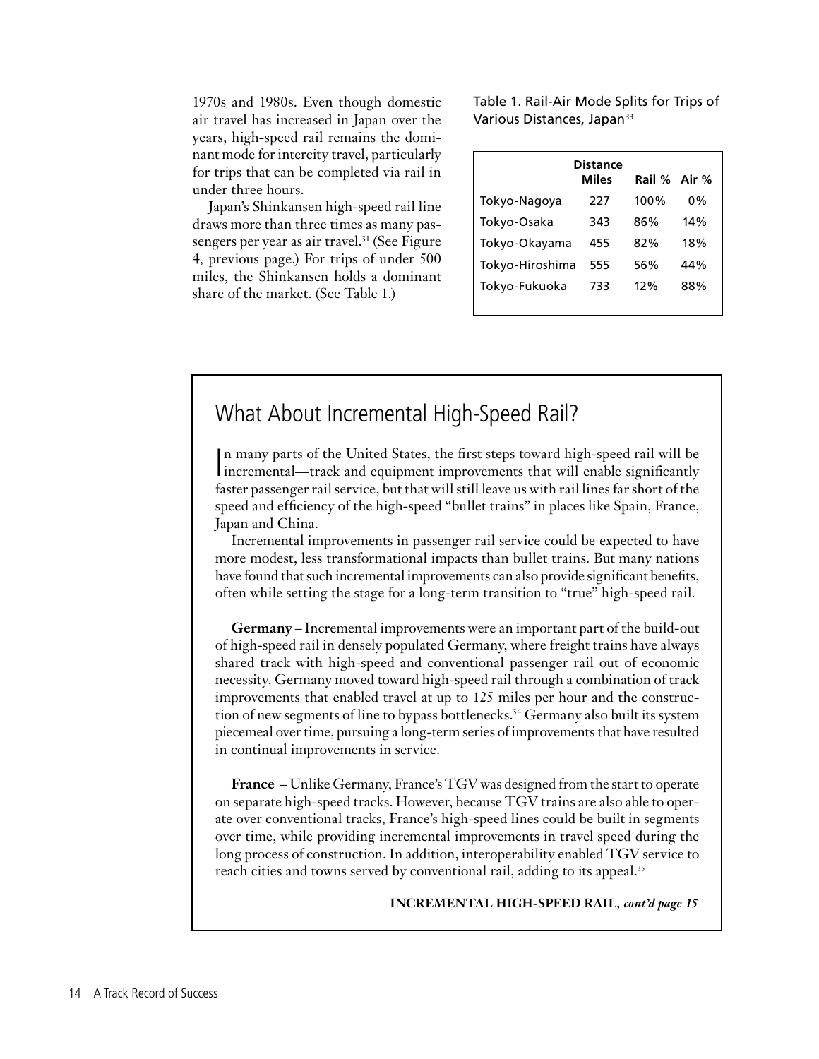1970s and 1980s. Even though domestic air travel has increased in Japan over the years, high-speed rail remains the dominant mode for intercity travel, particularly for trips that can be completed via rail in under three hours.

Japan's Shinkansen high-speed rail line draws more than three times as many passengers per year as air travel.[31] (See Figure 4, previous page.) For trips of under 500 miles, the Shinkansen holds a dominant share of the market. (See Table 1.)

Table 1. Rail-Air Mode Splits for Trips of Various Distances, Japan[33]

| | Distance Miles | Rail % | Air % |
|---|---|---|---|
| Tokyo-Nagoya | 227 | 100% | 0% |
| Tokyo-Osaka | 343 | 86% | 14% |
| Tokyo-Okayama | 455 | 82% | 18% |
| Tokyo-Hiroshima | 555 | 56% | 44% |
| Tokyo-Fukuoka | 733 | 12% | 88% |

## What About Incremental High-Speed Rail?

In many parts of the United States, the first steps toward high-speed rail will be incremental—track and equipment improvements that will enable significantly faster passenger rail service, but that will still leave us with rail lines far short of the speed and efficiency of the high-speed "bullet trains" in places like Spain, France, Japan and China.

Incremental improvements in passenger rail service could be expected to have more modest, less transformational impacts than bullet trains. But many nations have found that such incremental improvements can also provide significant benefits, often while setting the stage for a long-term transition to "true" high-speed rail.

**Germany** – Incremental improvements were an important part of the build-out of high-speed rail in densely populated Germany, where freight trains have always shared track with high-speed and conventional passenger rail out of economic necessity. Germany moved toward high-speed rail through a combination of track improvements that enabled travel at up to 125 miles per hour and the construction of new segments of line to bypass bottlenecks.[34] Germany also built its system piecemeal over time, pursuing a long-term series of improvements that have resulted in continual improvements in service.

**France** – Unlike Germany, France's TGV was designed from the start to operate on separate high-speed tracks. However, because TGV trains are also able to operate over conventional tracks, France's high-speed lines could be built in segments over time, while providing incremental improvements in travel speed during the long process of construction. In addition, interoperability enabled TGV service to reach cities and towns served by conventional rail, adding to its appeal.[35]

**INCREMENTAL HIGH-SPEED RAIL,** ***cont'd page 15***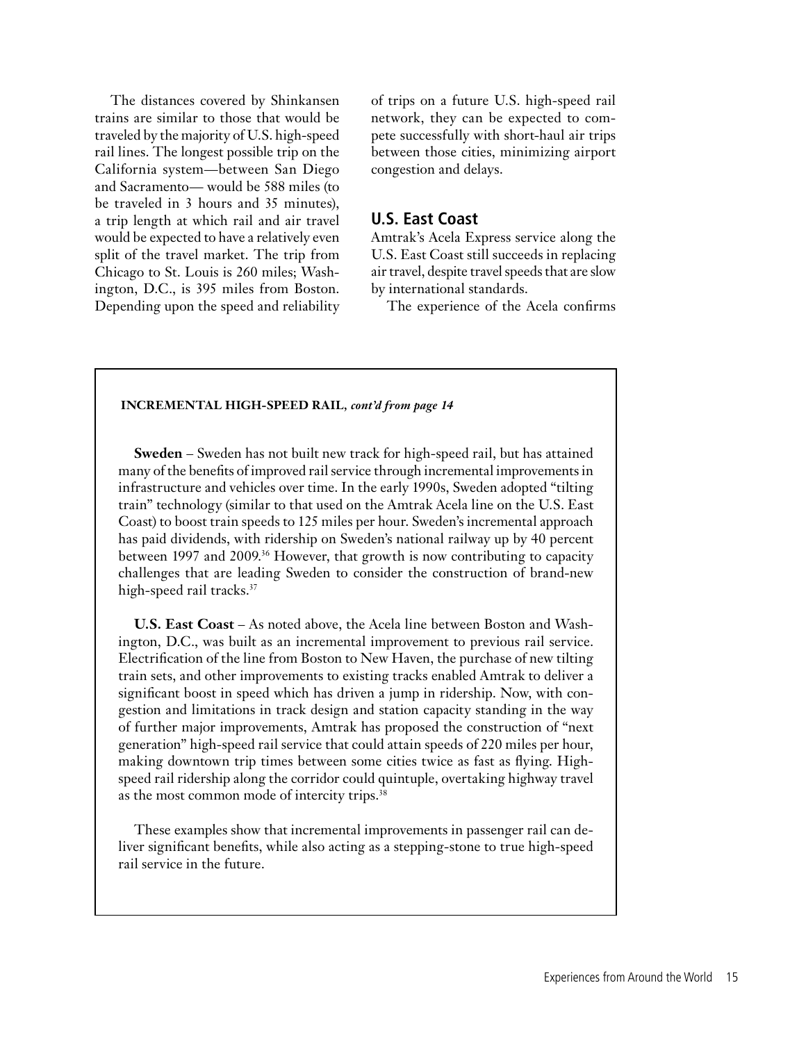The distances covered by Shinkansen trains are similar to those that would be traveled by the majority of U.S. high-speed rail lines. The longest possible trip on the California system—between San Diego and Sacramento— would be 588 miles (to be traveled in 3 hours and 35 minutes), a trip length at which rail and air travel would be expected to have a relatively even split of the travel market. The trip from Chicago to St. Louis is 260 miles; Washington, D.C., is 395 miles from Boston. Depending upon the speed and reliability of trips on a future U.S. high-speed rail network, they can be expected to compete successfully with short-haul air trips between those cities, minimizing airport congestion and delays.

## U.S. East Coast

Amtrak's Acela Express service along the U.S. East Coast still succeeds in replacing air travel, despite travel speeds that are slow by international standards.

The experience of the Acela confirms

---

**INCREMENTAL HIGH-SPEED RAIL,** ***cont'd from page 14***

**Sweden** – Sweden has not built new track for high-speed rail, but has attained many of the benefits of improved rail service through incremental improvements in infrastructure and vehicles over time. In the early 1990s, Sweden adopted "tilting train" technology (similar to that used on the Amtrak Acela line on the U.S. East Coast) to boost train speeds to 125 miles per hour. Sweden's incremental approach has paid dividends, with ridership on Sweden's national railway up by 40 percent between 1997 and 2009.[36] However, that growth is now contributing to capacity challenges that are leading Sweden to consider the construction of brand-new high-speed rail tracks.[37]

**U.S. East Coast** – As noted above, the Acela line between Boston and Washington, D.C., was built as an incremental improvement to previous rail service. Electrification of the line from Boston to New Haven, the purchase of new tilting train sets, and other improvements to existing tracks enabled Amtrak to deliver a significant boost in speed which has driven a jump in ridership. Now, with congestion and limitations in track design and station capacity standing in the way of further major improvements, Amtrak has proposed the construction of "next generation" high-speed rail service that could attain speeds of 220 miles per hour, making downtown trip times between some cities twice as fast as flying. High-speed rail ridership along the corridor could quintuple, overtaking highway travel as the most common mode of intercity trips.[38]

These examples show that incremental improvements in passenger rail can deliver significant benefits, while also acting as a stepping-stone to true high-speed rail service in the future.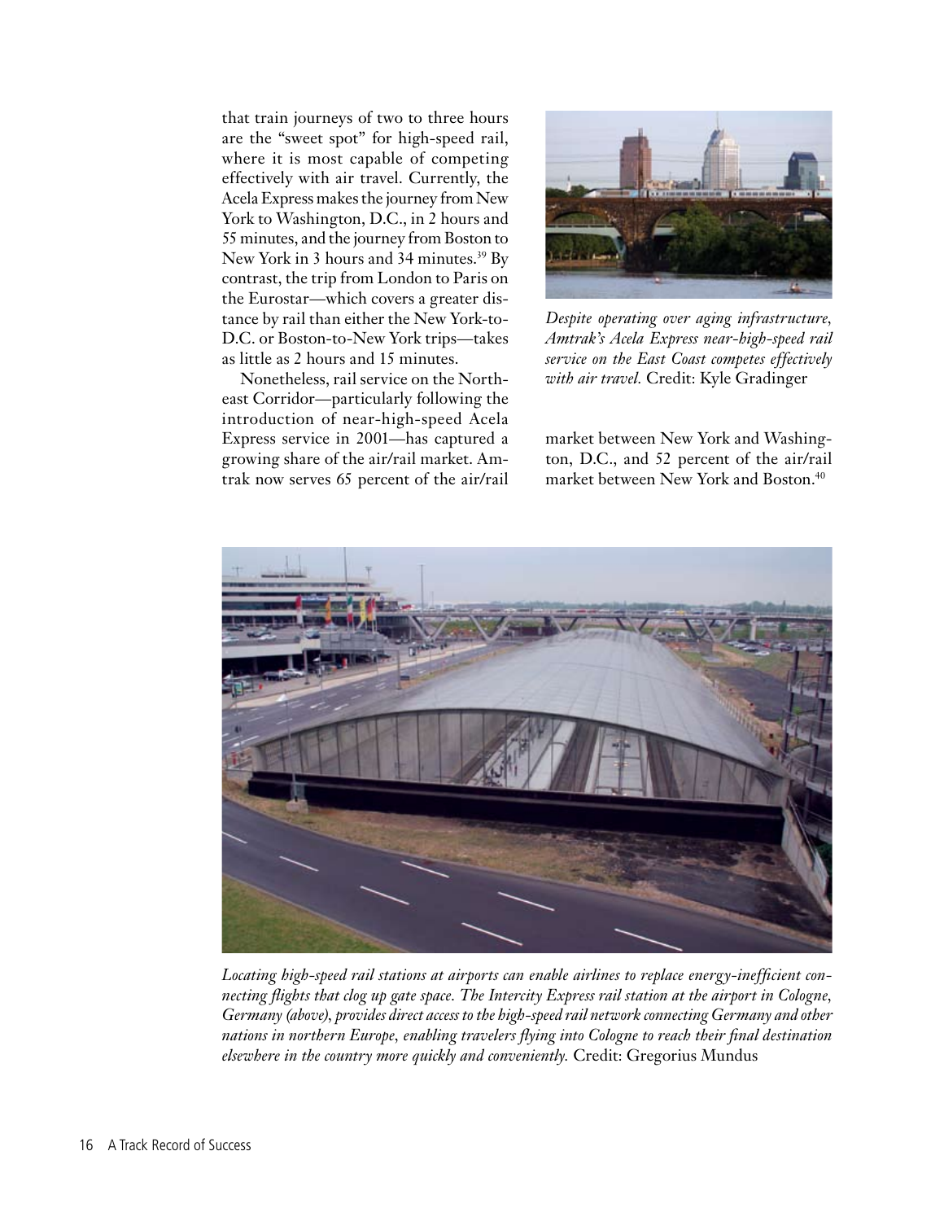that train journeys of two to three hours are the "sweet spot" for high-speed rail, where it is most capable of competing effectively with air travel. Currently, the Acela Express makes the journey from New York to Washington, D.C., in 2 hours and 55 minutes, and the journey from Boston to New York in 3 hours and 34 minutes.[39] By contrast, the trip from London to Paris on the Eurostar—which covers a greater distance by rail than either the New York-to-D.C. or Boston-to-New York trips—takes as little as 2 hours and 15 minutes.

Nonetheless, rail service on the Northeast Corridor—particularly following the introduction of near-high-speed Acela Express service in 2001—has captured a growing share of the air/rail market. Amtrak now serves 65 percent of the air/rail market between New York and Washington, D.C., and 52 percent of the air/rail market between New York and Boston.[40]

*Despite operating over aging infrastructure, Amtrak's Acela Express near-high-speed rail service on the East Coast competes effectively with air travel.* Credit: Kyle Gradinger

*Locating high-speed rail stations at airports can enable airlines to replace energy-inefficient connecting flights that clog up gate space. The Intercity Express rail station at the airport in Cologne, Germany (above), provides direct access to the high-speed rail network connecting Germany and other nations in northern Europe, enabling travelers flying into Cologne to reach their final destination elsewhere in the country more quickly and conveniently.* Credit: Gregorius Mundus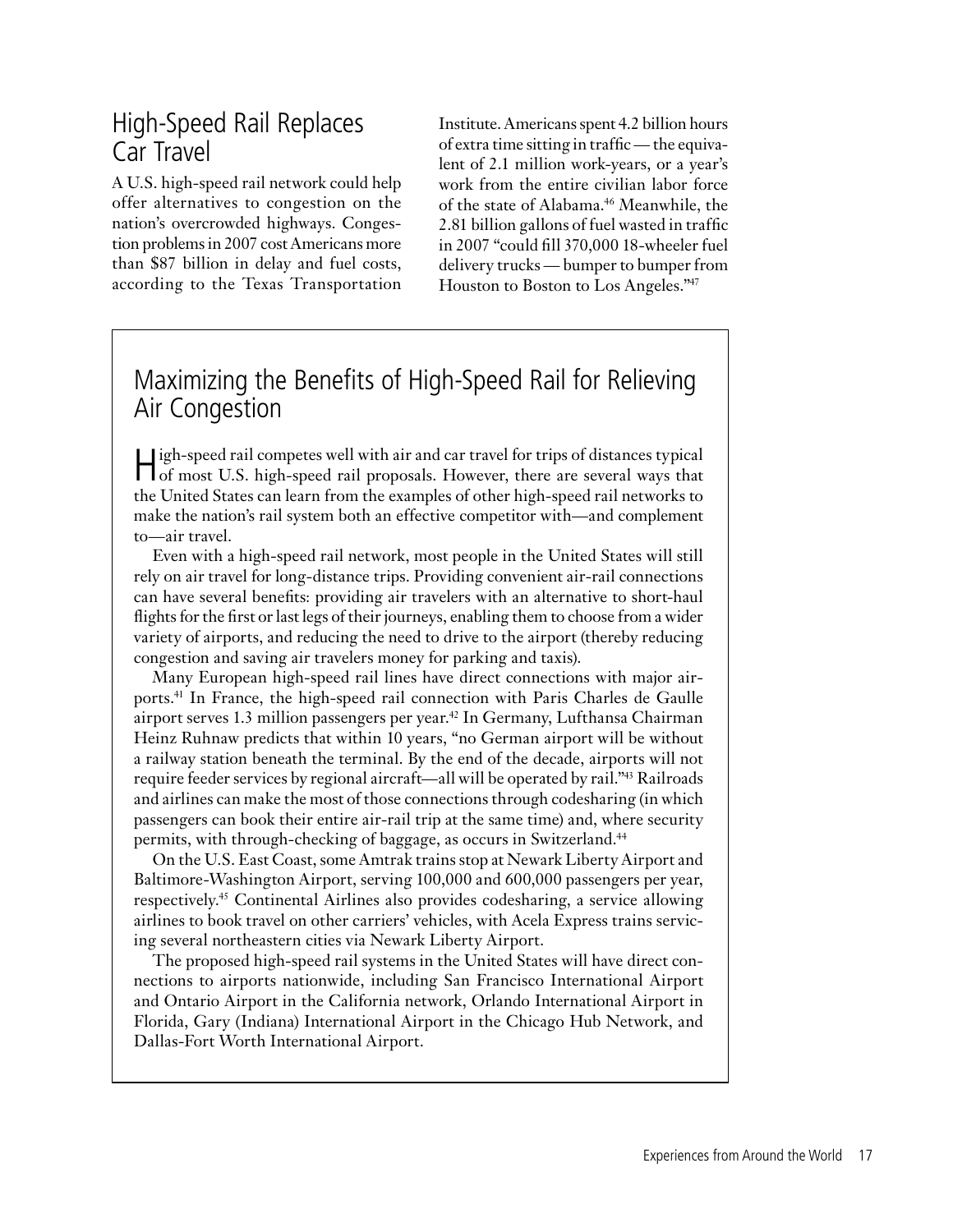## High-Speed Rail Replaces Car Travel

A U.S. high-speed rail network could help offer alternatives to congestion on the nation's overcrowded highways. Congestion problems in 2007 cost Americans more than $87 billion in delay and fuel costs, according to the Texas Transportation Institute. Americans spent 4.2 billion hours of extra time sitting in traffic — the equivalent of 2.1 million work-years, or a year's work from the entire civilian labor force of the state of Alabama.[46] Meanwhile, the 2.81 billion gallons of fuel wasted in traffic in 2007 "could fill 370,000 18-wheeler fuel delivery trucks — bumper to bumper from Houston to Boston to Los Angeles."[47]

## Maximizing the Benefits of High-Speed Rail for Relieving Air Congestion

High-speed rail competes well with air and car travel for trips of distances typical of most U.S. high-speed rail proposals. However, there are several ways that the United States can learn from the examples of other high-speed rail networks to make the nation's rail system both an effective competitor with—and complement to—air travel.

Even with a high-speed rail network, most people in the United States will still rely on air travel for long-distance trips. Providing convenient air-rail connections can have several benefits: providing air travelers with an alternative to short-haul flights for the first or last legs of their journeys, enabling them to choose from a wider variety of airports, and reducing the need to drive to the airport (thereby reducing congestion and saving air travelers money for parking and taxis).

Many European high-speed rail lines have direct connections with major airports.[41] In France, the high-speed rail connection with Paris Charles de Gaulle airport serves 1.3 million passengers per year.[42] In Germany, Lufthansa Chairman Heinz Ruhnaw predicts that within 10 years, "no German airport will be without a railway station beneath the terminal. By the end of the decade, airports will not require feeder services by regional aircraft—all will be operated by rail."[43] Railroads and airlines can make the most of those connections through codesharing (in which passengers can book their entire air-rail trip at the same time) and, where security permits, with through-checking of baggage, as occurs in Switzerland.[44]

On the U.S. East Coast, some Amtrak trains stop at Newark Liberty Airport and Baltimore-Washington Airport, serving 100,000 and 600,000 passengers per year, respectively.[45] Continental Airlines also provides codesharing, a service allowing airlines to book travel on other carriers' vehicles, with Acela Express trains servicing several northeastern cities via Newark Liberty Airport.

The proposed high-speed rail systems in the United States will have direct connections to airports nationwide, including San Francisco International Airport and Ontario Airport in the California network, Orlando International Airport in Florida, Gary (Indiana) International Airport in the Chicago Hub Network, and Dallas-Fort Worth International Airport.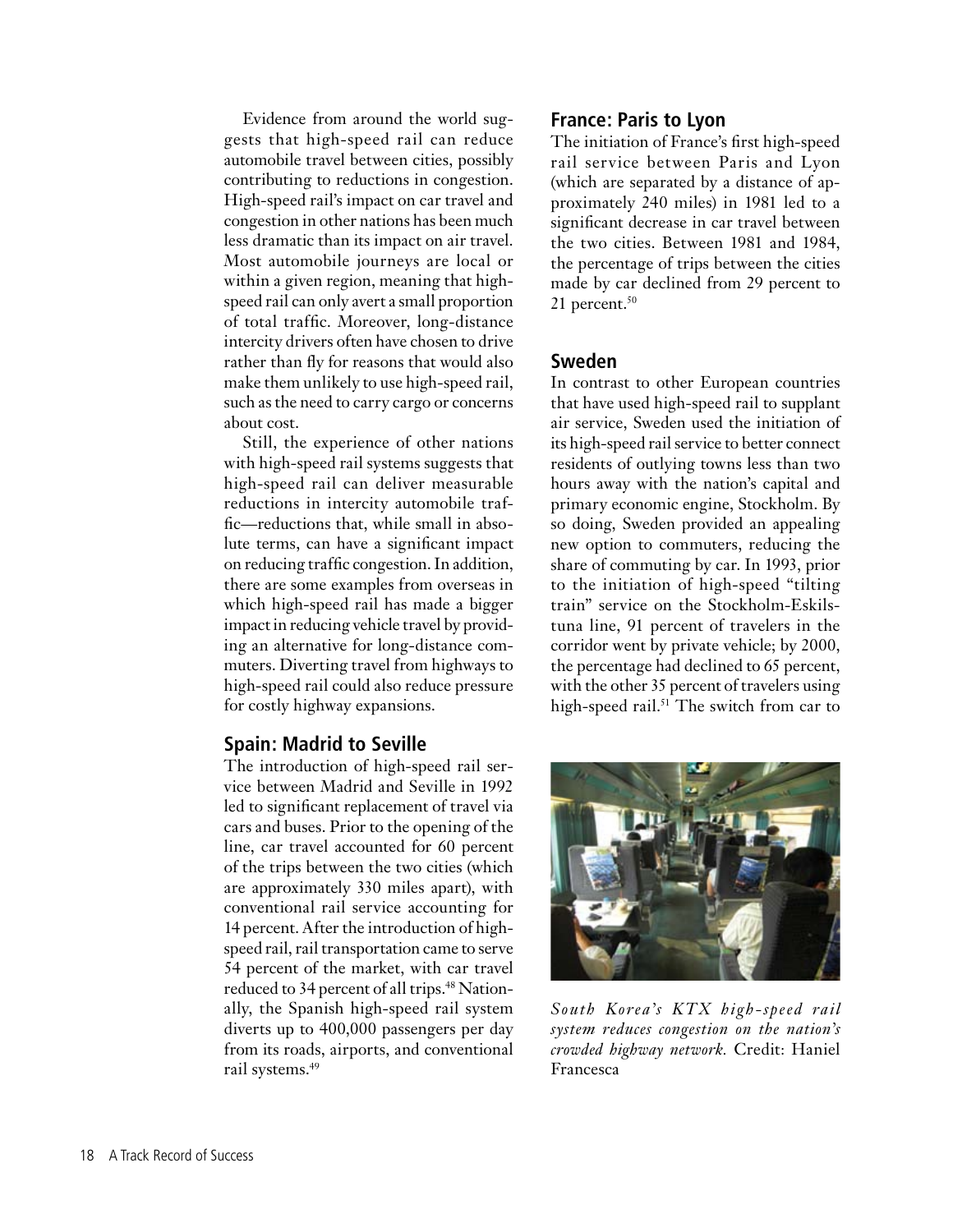Evidence from around the world suggests that high-speed rail can reduce automobile travel between cities, possibly contributing to reductions in congestion. High-speed rail's impact on car travel and congestion in other nations has been much less dramatic than its impact on air travel. Most automobile journeys are local or within a given region, meaning that high-speed rail can only avert a small proportion of total traffic. Moreover, long-distance intercity drivers often have chosen to drive rather than fly for reasons that would also make them unlikely to use high-speed rail, such as the need to carry cargo or concerns about cost.

Still, the experience of other nations with high-speed rail systems suggests that high-speed rail can deliver measurable reductions in intercity automobile traffic—reductions that, while small in absolute terms, can have a significant impact on reducing traffic congestion. In addition, there are some examples from overseas in which high-speed rail has made a bigger impact in reducing vehicle travel by providing an alternative for long-distance commuters. Diverting travel from highways to high-speed rail could also reduce pressure for costly highway expansions.

## Spain: Madrid to Seville

The introduction of high-speed rail service between Madrid and Seville in 1992 led to significant replacement of travel via cars and buses. Prior to the opening of the line, car travel accounted for 60 percent of the trips between the two cities (which are approximately 330 miles apart), with conventional rail service accounting for 14 percent. After the introduction of high-speed rail, rail transportation came to serve 54 percent of the market, with car travel reduced to 34 percent of all trips.[48] Nationally, the Spanish high-speed rail system diverts up to 400,000 passengers per day from its roads, airports, and conventional rail systems.[49]

## France: Paris to Lyon

The initiation of France's first high-speed rail service between Paris and Lyon (which are separated by a distance of approximately 240 miles) in 1981 led to a significant decrease in car travel between the two cities. Between 1981 and 1984, the percentage of trips between the cities made by car declined from 29 percent to 21 percent.[50]

## Sweden

In contrast to other European countries that have used high-speed rail to supplant air service, Sweden used the initiation of its high-speed rail service to better connect residents of outlying towns less than two hours away with the nation's capital and primary economic engine, Stockholm. By so doing, Sweden provided an appealing new option to commuters, reducing the share of commuting by car. In 1993, prior to the initiation of high-speed "tilting train" service on the Stockholm-Eskilstuna line, 91 percent of travelers in the corridor went by private vehicle; by 2000, the percentage had declined to 65 percent, with the other 35 percent of travelers using high-speed rail.[51] The switch from car to

*South Korea's KTX high-speed rail system reduces congestion on the nation's crowded highway network.* Credit: Haniel Francesca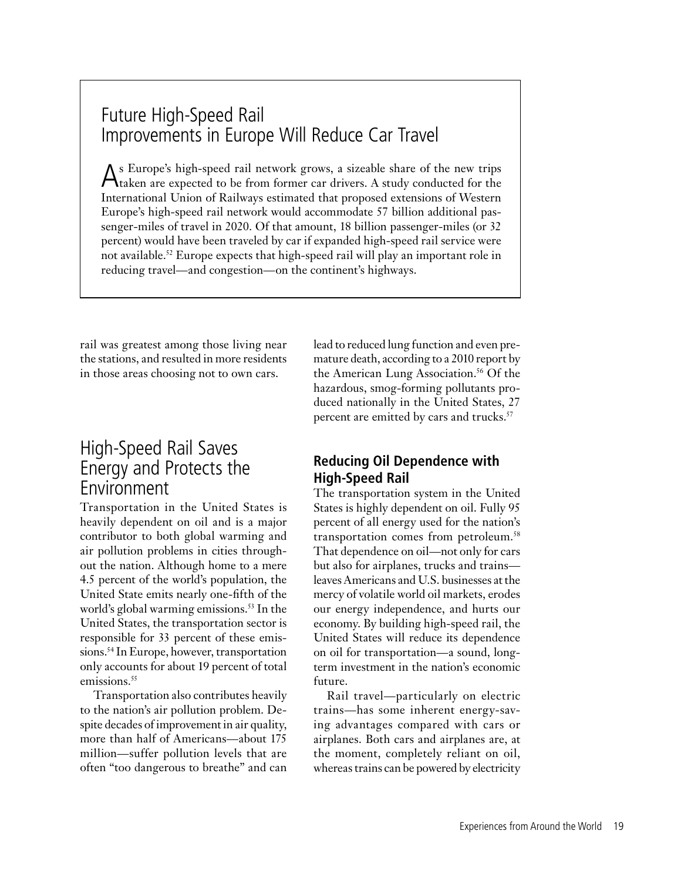## Future High-Speed Rail Improvements in Europe Will Reduce Car Travel

As Europe's high-speed rail network grows, a sizeable share of the new trips taken are expected to be from former car drivers. A study conducted for the International Union of Railways estimated that proposed extensions of Western Europe's high-speed rail network would accommodate 57 billion additional passenger-miles of travel in 2020. Of that amount, 18 billion passenger-miles (or 32 percent) would have been traveled by car if expanded high-speed rail service were not available.[52] Europe expects that high-speed rail will play an important role in reducing travel—and congestion—on the continent's highways.

rail was greatest among those living near the stations, and resulted in more residents in those areas choosing not to own cars.

# High-Speed Rail Saves Energy and Protects the Environment

Transportation in the United States is heavily dependent on oil and is a major contributor to both global warming and air pollution problems in cities throughout the nation. Although home to a mere 4.5 percent of the world's population, the United State emits nearly one-fifth of the world's global warming emissions.[53] In the United States, the transportation sector is responsible for 33 percent of these emissions.[54] In Europe, however, transportation only accounts for about 19 percent of total emissions.[55]

Transportation also contributes heavily to the nation's air pollution problem. Despite decades of improvement in air quality, more than half of Americans—about 175 million—suffer pollution levels that are often "too dangerous to breathe" and can lead to reduced lung function and even premature death, according to a 2010 report by the American Lung Association.[56] Of the hazardous, smog-forming pollutants produced nationally in the United States, 27 percent are emitted by cars and trucks.[57]

### Reducing Oil Dependence with High-Speed Rail

The transportation system in the United States is highly dependent on oil. Fully 95 percent of all energy used for the nation's transportation comes from petroleum.[58] That dependence on oil—not only for cars but also for airplanes, trucks and trains—leaves Americans and U.S. businesses at the mercy of volatile world oil markets, erodes our energy independence, and hurts our economy. By building high-speed rail, the United States will reduce its dependence on oil for transportation—a sound, long-term investment in the nation's economic future.

Rail travel—particularly on electric trains—has some inherent energy-saving advantages compared with cars or airplanes. Both cars and airplanes are, at the moment, completely reliant on oil, whereas trains can be powered by electricity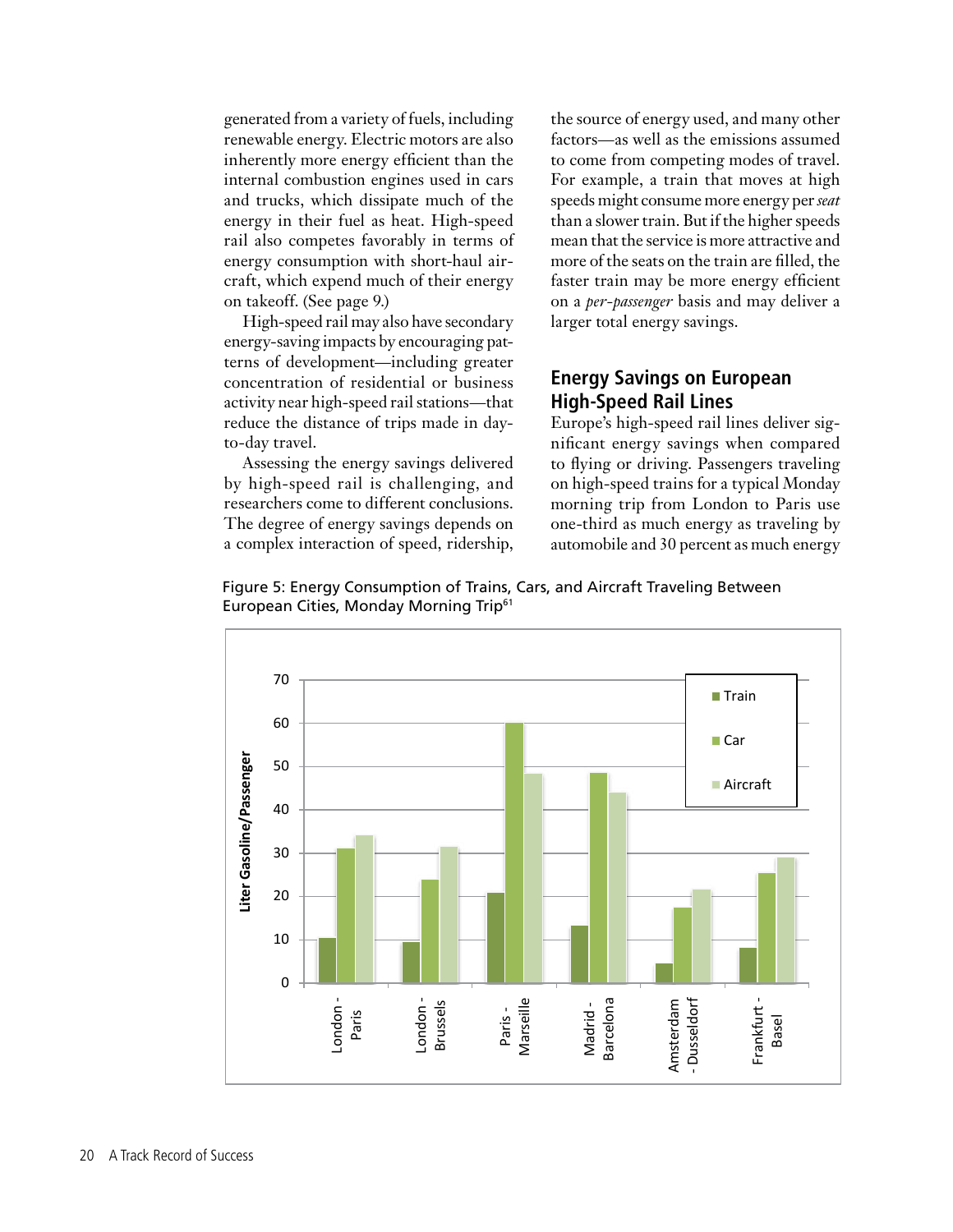generated from a variety of fuels, including renewable energy. Electric motors are also inherently more energy efficient than the internal combustion engines used in cars and trucks, which dissipate much of the energy in their fuel as heat. High-speed rail also competes favorably in terms of energy consumption with short-haul aircraft, which expend much of their energy on takeoff. (See page 9.)

High-speed rail may also have secondary energy-saving impacts by encouraging patterns of development—including greater concentration of residential or business activity near high-speed rail stations—that reduce the distance of trips made in day-to-day travel.

Assessing the energy savings delivered by high-speed rail is challenging, and researchers come to different conclusions. The degree of energy savings depends on a complex interaction of speed, ridership, the source of energy used, and many other factors—as well as the emissions assumed to come from competing modes of travel. For example, a train that moves at high speeds might consume more energy per *seat* than a slower train. But if the higher speeds mean that the service is more attractive and more of the seats on the train are filled, the faster train may be more energy efficient on a *per-passenger* basis and may deliver a larger total energy savings.

## Energy Savings on European High-Speed Rail Lines

Europe's high-speed rail lines deliver significant energy savings when compared to flying or driving. Passengers traveling on high-speed trains for a typical Monday morning trip from London to Paris use one-third as much energy as traveling by automobile and 30 percent as much energy

Figure 5: Energy Consumption of Trains, Cars, and Aircraft Traveling Between European Cities, Monday Morning Trip[61]

| Route | Train | Car | Aircraft |
|---|---|---|---|
| London - Paris | ~10.5 | ~31 | ~34 |
| London - Brussels | ~9.5 | ~24 | ~31.5 |
| Paris - Marseille | ~21 | ~60 | ~48.5 |
| Madrid - Barcelona | ~13 | ~48.5 | ~44 |
| Amsterdam - Dusseldorf | ~4.5 | ~17.5 | ~21.5 |
| Frankfurt - Basel | ~8 | ~25.5 | ~29 |

*Values in Liter Gasoline/Passenger (approximate, read from chart)*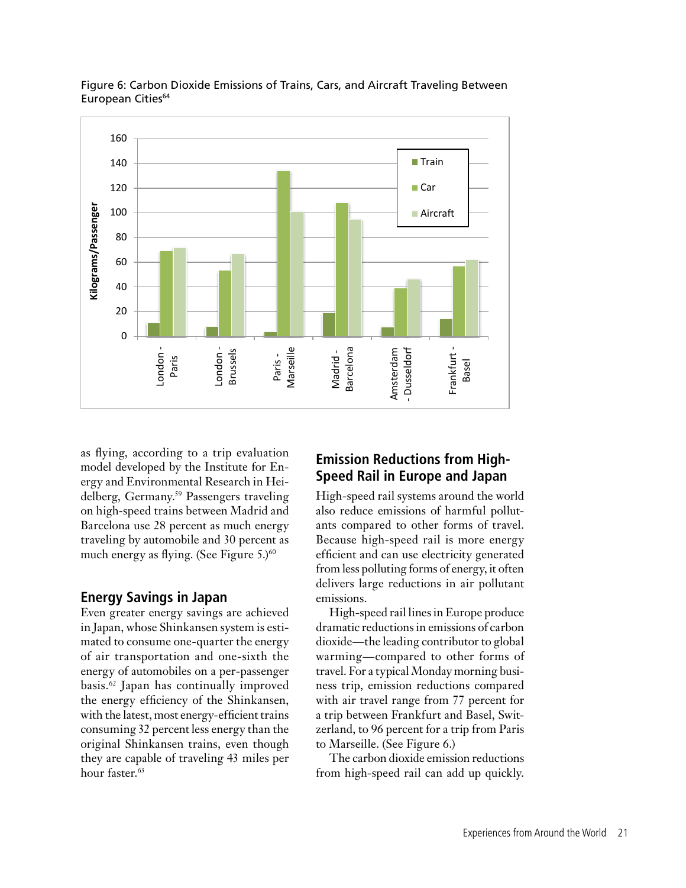Figure 6: Carbon Dioxide Emissions of Trains, Cars, and Aircraft Traveling Between European Cities[64]

as flying, according to a trip evaluation model developed by the Institute for Energy and Environmental Research in Heidelberg, Germany.[59] Passengers traveling on high-speed trains between Madrid and Barcelona use 28 percent as much energy traveling by automobile and 30 percent as much energy as flying. (See Figure 5.)[60]

## Energy Savings in Japan

Even greater energy savings are achieved in Japan, whose Shinkansen system is estimated to consume one-quarter the energy of air transportation and one-sixth the energy of automobiles on a per-passenger basis.[62] Japan has continually improved the energy efficiency of the Shinkansen, with the latest, most energy-efficient trains consuming 32 percent less energy than the original Shinkansen trains, even though they are capable of traveling 43 miles per hour faster.[63]

## Emission Reductions from High-Speed Rail in Europe and Japan

High-speed rail systems around the world also reduce emissions of harmful pollutants compared to other forms of travel. Because high-speed rail is more energy efficient and can use electricity generated from less polluting forms of energy, it often delivers large reductions in air pollutant emissions.

High-speed rail lines in Europe produce dramatic reductions in emissions of carbon dioxide—the leading contributor to global warming—compared to other forms of travel. For a typical Monday morning business trip, emission reductions compared with air travel range from 77 percent for a trip between Frankfurt and Basel, Switzerland, to 96 percent for a trip from Paris to Marseille. (See Figure 6.)

The carbon dioxide emission reductions from high-speed rail can add up quickly.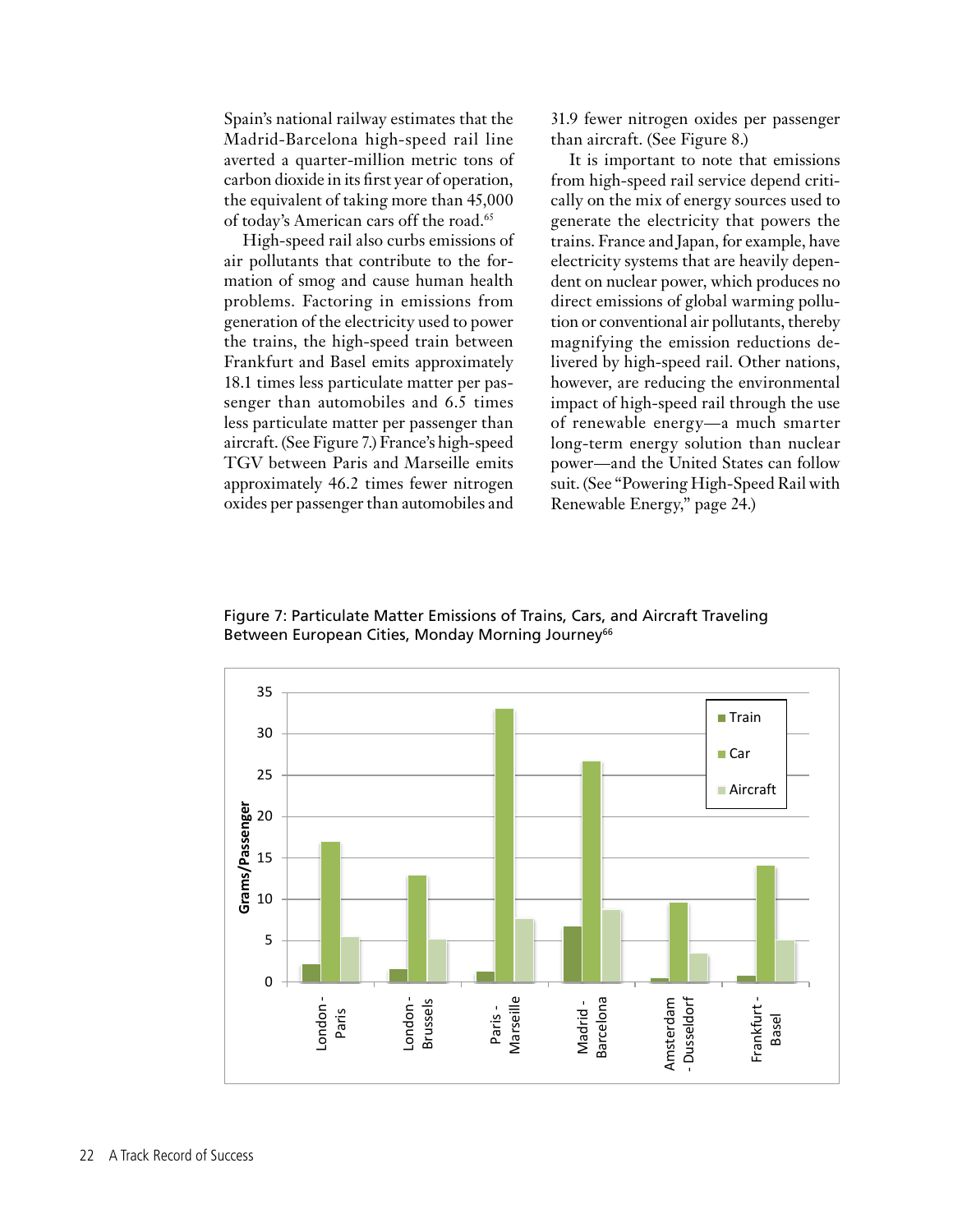Spain's national railway estimates that the Madrid-Barcelona high-speed rail line averted a quarter-million metric tons of carbon dioxide in its first year of operation, the equivalent of taking more than 45,000 of today's American cars off the road.[65]

High-speed rail also curbs emissions of air pollutants that contribute to the formation of smog and cause human health problems. Factoring in emissions from generation of the electricity used to power the trains, the high-speed train between Frankfurt and Basel emits approximately 18.1 times less particulate matter per passenger than automobiles and 6.5 times less particulate matter per passenger than aircraft. (See Figure 7.) France's high-speed TGV between Paris and Marseille emits approximately 46.2 times fewer nitrogen oxides per passenger than automobiles and 31.9 fewer nitrogen oxides per passenger than aircraft. (See Figure 8.)

It is important to note that emissions from high-speed rail service depend critically on the mix of energy sources used to generate the electricity that powers the trains. France and Japan, for example, have electricity systems that are heavily dependent on nuclear power, which produces no direct emissions of global warming pollution or conventional air pollutants, thereby magnifying the emission reductions delivered by high-speed rail. Other nations, however, are reducing the environmental impact of high-speed rail through the use of renewable energy—a much smarter long-term energy solution than nuclear power—and the United States can follow suit. (See "Powering High-Speed Rail with Renewable Energy," page 24.)

Figure 7: Particulate Matter Emissions of Trains, Cars, and Aircraft Traveling Between European Cities, Monday Morning Journey[66]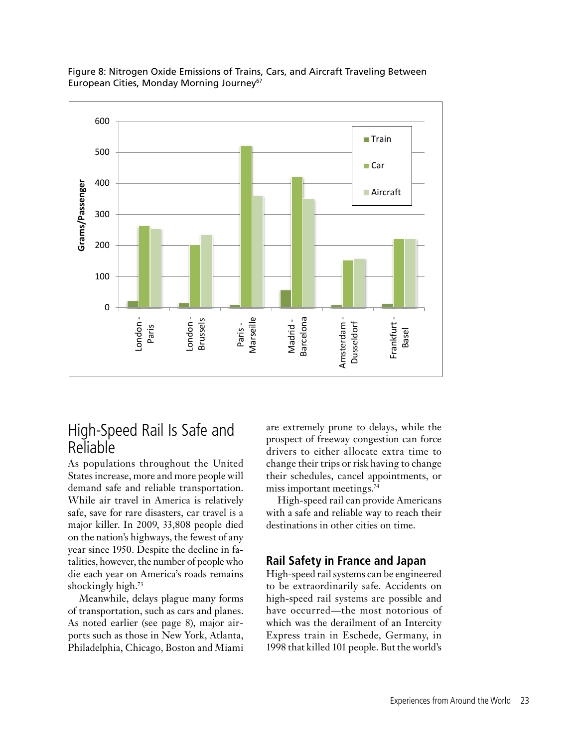Figure 8: Nitrogen Oxide Emissions of Trains, Cars, and Aircraft Traveling Between European Cities, Monday Morning Journey[67]

## High-Speed Rail Is Safe and Reliable

As populations throughout the United States increase, more and more people will demand safe and reliable transportation. While air travel in America is relatively safe, save for rare disasters, car travel is a major killer. In 2009, 33,808 people died on the nation's highways, the fewest of any year since 1950. Despite the decline in fatalities, however, the number of people who die each year on America's roads remains shockingly high.[73]

Meanwhile, delays plague many forms of transportation, such as cars and planes. As noted earlier (see page 8), major airports such as those in New York, Atlanta, Philadelphia, Chicago, Boston and Miami are extremely prone to delays, while the prospect of freeway congestion can force drivers to either allocate extra time to change their trips or risk having to change their schedules, cancel appointments, or miss important meetings.[74]

High-speed rail can provide Americans with a safe and reliable way to reach their destinations in other cities on time.

### Rail Safety in France and Japan

High-speed rail systems can be engineered to be extraordinarily safe. Accidents on high-speed rail systems are possible and have occurred—the most notorious of which was the derailment of an Intercity Express train in Eschede, Germany, in 1998 that killed 101 people. But the world's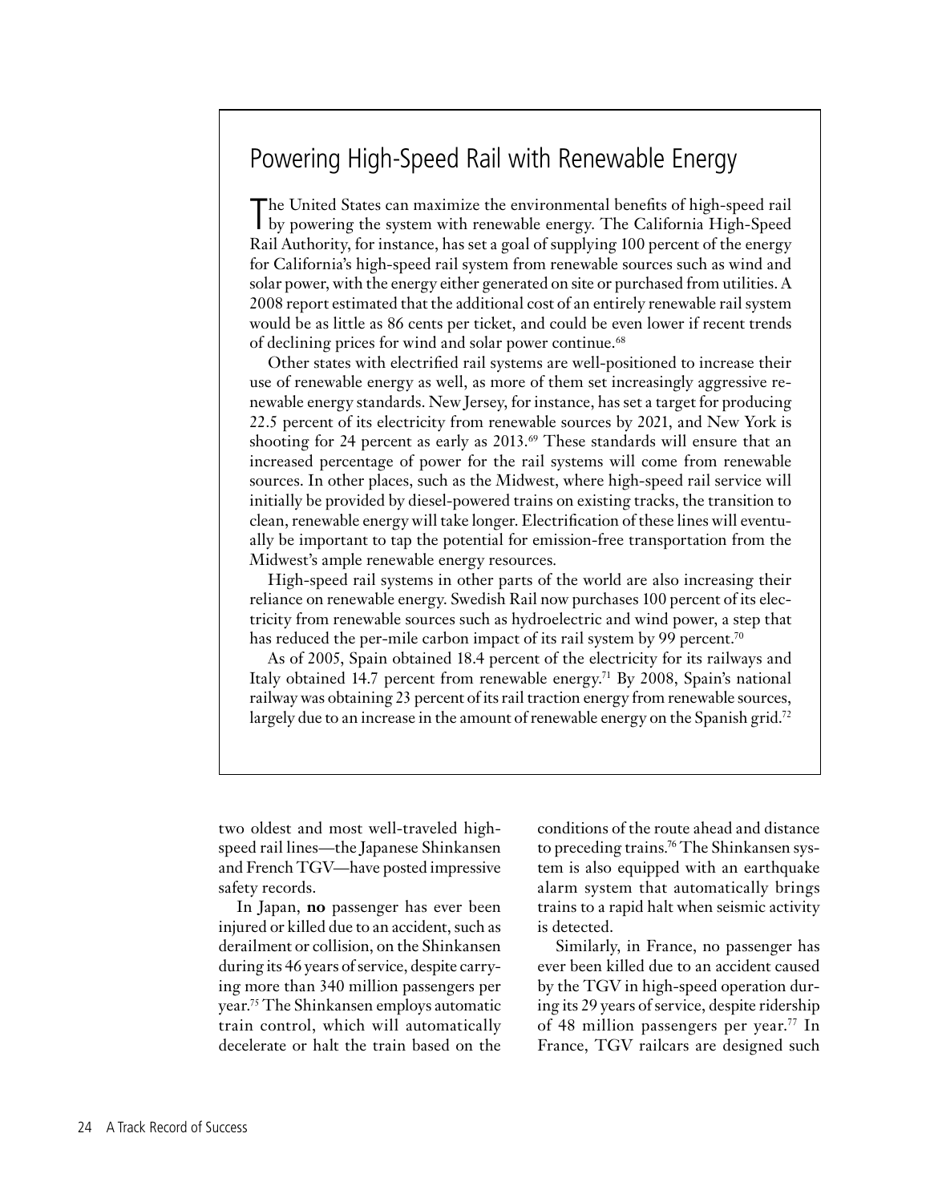## Powering High-Speed Rail with Renewable Energy

The United States can maximize the environmental benefits of high-speed rail by powering the system with renewable energy. The California High-Speed Rail Authority, for instance, has set a goal of supplying 100 percent of the energy for California's high-speed rail system from renewable sources such as wind and solar power, with the energy either generated on site or purchased from utilities. A 2008 report estimated that the additional cost of an entirely renewable rail system would be as little as 86 cents per ticket, and could be even lower if recent trends of declining prices for wind and solar power continue.[68]

Other states with electrified rail systems are well-positioned to increase their use of renewable energy as well, as more of them set increasingly aggressive renewable energy standards. New Jersey, for instance, has set a target for producing 22.5 percent of its electricity from renewable sources by 2021, and New York is shooting for 24 percent as early as 2013.[69] These standards will ensure that an increased percentage of power for the rail systems will come from renewable sources. In other places, such as the Midwest, where high-speed rail service will initially be provided by diesel-powered trains on existing tracks, the transition to clean, renewable energy will take longer. Electrification of these lines will eventually be important to tap the potential for emission-free transportation from the Midwest's ample renewable energy resources.

High-speed rail systems in other parts of the world are also increasing their reliance on renewable energy. Swedish Rail now purchases 100 percent of its electricity from renewable sources such as hydroelectric and wind power, a step that has reduced the per-mile carbon impact of its rail system by 99 percent.[70]

As of 2005, Spain obtained 18.4 percent of the electricity for its railways and Italy obtained 14.7 percent from renewable energy.[71] By 2008, Spain's national railway was obtaining 23 percent of its rail traction energy from renewable sources, largely due to an increase in the amount of renewable energy on the Spanish grid.[72]

---

two oldest and most well-traveled high-speed rail lines—the Japanese Shinkansen and French TGV—have posted impressive safety records.

In Japan, **no** passenger has ever been injured or killed due to an accident, such as derailment or collision, on the Shinkansen during its 46 years of service, despite carrying more than 340 million passengers per year.[75] The Shinkansen employs automatic train control, which will automatically decelerate or halt the train based on the conditions of the route ahead and distance to preceding trains.[76] The Shinkansen system is also equipped with an earthquake alarm system that automatically brings trains to a rapid halt when seismic activity is detected.

Similarly, in France, no passenger has ever been killed due to an accident caused by the TGV in high-speed operation during its 29 years of service, despite ridership of 48 million passengers per year.[77] In France, TGV railcars are designed such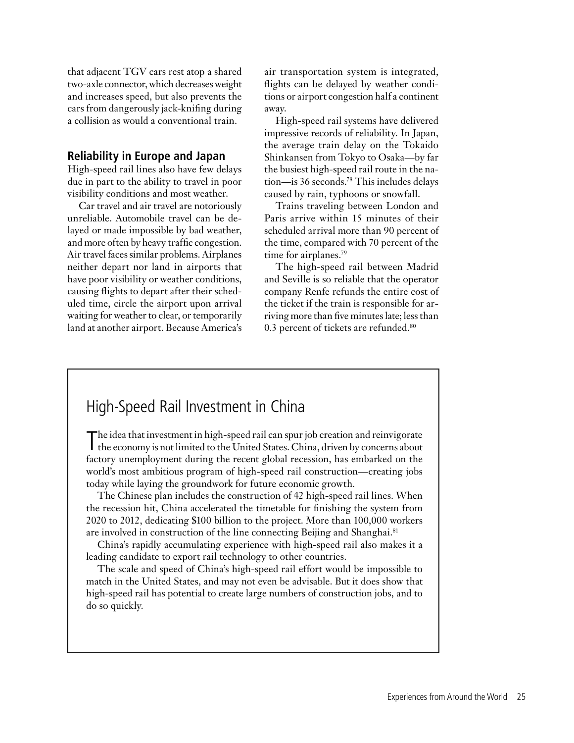that adjacent TGV cars rest atop a shared two-axle connector, which decreases weight and increases speed, but also prevents the cars from dangerously jack-knifing during a collision as would a conventional train.

## Reliability in Europe and Japan

High-speed rail lines also have few delays due in part to the ability to travel in poor visibility conditions and most weather.

Car travel and air travel are notoriously unreliable. Automobile travel can be delayed or made impossible by bad weather, and more often by heavy traffic congestion. Air travel faces similar problems. Airplanes neither depart nor land in airports that have poor visibility or weather conditions, causing flights to depart after their scheduled time, circle the airport upon arrival waiting for weather to clear, or temporarily land at another airport. Because America's air transportation system is integrated, flights can be delayed by weather conditions or airport congestion half a continent away.

High-speed rail systems have delivered impressive records of reliability. In Japan, the average train delay on the Tokaido Shinkansen from Tokyo to Osaka—by far the busiest high-speed rail route in the nation—is 36 seconds.[78] This includes delays caused by rain, typhoons or snowfall.

Trains traveling between London and Paris arrive within 15 minutes of their scheduled arrival more than 90 percent of the time, compared with 70 percent of the time for airplanes.[79]

The high-speed rail between Madrid and Seville is so reliable that the operator company Renfe refunds the entire cost of the ticket if the train is responsible for arriving more than five minutes late; less than 0.3 percent of tickets are refunded.[80]

## High-Speed Rail Investment in China

The idea that investment in high-speed rail can spur job creation and reinvigorate the economy is not limited to the United States. China, driven by concerns about factory unemployment during the recent global recession, has embarked on the world's most ambitious program of high-speed rail construction—creating jobs today while laying the groundwork for future economic growth.

The Chinese plan includes the construction of 42 high-speed rail lines. When the recession hit, China accelerated the timetable for finishing the system from 2020 to 2012, dedicating $100 billion to the project. More than 100,000 workers are involved in construction of the line connecting Beijing and Shanghai.[81]

China's rapidly accumulating experience with high-speed rail also makes it a leading candidate to export rail technology to other countries.

The scale and speed of China's high-speed rail effort would be impossible to match in the United States, and may not even be advisable. But it does show that high-speed rail has potential to create large numbers of construction jobs, and to do so quickly.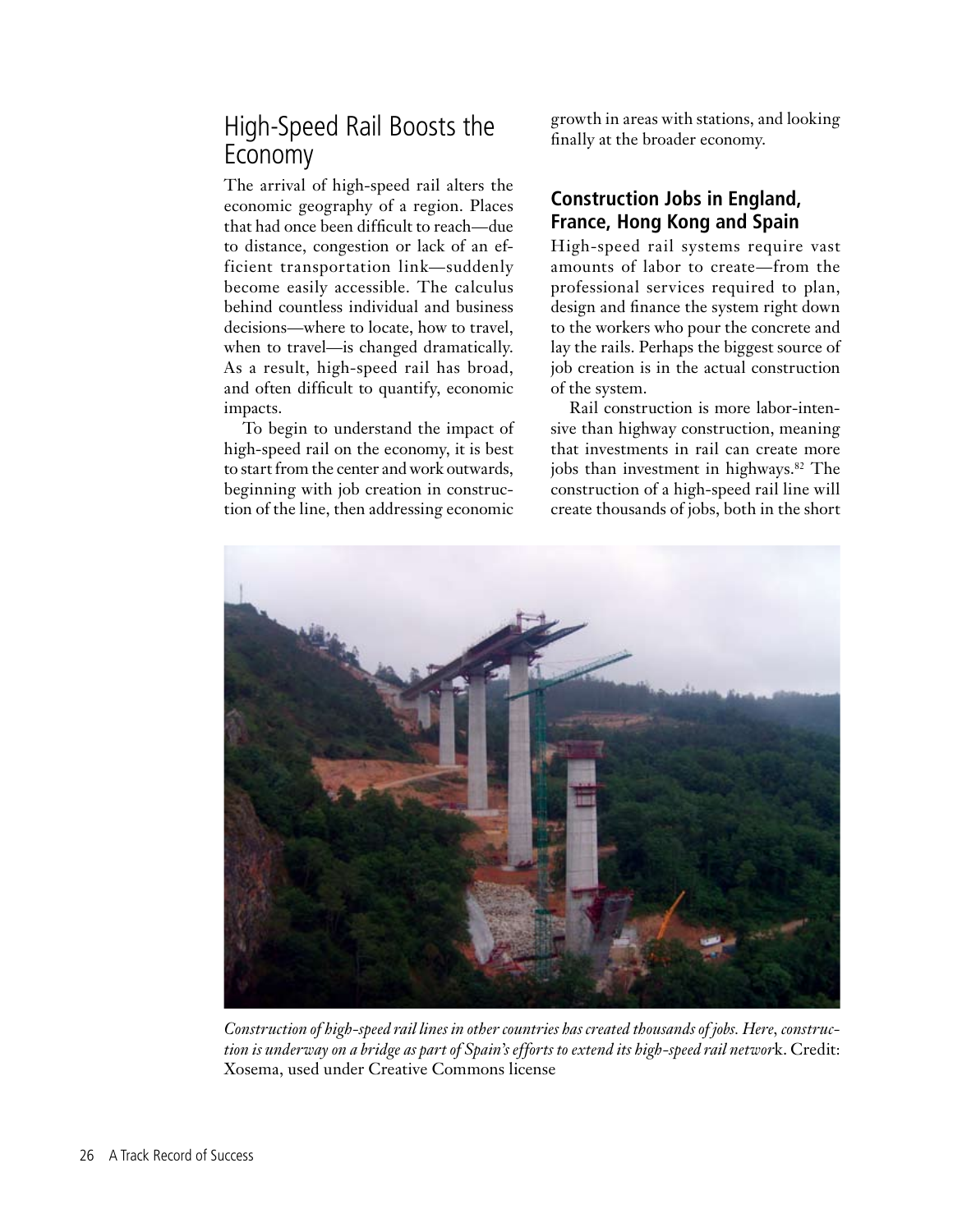## High-Speed Rail Boosts the Economy

The arrival of high-speed rail alters the economic geography of a region. Places that had once been difficult to reach—due to distance, congestion or lack of an efficient transportation link—suddenly become easily accessible. The calculus behind countless individual and business decisions—where to locate, how to travel, when to travel—is changed dramatically. As a result, high-speed rail has broad, and often difficult to quantify, economic impacts.

To begin to understand the impact of high-speed rail on the economy, it is best to start from the center and work outwards, beginning with job creation in construction of the line, then addressing economic growth in areas with stations, and looking finally at the broader economy.

### Construction Jobs in England, France, Hong Kong and Spain

High-speed rail systems require vast amounts of labor to create—from the professional services required to plan, design and finance the system right down to the workers who pour the concrete and lay the rails. Perhaps the biggest source of job creation is in the actual construction of the system.

Rail construction is more labor-intensive than highway construction, meaning that investments in rail can create more jobs than investment in highways.[82] The construction of a high-speed rail line will create thousands of jobs, both in the short

*Construction of high-speed rail lines in other countries has created thousands of jobs. Here, construction is underway on a bridge as part of Spain's efforts to extend its high-speed rail networ*k. Credit: Xosema, used under Creative Commons license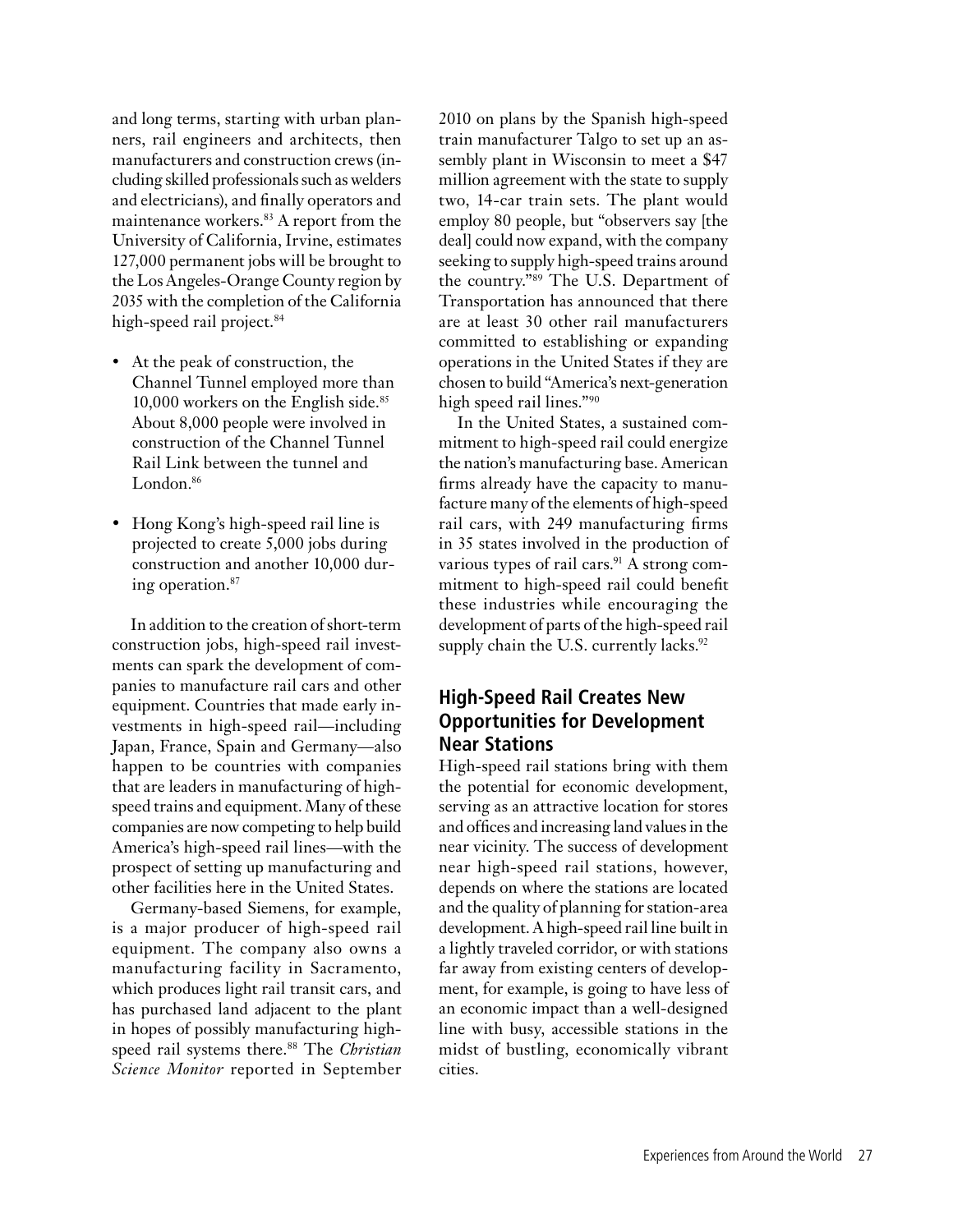and long terms, starting with urban planners, rail engineers and architects, then manufacturers and construction crews (including skilled professionals such as welders and electricians), and finally operators and maintenance workers.[83] A report from the University of California, Irvine, estimates 127,000 permanent jobs will be brought to the Los Angeles-Orange County region by 2035 with the completion of the California high-speed rail project.[84]

- At the peak of construction, the Channel Tunnel employed more than 10,000 workers on the English side.[85] About 8,000 people were involved in construction of the Channel Tunnel Rail Link between the tunnel and London.[86]
- Hong Kong's high-speed rail line is projected to create 5,000 jobs during construction and another 10,000 during operation.[87]

In addition to the creation of short-term construction jobs, high-speed rail investments can spark the development of companies to manufacture rail cars and other equipment. Countries that made early investments in high-speed rail—including Japan, France, Spain and Germany—also happen to be countries with companies that are leaders in manufacturing of high-speed trains and equipment. Many of these companies are now competing to help build America's high-speed rail lines—with the prospect of setting up manufacturing and other facilities here in the United States.

Germany-based Siemens, for example, is a major producer of high-speed rail equipment. The company also owns a manufacturing facility in Sacramento, which produces light rail transit cars, and has purchased land adjacent to the plant in hopes of possibly manufacturing high-speed rail systems there.[88] The *Christian Science Monitor* reported in September 2010 on plans by the Spanish high-speed train manufacturer Talgo to set up an assembly plant in Wisconsin to meet a $47 million agreement with the state to supply two, 14-car train sets. The plant would employ 80 people, but "observers say [the deal] could now expand, with the company seeking to supply high-speed trains around the country."[89] The U.S. Department of Transportation has announced that there are at least 30 other rail manufacturers committed to establishing or expanding operations in the United States if they are chosen to build "America's next-generation high speed rail lines."[90]

In the United States, a sustained commitment to high-speed rail could energize the nation's manufacturing base. American firms already have the capacity to manufacture many of the elements of high-speed rail cars, with 249 manufacturing firms in 35 states involved in the production of various types of rail cars.[91] A strong commitment to high-speed rail could benefit these industries while encouraging the development of parts of the high-speed rail supply chain the U.S. currently lacks.[92]

## High-Speed Rail Creates New Opportunities for Development Near Stations

High-speed rail stations bring with them the potential for economic development, serving as an attractive location for stores and offices and increasing land values in the near vicinity. The success of development near high-speed rail stations, however, depends on where the stations are located and the quality of planning for station-area development. A high-speed rail line built in a lightly traveled corridor, or with stations far away from existing centers of development, for example, is going to have less of an economic impact than a well-designed line with busy, accessible stations in the midst of bustling, economically vibrant cities.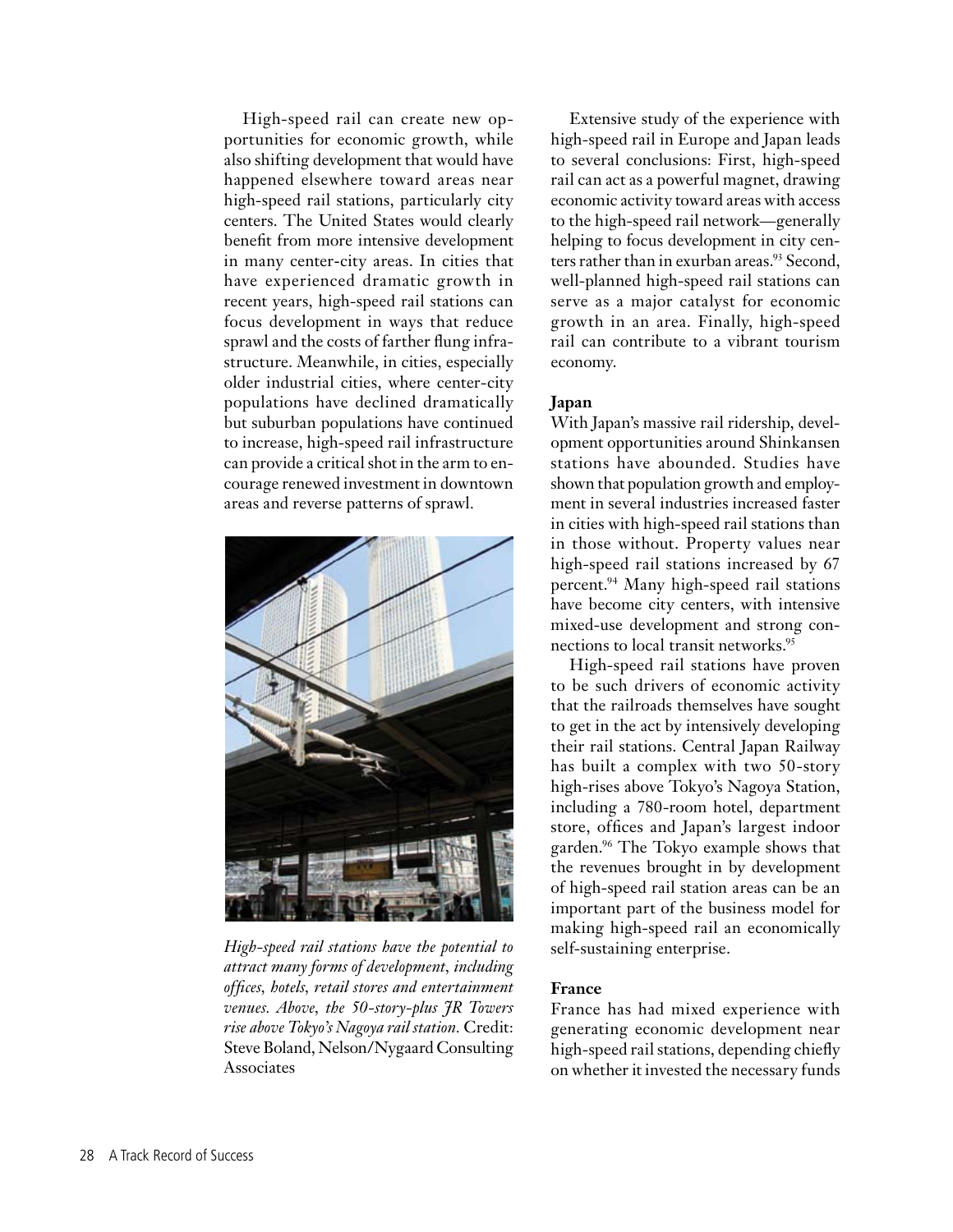High-speed rail can create new opportunities for economic growth, while also shifting development that would have happened elsewhere toward areas near high-speed rail stations, particularly city centers. The United States would clearly benefit from more intensive development in many center-city areas. In cities that have experienced dramatic growth in recent years, high-speed rail stations can focus development in ways that reduce sprawl and the costs of farther flung infrastructure. Meanwhile, in cities, especially older industrial cities, where center-city populations have declined dramatically but suburban populations have continued to increase, high-speed rail infrastructure can provide a critical shot in the arm to encourage renewed investment in downtown areas and reverse patterns of sprawl.

*High-speed rail stations have the potential to attract many forms of development, including offices, hotels, retail stores and entertainment venues. Above, the 50-story-plus JR Towers rise above Tokyo's Nagoya rail station.* Credit: Steve Boland, Nelson/Nygaard Consulting Associates

Extensive study of the experience with high-speed rail in Europe and Japan leads to several conclusions: First, high-speed rail can act as a powerful magnet, drawing economic activity toward areas with access to the high-speed rail network—generally helping to focus development in city centers rather than in exurban areas.[93] Second, well-planned high-speed rail stations can serve as a major catalyst for economic growth in an area. Finally, high-speed rail can contribute to a vibrant tourism economy.

**Japan**

With Japan's massive rail ridership, development opportunities around Shinkansen stations have abounded. Studies have shown that population growth and employment in several industries increased faster in cities with high-speed rail stations than in those without. Property values near high-speed rail stations increased by 67 percent.[94] Many high-speed rail stations have become city centers, with intensive mixed-use development and strong connections to local transit networks.[95]

High-speed rail stations have proven to be such drivers of economic activity that the railroads themselves have sought to get in the act by intensively developing their rail stations. Central Japan Railway has built a complex with two 50-story high-rises above Tokyo's Nagoya Station, including a 780-room hotel, department store, offices and Japan's largest indoor garden.[96] The Tokyo example shows that the revenues brought in by development of high-speed rail station areas can be an important part of the business model for making high-speed rail an economically self-sustaining enterprise.

**France**

France has had mixed experience with generating economic development near high-speed rail stations, depending chiefly on whether it invested the necessary funds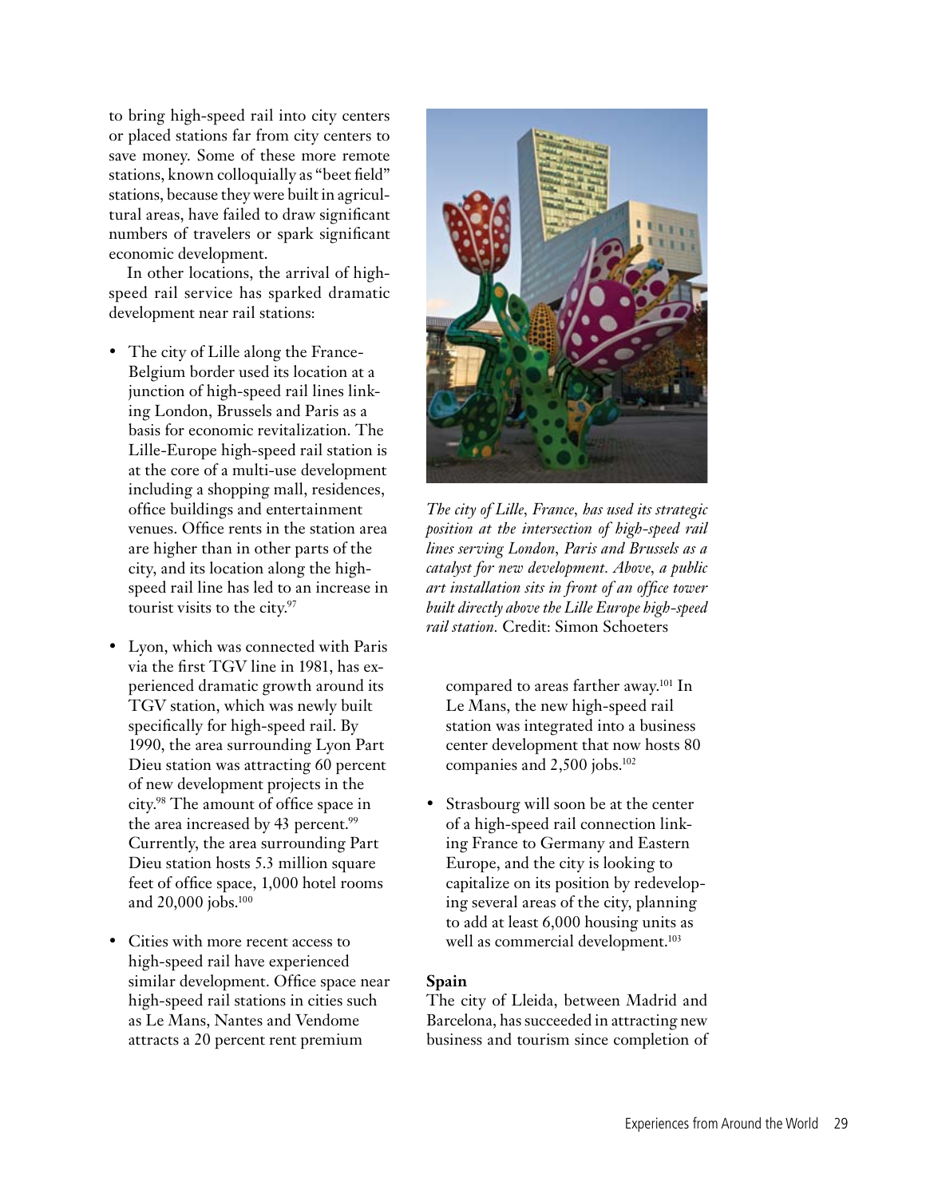to bring high-speed rail into city centers or placed stations far from city centers to save money. Some of these more remote stations, known colloquially as "beet field" stations, because they were built in agricultural areas, have failed to draw significant numbers of travelers or spark significant economic development.

In other locations, the arrival of high-speed rail service has sparked dramatic development near rail stations:

- The city of Lille along the France-Belgium border used its location at a junction of high-speed rail lines linking London, Brussels and Paris as a basis for economic revitalization. The Lille-Europe high-speed rail station is at the core of a multi-use development including a shopping mall, residences, office buildings and entertainment venues. Office rents in the station area are higher than in other parts of the city, and its location along the high-speed rail line has led to an increase in tourist visits to the city.[97]

- Lyon, which was connected with Paris via the first TGV line in 1981, has experienced dramatic growth around its TGV station, which was newly built specifically for high-speed rail. By 1990, the area surrounding Lyon Part Dieu station was attracting 60 percent of new development projects in the city.[98] The amount of office space in the area increased by 43 percent.[99] Currently, the area surrounding Part Dieu station hosts 5.3 million square feet of office space, 1,000 hotel rooms and 20,000 jobs.[100]

- Cities with more recent access to high-speed rail have experienced similar development. Office space near high-speed rail stations in cities such as Le Mans, Nantes and Vendome attracts a 20 percent rent premium compared to areas farther away.[101] In Le Mans, the new high-speed rail station was integrated into a business center development that now hosts 80 companies and 2,500 jobs.[102]

- Strasbourg will soon be at the center of a high-speed rail connection linking France to Germany and Eastern Europe, and the city is looking to capitalize on its position by redeveloping several areas of the city, planning to add at least 6,000 housing units as well as commercial development.[103]

*The city of Lille, France, has used its strategic position at the intersection of high-speed rail lines serving London, Paris and Brussels as a catalyst for new development. Above, a public art installation sits in front of an office tower built directly above the Lille Europe high-speed rail station.* Credit: Simon Schoeters

**Spain**

The city of Lleida, between Madrid and Barcelona, has succeeded in attracting new business and tourism since completion of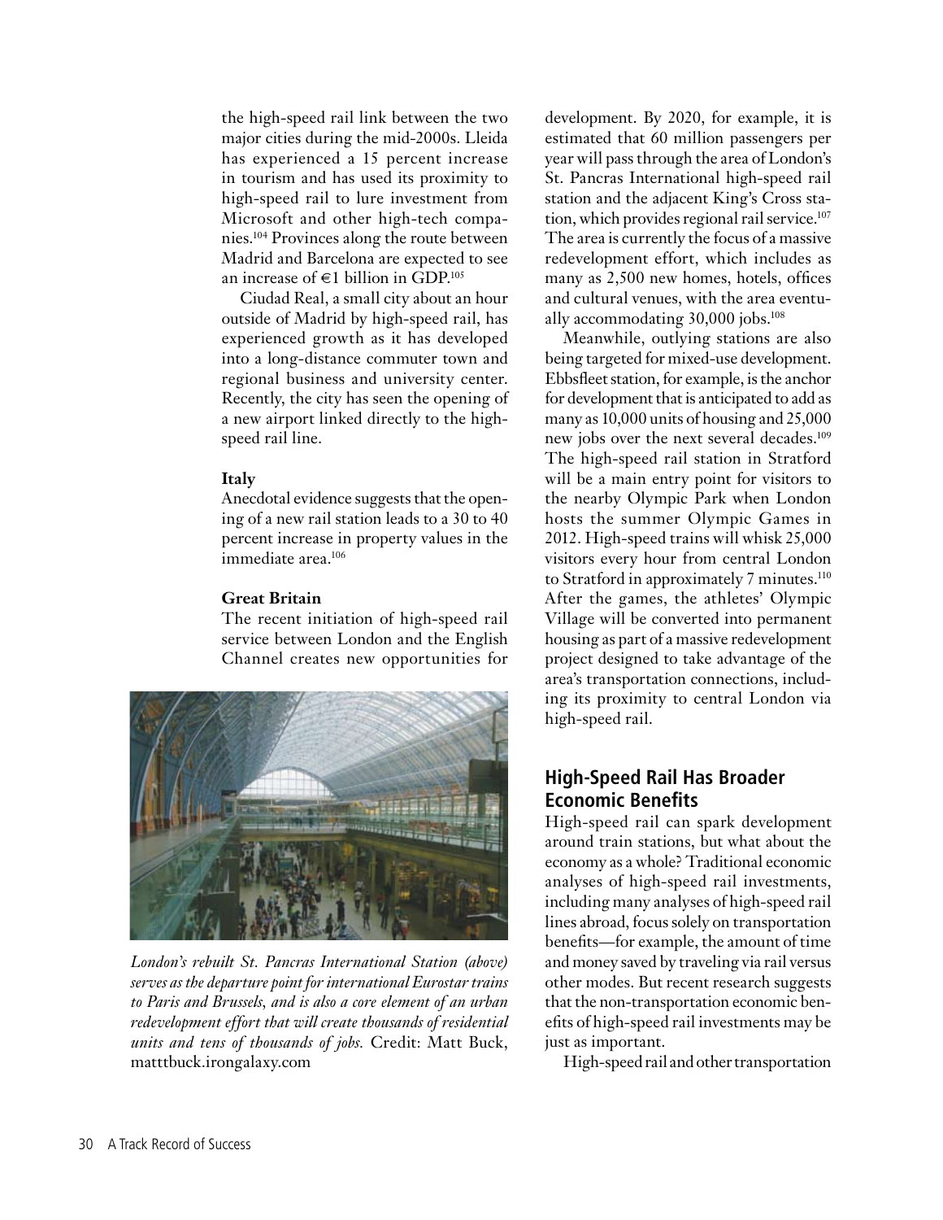the high-speed rail link between the two major cities during the mid-2000s. Lleida has experienced a 15 percent increase in tourism and has used its proximity to high-speed rail to lure investment from Microsoft and other high-tech companies.[104] Provinces along the route between Madrid and Barcelona are expected to see an increase of €1 billion in GDP.[105]

Ciudad Real, a small city about an hour outside of Madrid by high-speed rail, has experienced growth as it has developed into a long-distance commuter town and regional business and university center. Recently, the city has seen the opening of a new airport linked directly to the high-speed rail line.

**Italy**

Anecdotal evidence suggests that the opening of a new rail station leads to a 30 to 40 percent increase in property values in the immediate area.[106]

**Great Britain**

The recent initiation of high-speed rail service between London and the English Channel creates new opportunities for development. By 2020, for example, it is estimated that 60 million passengers per year will pass through the area of London's St. Pancras International high-speed rail station and the adjacent King's Cross station, which provides regional rail service.[107] The area is currently the focus of a massive redevelopment effort, which includes as many as 2,500 new homes, hotels, offices and cultural venues, with the area eventually accommodating 30,000 jobs.[108]

Meanwhile, outlying stations are also being targeted for mixed-use development. Ebbsfleet station, for example, is the anchor for development that is anticipated to add as many as 10,000 units of housing and 25,000 new jobs over the next several decades.[109] The high-speed rail station in Stratford will be a main entry point for visitors to the nearby Olympic Park when London hosts the summer Olympic Games in 2012. High-speed trains will whisk 25,000 visitors every hour from central London to Stratford in approximately 7 minutes.[110] After the games, the athletes' Olympic Village will be converted into permanent housing as part of a massive redevelopment project designed to take advantage of the area's transportation connections, including its proximity to central London via high-speed rail.

*London's rebuilt St. Pancras International Station (above) serves as the departure point for international Eurostar trains to Paris and Brussels, and is also a core element of an urban redevelopment effort that will create thousands of residential units and tens of thousands of jobs.* Credit: Matt Buck, matttbuck.irongalaxy.com

## High-Speed Rail Has Broader Economic Benefits

High-speed rail can spark development around train stations, but what about the economy as a whole? Traditional economic analyses of high-speed rail investments, including many analyses of high-speed rail lines abroad, focus solely on transportation benefits—for example, the amount of time and money saved by traveling via rail versus other modes. But recent research suggests that the non-transportation economic benefits of high-speed rail investments may be just as important.

High-speed rail and other transportation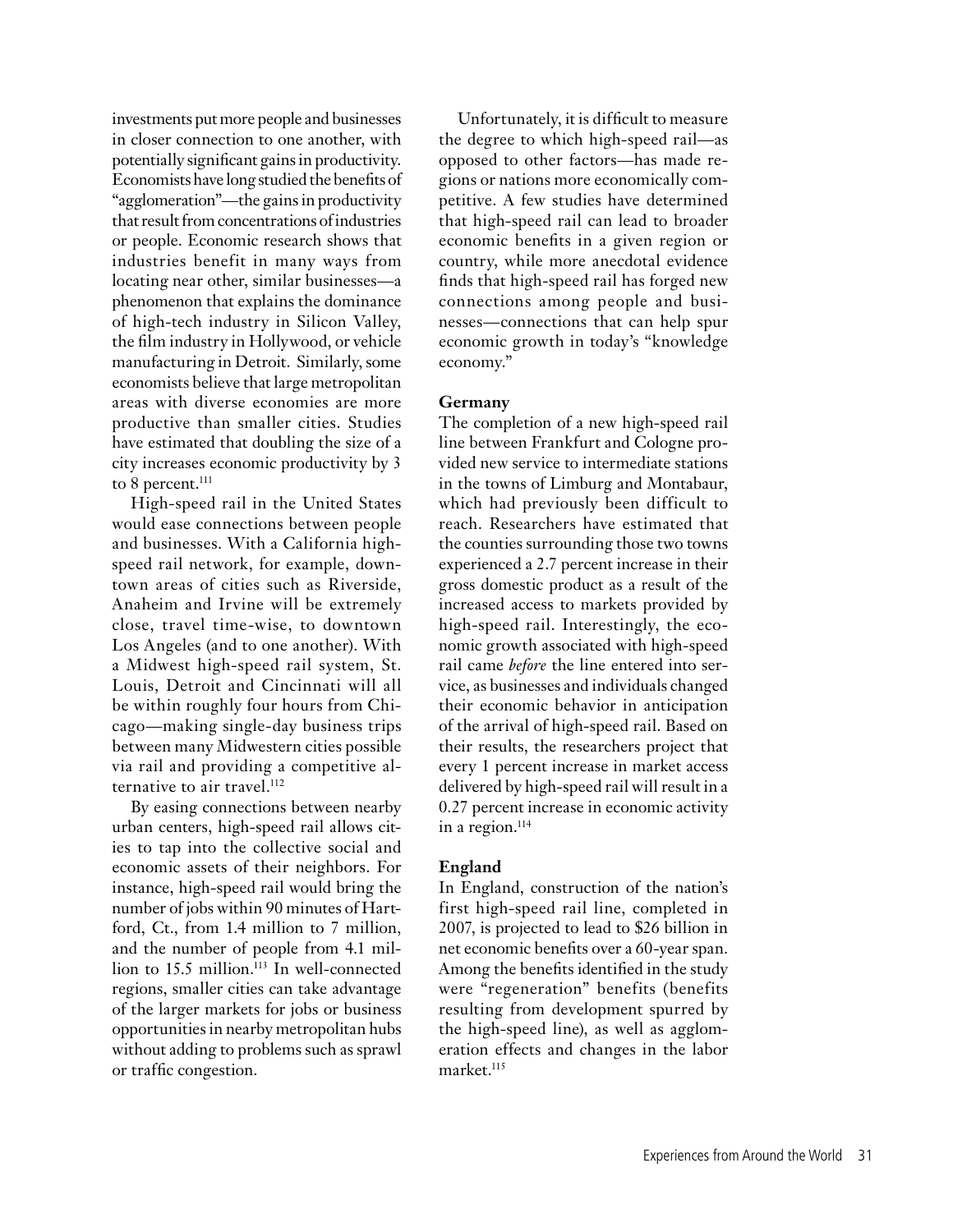investments put more people and businesses in closer connection to one another, with potentially significant gains in productivity. Economists have long studied the benefits of "agglomeration"—the gains in productivity that result from concentrations of industries or people. Economic research shows that industries benefit in many ways from locating near other, similar businesses—a phenomenon that explains the dominance of high-tech industry in Silicon Valley, the film industry in Hollywood, or vehicle manufacturing in Detroit. Similarly, some economists believe that large metropolitan areas with diverse economies are more productive than smaller cities. Studies have estimated that doubling the size of a city increases economic productivity by 3 to 8 percent.[111]

High-speed rail in the United States would ease connections between people and businesses. With a California high-speed rail network, for example, downtown areas of cities such as Riverside, Anaheim and Irvine will be extremely close, travel time-wise, to downtown Los Angeles (and to one another). With a Midwest high-speed rail system, St. Louis, Detroit and Cincinnati will all be within roughly four hours from Chicago—making single-day business trips between many Midwestern cities possible via rail and providing a competitive alternative to air travel.[112]

By easing connections between nearby urban centers, high-speed rail allows cities to tap into the collective social and economic assets of their neighbors. For instance, high-speed rail would bring the number of jobs within 90 minutes of Hartford, Ct., from 1.4 million to 7 million, and the number of people from 4.1 million to 15.5 million.[113] In well-connected regions, smaller cities can take advantage of the larger markets for jobs or business opportunities in nearby metropolitan hubs without adding to problems such as sprawl or traffic congestion.

Unfortunately, it is difficult to measure the degree to which high-speed rail—as opposed to other factors—has made regions or nations more economically competitive. A few studies have determined that high-speed rail can lead to broader economic benefits in a given region or country, while more anecdotal evidence finds that high-speed rail has forged new connections among people and businesses—connections that can help spur economic growth in today's "knowledge economy."

**Germany**

The completion of a new high-speed rail line between Frankfurt and Cologne provided new service to intermediate stations in the towns of Limburg and Montabaur, which had previously been difficult to reach. Researchers have estimated that the counties surrounding those two towns experienced a 2.7 percent increase in their gross domestic product as a result of the increased access to markets provided by high-speed rail. Interestingly, the economic growth associated with high-speed rail came *before* the line entered into service, as businesses and individuals changed their economic behavior in anticipation of the arrival of high-speed rail. Based on their results, the researchers project that every 1 percent increase in market access delivered by high-speed rail will result in a 0.27 percent increase in economic activity in a region.[114]

**England**

In England, construction of the nation's first high-speed rail line, completed in 2007, is projected to lead to $26 billion in net economic benefits over a 60-year span. Among the benefits identified in the study were "regeneration" benefits (benefits resulting from development spurred by the high-speed line), as well as agglomeration effects and changes in the labor market.[115]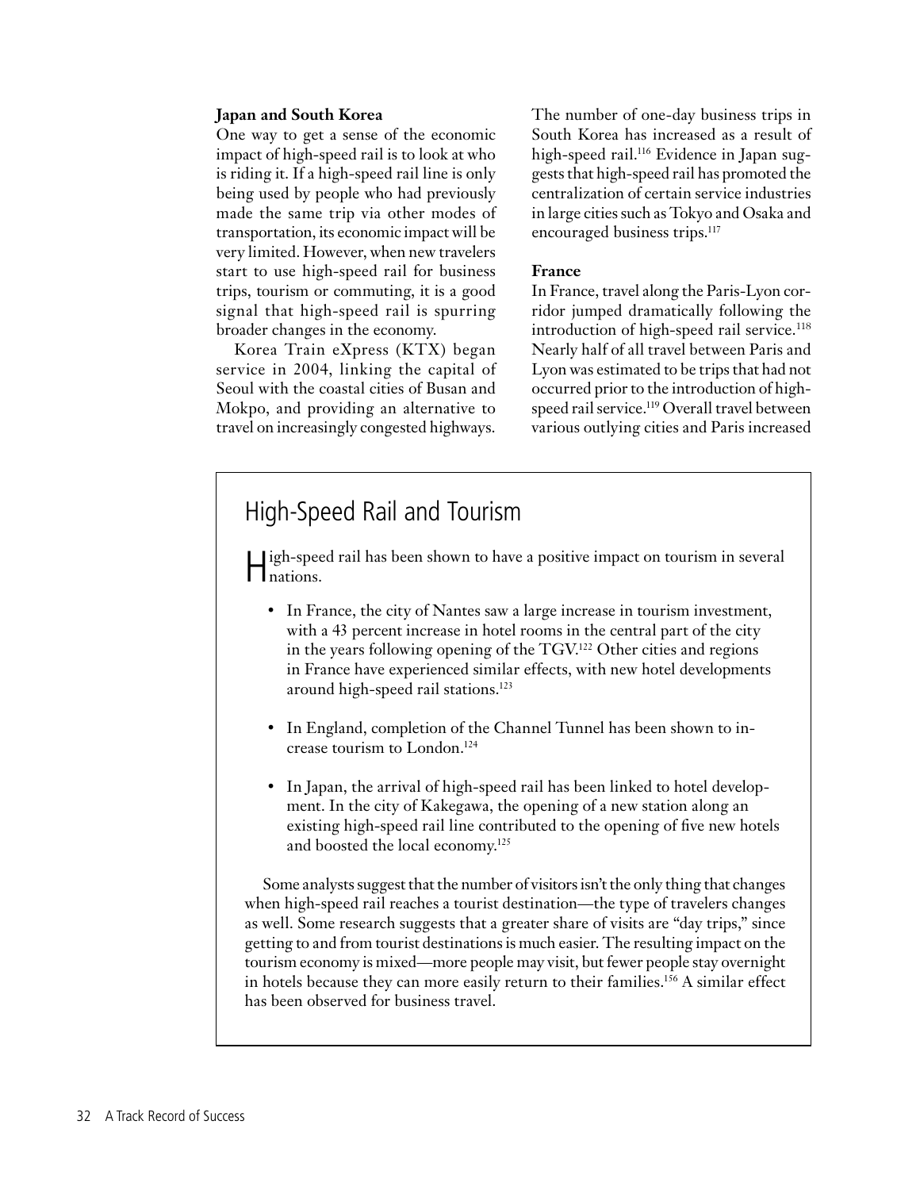### Japan and South Korea

One way to get a sense of the economic impact of high-speed rail is to look at who is riding it. If a high-speed rail line is only being used by people who had previously made the same trip via other modes of transportation, its economic impact will be very limited. However, when new travelers start to use high-speed rail for business trips, tourism or commuting, it is a good signal that high-speed rail is spurring broader changes in the economy.

Korea Train eXpress (KTX) began service in 2004, linking the capital of Seoul with the coastal cities of Busan and Mokpo, and providing an alternative to travel on increasingly congested highways. The number of one-day business trips in South Korea has increased as a result of high-speed rail.[116] Evidence in Japan suggests that high-speed rail has promoted the centralization of certain service industries in large cities such as Tokyo and Osaka and encouraged business trips.[117]

### France

In France, travel along the Paris-Lyon corridor jumped dramatically following the introduction of high-speed rail service.[118] Nearly half of all travel between Paris and Lyon was estimated to be trips that had not occurred prior to the introduction of high-speed rail service.[119] Overall travel between various outlying cities and Paris increased

## High-Speed Rail and Tourism

High-speed rail has been shown to have a positive impact on tourism in several nations.

- In France, the city of Nantes saw a large increase in tourism investment, with a 43 percent increase in hotel rooms in the central part of the city in the years following opening of the TGV.[122] Other cities and regions in France have experienced similar effects, with new hotel developments around high-speed rail stations.[123]
- In England, completion of the Channel Tunnel has been shown to increase tourism to London.[124]
- In Japan, the arrival of high-speed rail has been linked to hotel development. In the city of Kakegawa, the opening of a new station along an existing high-speed rail line contributed to the opening of five new hotels and boosted the local economy.[125]

Some analysts suggest that the number of visitors isn't the only thing that changes when high-speed rail reaches a tourist destination—the type of travelers changes as well. Some research suggests that a greater share of visits are "day trips," since getting to and from tourist destinations is much easier. The resulting impact on the tourism economy is mixed—more people may visit, but fewer people stay overnight in hotels because they can more easily return to their families.[156] A similar effect has been observed for business travel.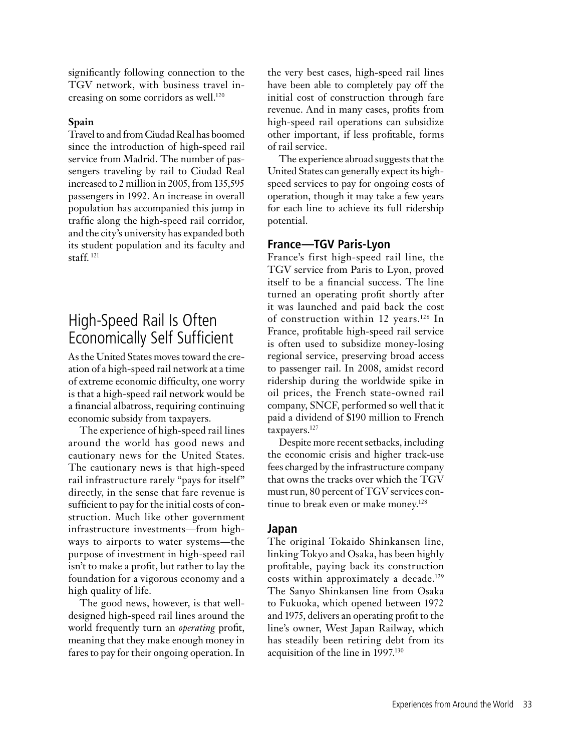significantly following connection to the TGV network, with business travel increasing on some corridors as well.[120]

**Spain**

Travel to and from Ciudad Real has boomed since the introduction of high-speed rail service from Madrid. The number of passengers traveling by rail to Ciudad Real increased to 2 million in 2005, from 135,595 passengers in 1992. An increase in overall population has accompanied this jump in traffic along the high-speed rail corridor, and the city's university has expanded both its student population and its faculty and staff.[121]

## High-Speed Rail Is Often Economically Self Sufficient

As the United States moves toward the creation of a high-speed rail network at a time of extreme economic difficulty, one worry is that a high-speed rail network would be a financial albatross, requiring continuing economic subsidy from taxpayers.

The experience of high-speed rail lines around the world has good news and cautionary news for the United States. The cautionary news is that high-speed rail infrastructure rarely "pays for itself" directly, in the sense that fare revenue is sufficient to pay for the initial costs of construction. Much like other government infrastructure investments—from highways to airports to water systems—the purpose of investment in high-speed rail isn't to make a profit, but rather to lay the foundation for a vigorous economy and a high quality of life.

The good news, however, is that well-designed high-speed rail lines around the world frequently turn an *operating* profit, meaning that they make enough money in fares to pay for their ongoing operation. In the very best cases, high-speed rail lines have been able to completely pay off the initial cost of construction through fare revenue. And in many cases, profits from high-speed rail operations can subsidize other important, if less profitable, forms of rail service.

The experience abroad suggests that the United States can generally expect its high-speed services to pay for ongoing costs of operation, though it may take a few years for each line to achieve its full ridership potential.

### France—TGV Paris-Lyon

France's first high-speed rail line, the TGV service from Paris to Lyon, proved itself to be a financial success. The line turned an operating profit shortly after it was launched and paid back the cost of construction within 12 years.[126] In France, profitable high-speed rail service is often used to subsidize money-losing regional service, preserving broad access to passenger rail. In 2008, amidst record ridership during the worldwide spike in oil prices, the French state-owned rail company, SNCF, performed so well that it paid a dividend of $190 million to French taxpayers.[127]

Despite more recent setbacks, including the economic crisis and higher track-use fees charged by the infrastructure company that owns the tracks over which the TGV must run, 80 percent of TGV services continue to break even or make money.[128]

### Japan

The original Tokaido Shinkansen line, linking Tokyo and Osaka, has been highly profitable, paying back its construction costs within approximately a decade.[129] The Sanyo Shinkansen line from Osaka to Fukuoka, which opened between 1972 and 1975, delivers an operating profit to the line's owner, West Japan Railway, which has steadily been retiring debt from its acquisition of the line in 1997.[130]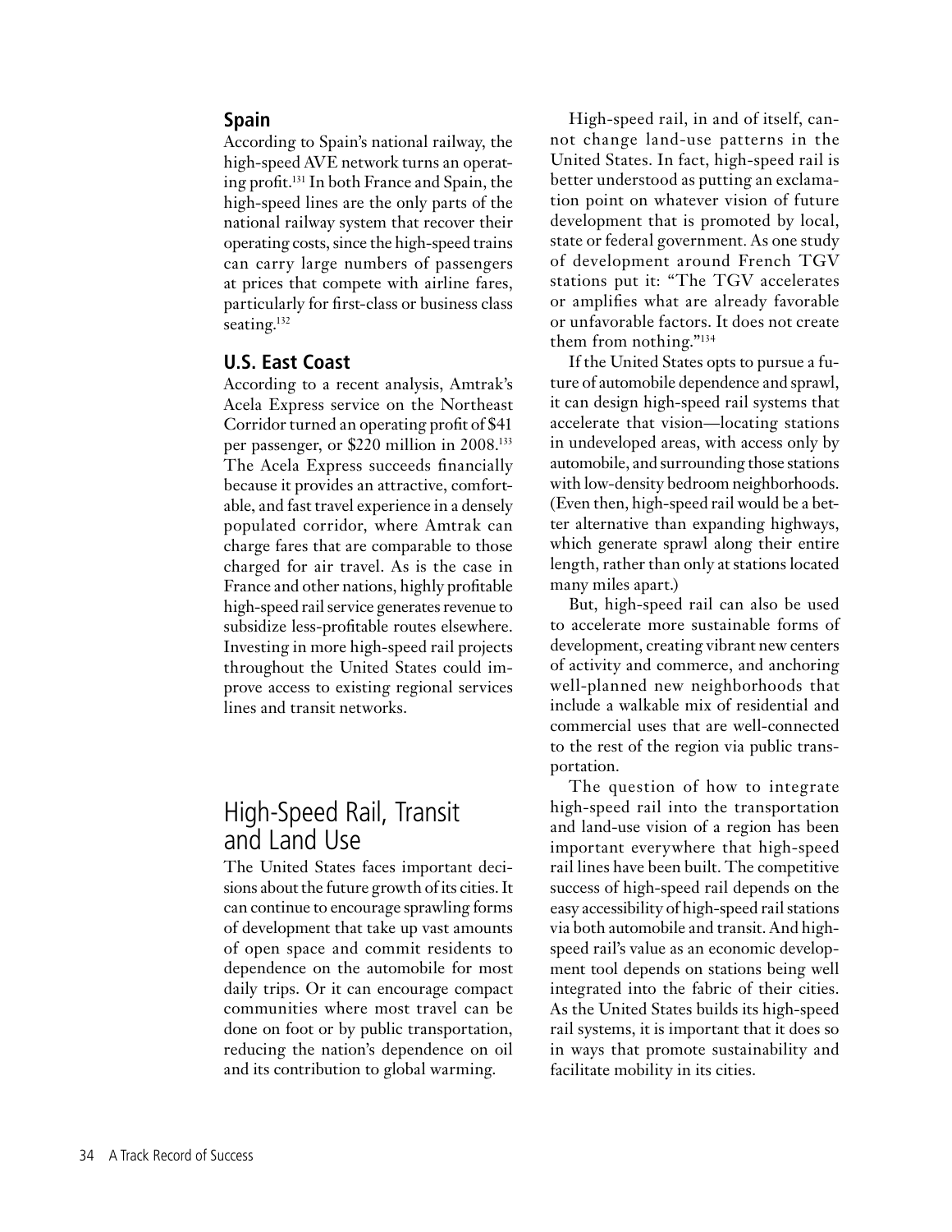### Spain

According to Spain's national railway, the high-speed AVE network turns an operating profit.[131] In both France and Spain, the high-speed lines are the only parts of the national railway system that recover their operating costs, since the high-speed trains can carry large numbers of passengers at prices that compete with airline fares, particularly for first-class or business class seating.[132]

### U.S. East Coast

According to a recent analysis, Amtrak's Acela Express service on the Northeast Corridor turned an operating profit of $41 per passenger, or $220 million in 2008.[133] The Acela Express succeeds financially because it provides an attractive, comfortable, and fast travel experience in a densely populated corridor, where Amtrak can charge fares that are comparable to those charged for air travel. As is the case in France and other nations, highly profitable high-speed rail service generates revenue to subsidize less-profitable routes elsewhere. Investing in more high-speed rail projects throughout the United States could improve access to existing regional services lines and transit networks.

## High-Speed Rail, Transit and Land Use

The United States faces important decisions about the future growth of its cities. It can continue to encourage sprawling forms of development that take up vast amounts of open space and commit residents to dependence on the automobile for most daily trips. Or it can encourage compact communities where most travel can be done on foot or by public transportation, reducing the nation's dependence on oil and its contribution to global warming.

High-speed rail, in and of itself, cannot change land-use patterns in the United States. In fact, high-speed rail is better understood as putting an exclamation point on whatever vision of future development that is promoted by local, state or federal government. As one study of development around French TGV stations put it: "The TGV accelerates or amplifies what are already favorable or unfavorable factors. It does not create them from nothing."[134]

If the United States opts to pursue a future of automobile dependence and sprawl, it can design high-speed rail systems that accelerate that vision—locating stations in undeveloped areas, with access only by automobile, and surrounding those stations with low-density bedroom neighborhoods. (Even then, high-speed rail would be a better alternative than expanding highways, which generate sprawl along their entire length, rather than only at stations located many miles apart.)

But, high-speed rail can also be used to accelerate more sustainable forms of development, creating vibrant new centers of activity and commerce, and anchoring well-planned new neighborhoods that include a walkable mix of residential and commercial uses that are well-connected to the rest of the region via public transportation.

The question of how to integrate high-speed rail into the transportation and land-use vision of a region has been important everywhere that high-speed rail lines have been built. The competitive success of high-speed rail depends on the easy accessibility of high-speed rail stations via both automobile and transit. And high-speed rail's value as an economic development tool depends on stations being well integrated into the fabric of their cities. As the United States builds its high-speed rail systems, it is important that it does so in ways that promote sustainability and facilitate mobility in its cities.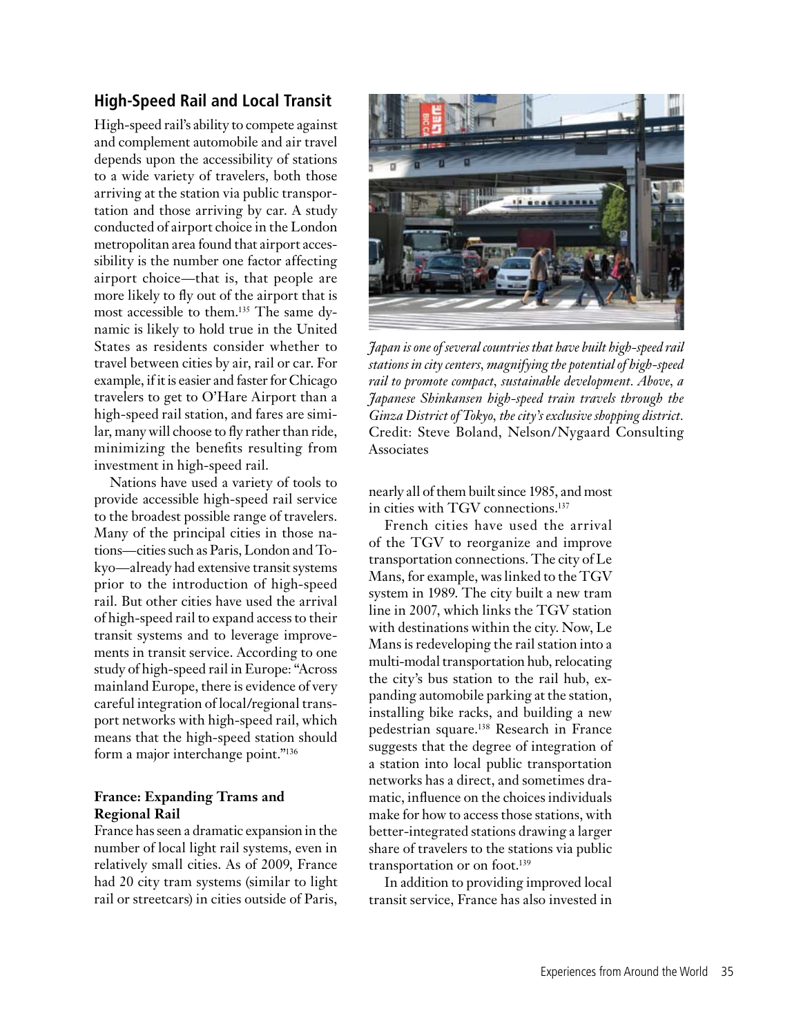## High-Speed Rail and Local Transit

High-speed rail's ability to compete against and complement automobile and air travel depends upon the accessibility of stations to a wide variety of travelers, both those arriving at the station via public transportation and those arriving by car. A study conducted of airport choice in the London metropolitan area found that airport accessibility is the number one factor affecting airport choice—that is, that people are more likely to fly out of the airport that is most accessible to them.[135] The same dynamic is likely to hold true in the United States as residents consider whether to travel between cities by air, rail or car. For example, if it is easier and faster for Chicago travelers to get to O'Hare Airport than a high-speed rail station, and fares are similar, many will choose to fly rather than ride, minimizing the benefits resulting from investment in high-speed rail.

Nations have used a variety of tools to provide accessible high-speed rail service to the broadest possible range of travelers. Many of the principal cities in those nations—cities such as Paris, London and Tokyo—already had extensive transit systems prior to the introduction of high-speed rail. But other cities have used the arrival of high-speed rail to expand access to their transit systems and to leverage improvements in transit service. According to one study of high-speed rail in Europe: "Across mainland Europe, there is evidence of very careful integration of local/regional transport networks with high-speed rail, which means that the high-speed station should form a major interchange point."[136]

*Japan is one of several countries that have built high-speed rail stations in city centers, magnifying the potential of high-speed rail to promote compact, sustainable development. Above, a Japanese Shinkansen high-speed train travels through the Ginza District of Tokyo, the city's exclusive shopping district.* Credit: Steve Boland, Nelson/Nygaard Consulting Associates

### France: Expanding Trams and Regional Rail

France has seen a dramatic expansion in the number of local light rail systems, even in relatively small cities. As of 2009, France had 20 city tram systems (similar to light rail or streetcars) in cities outside of Paris, nearly all of them built since 1985, and most in cities with TGV connections.[137]

French cities have used the arrival of the TGV to reorganize and improve transportation connections. The city of Le Mans, for example, was linked to the TGV system in 1989. The city built a new tram line in 2007, which links the TGV station with destinations within the city. Now, Le Mans is redeveloping the rail station into a multi-modal transportation hub, relocating the city's bus station to the rail hub, expanding automobile parking at the station, installing bike racks, and building a new pedestrian square.[138] Research in France suggests that the degree of integration of a station into local public transportation networks has a direct, and sometimes dramatic, influence on the choices individuals make for how to access those stations, with better-integrated stations drawing a larger share of travelers to the stations via public transportation or on foot.[139]

In addition to providing improved local transit service, France has also invested in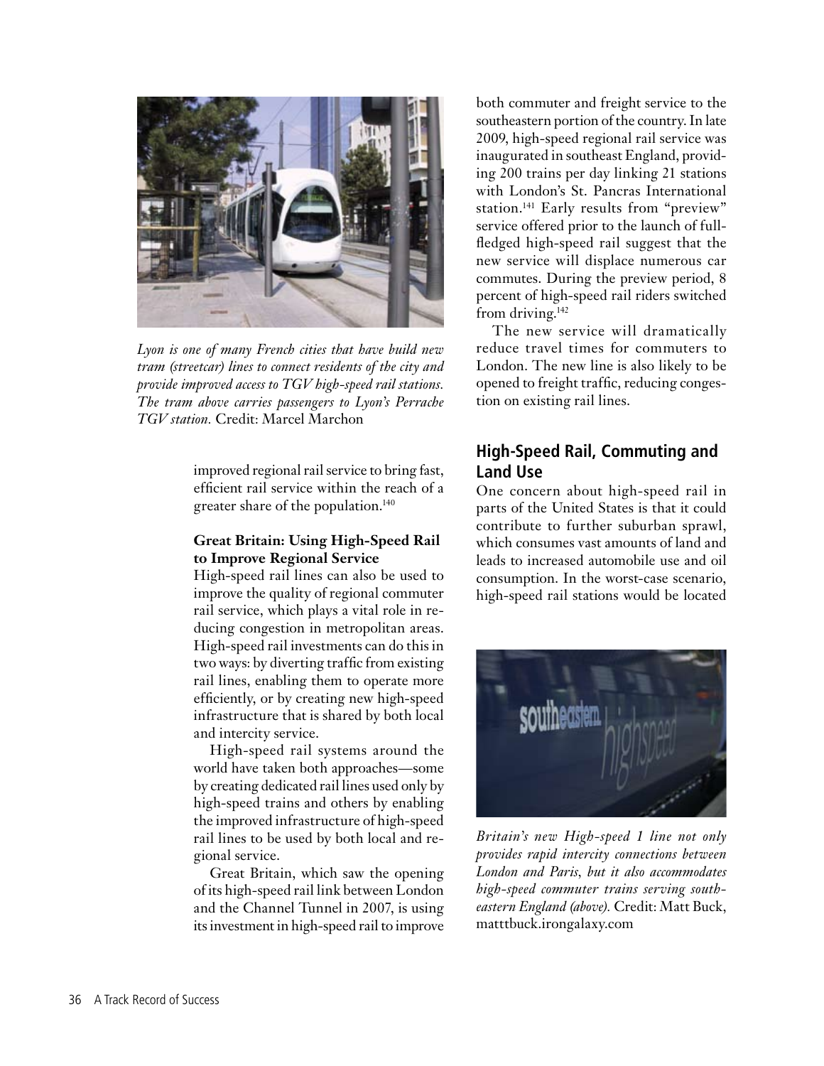*Lyon is one of many French cities that have build new tram (streetcar) lines to connect residents of the city and provide improved access to TGV high-speed rail stations. The tram above carries passengers to Lyon's Perrache TGV station.* Credit: Marcel Marchon

improved regional rail service to bring fast, efficient rail service within the reach of a greater share of the population.[140]

**Great Britain: Using High-Speed Rail to Improve Regional Service**

High-speed rail lines can also be used to improve the quality of regional commuter rail service, which plays a vital role in reducing congestion in metropolitan areas. High-speed rail investments can do this in two ways: by diverting traffic from existing rail lines, enabling them to operate more efficiently, or by creating new high-speed infrastructure that is shared by both local and intercity service.

High-speed rail systems around the world have taken both approaches—some by creating dedicated rail lines used only by high-speed trains and others by enabling the improved infrastructure of high-speed rail lines to be used by both local and regional service.

Great Britain, which saw the opening of its high-speed rail link between London and the Channel Tunnel in 2007, is using its investment in high-speed rail to improve both commuter and freight service to the southeastern portion of the country. In late 2009, high-speed regional rail service was inaugurated in southeast England, providing 200 trains per day linking 21 stations with London's St. Pancras International station.[141] Early results from "preview" service offered prior to the launch of full-fledged high-speed rail suggest that the new service will displace numerous car commutes. During the preview period, 8 percent of high-speed rail riders switched from driving.[142]

The new service will dramatically reduce travel times for commuters to London. The new line is also likely to be opened to freight traffic, reducing congestion on existing rail lines.

## High-Speed Rail, Commuting and Land Use

One concern about high-speed rail in parts of the United States is that it could contribute to further suburban sprawl, which consumes vast amounts of land and leads to increased automobile use and oil consumption. In the worst-case scenario, high-speed rail stations would be located

*Britain's new High-speed 1 line not only provides rapid intercity connections between London and Paris, but it also accommodates high-speed commuter trains serving southeastern England (above).* Credit: Matt Buck, matttbuck.irongalaxy.com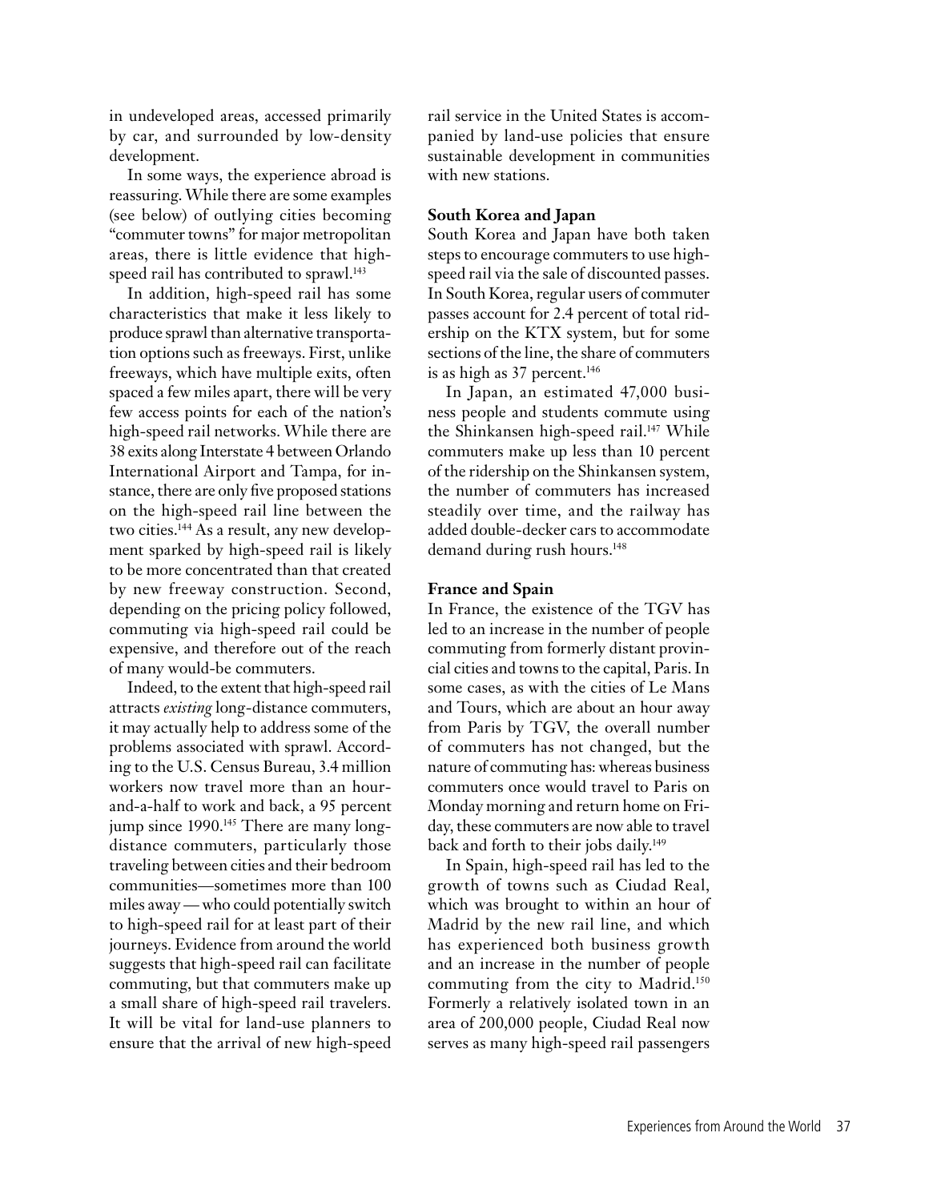in undeveloped areas, accessed primarily by car, and surrounded by low-density development.

In some ways, the experience abroad is reassuring. While there are some examples (see below) of outlying cities becoming "commuter towns" for major metropolitan areas, there is little evidence that high-speed rail has contributed to sprawl.[143]

In addition, high-speed rail has some characteristics that make it less likely to produce sprawl than alternative transportation options such as freeways. First, unlike freeways, which have multiple exits, often spaced a few miles apart, there will be very few access points for each of the nation's high-speed rail networks. While there are 38 exits along Interstate 4 between Orlando International Airport and Tampa, for instance, there are only five proposed stations on the high-speed rail line between the two cities.[144] As a result, any new development sparked by high-speed rail is likely to be more concentrated than that created by new freeway construction. Second, depending on the pricing policy followed, commuting via high-speed rail could be expensive, and therefore out of the reach of many would-be commuters.

Indeed, to the extent that high-speed rail attracts *existing* long-distance commuters, it may actually help to address some of the problems associated with sprawl. According to the U.S. Census Bureau, 3.4 million workers now travel more than an hour-and-a-half to work and back, a 95 percent jump since 1990.[145] There are many long-distance commuters, particularly those traveling between cities and their bedroom communities—sometimes more than 100 miles away — who could potentially switch to high-speed rail for at least part of their journeys. Evidence from around the world suggests that high-speed rail can facilitate commuting, but that commuters make up a small share of high-speed rail travelers. It will be vital for land-use planners to ensure that the arrival of new high-speed rail service in the United States is accompanied by land-use policies that ensure sustainable development in communities with new stations.

**South Korea and Japan**

South Korea and Japan have both taken steps to encourage commuters to use high-speed rail via the sale of discounted passes. In South Korea, regular users of commuter passes account for 2.4 percent of total ridership on the KTX system, but for some sections of the line, the share of commuters is as high as 37 percent.[146]

In Japan, an estimated 47,000 business people and students commute using the Shinkansen high-speed rail.[147] While commuters make up less than 10 percent of the ridership on the Shinkansen system, the number of commuters has increased steadily over time, and the railway has added double-decker cars to accommodate demand during rush hours.[148]

**France and Spain**

In France, the existence of the TGV has led to an increase in the number of people commuting from formerly distant provincial cities and towns to the capital, Paris. In some cases, as with the cities of Le Mans and Tours, which are about an hour away from Paris by TGV, the overall number of commuters has not changed, but the nature of commuting has: whereas business commuters once would travel to Paris on Monday morning and return home on Friday, these commuters are now able to travel back and forth to their jobs daily.[149]

In Spain, high-speed rail has led to the growth of towns such as Ciudad Real, which was brought to within an hour of Madrid by the new rail line, and which has experienced both business growth and an increase in the number of people commuting from the city to Madrid.[150] Formerly a relatively isolated town in an area of 200,000 people, Ciudad Real now serves as many high-speed rail passengers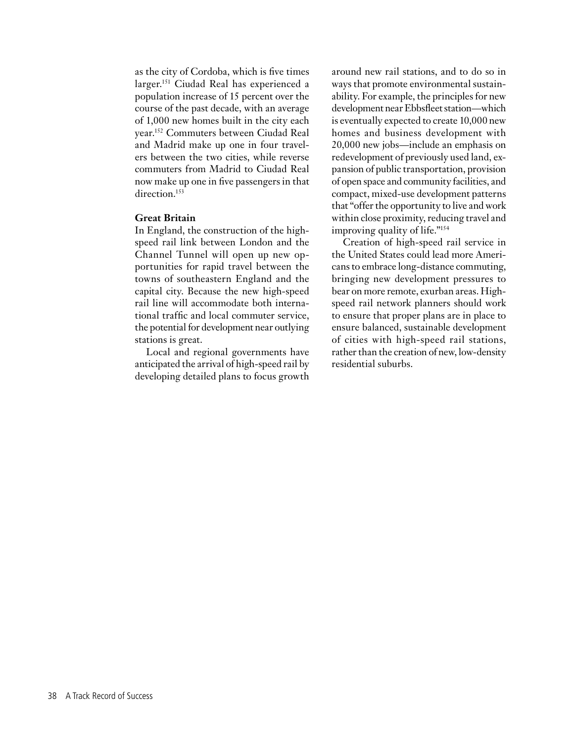as the city of Cordoba, which is five times larger.[151] Ciudad Real has experienced a population increase of 15 percent over the course of the past decade, with an average of 1,000 new homes built in the city each year.[152] Commuters between Ciudad Real and Madrid make up one in four travelers between the two cities, while reverse commuters from Madrid to Ciudad Real now make up one in five passengers in that direction.[153]

**Great Britain**

In England, the construction of the high-speed rail link between London and the Channel Tunnel will open up new opportunities for rapid travel between the towns of southeastern England and the capital city. Because the new high-speed rail line will accommodate both international traffic and local commuter service, the potential for development near outlying stations is great.

Local and regional governments have anticipated the arrival of high-speed rail by developing detailed plans to focus growth around new rail stations, and to do so in ways that promote environmental sustainability. For example, the principles for new development near Ebbsfleet station—which is eventually expected to create 10,000 new homes and business development with 20,000 new jobs—include an emphasis on redevelopment of previously used land, expansion of public transportation, provision of open space and community facilities, and compact, mixed-use development patterns that "offer the opportunity to live and work within close proximity, reducing travel and improving quality of life."[154]

Creation of high-speed rail service in the United States could lead more Americans to embrace long-distance commuting, bringing new development pressures to bear on more remote, exurban areas. High-speed rail network planners should work to ensure that proper plans are in place to ensure balanced, sustainable development of cities with high-speed rail stations, rather than the creation of new, low-density residential suburbs.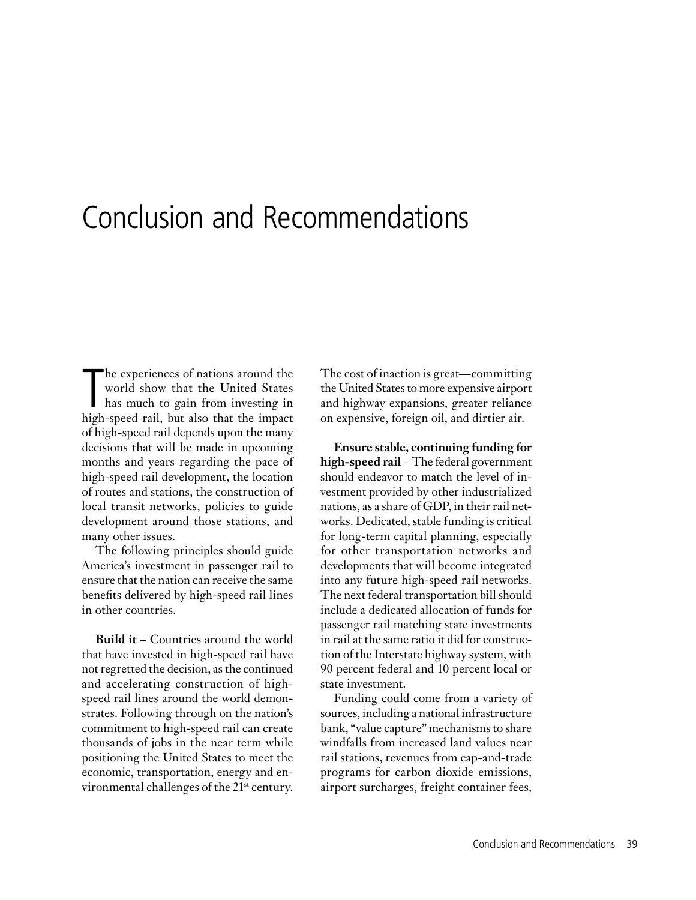# Conclusion and Recommendations

The experiences of nations around the world show that the United States has much to gain from investing in high-speed rail, but also that the impact of high-speed rail depends upon the many decisions that will be made in upcoming months and years regarding the pace of high-speed rail development, the location of routes and stations, the construction of local transit networks, policies to guide development around those stations, and many other issues.

The following principles should guide America's investment in passenger rail to ensure that the nation can receive the same benefits delivered by high-speed rail lines in other countries.

**Build it** – Countries around the world that have invested in high-speed rail have not regretted the decision, as the continued and accelerating construction of high-speed rail lines around the world demonstrates. Following through on the nation's commitment to high-speed rail can create thousands of jobs in the near term while positioning the United States to meet the economic, transportation, energy and environmental challenges of the 21st century. The cost of inaction is great—committing the United States to more expensive airport and highway expansions, greater reliance on expensive, foreign oil, and dirtier air.

**Ensure stable, continuing funding for high-speed rail** – The federal government should endeavor to match the level of investment provided by other industrialized nations, as a share of GDP, in their rail networks. Dedicated, stable funding is critical for long-term capital planning, especially for other transportation networks and developments that will become integrated into any future high-speed rail networks. The next federal transportation bill should include a dedicated allocation of funds for passenger rail matching state investments in rail at the same ratio it did for construction of the Interstate highway system, with 90 percent federal and 10 percent local or state investment.

Funding could come from a variety of sources, including a national infrastructure bank, "value capture" mechanisms to share windfalls from increased land values near rail stations, revenues from cap-and-trade programs for carbon dioxide emissions, airport surcharges, freight container fees,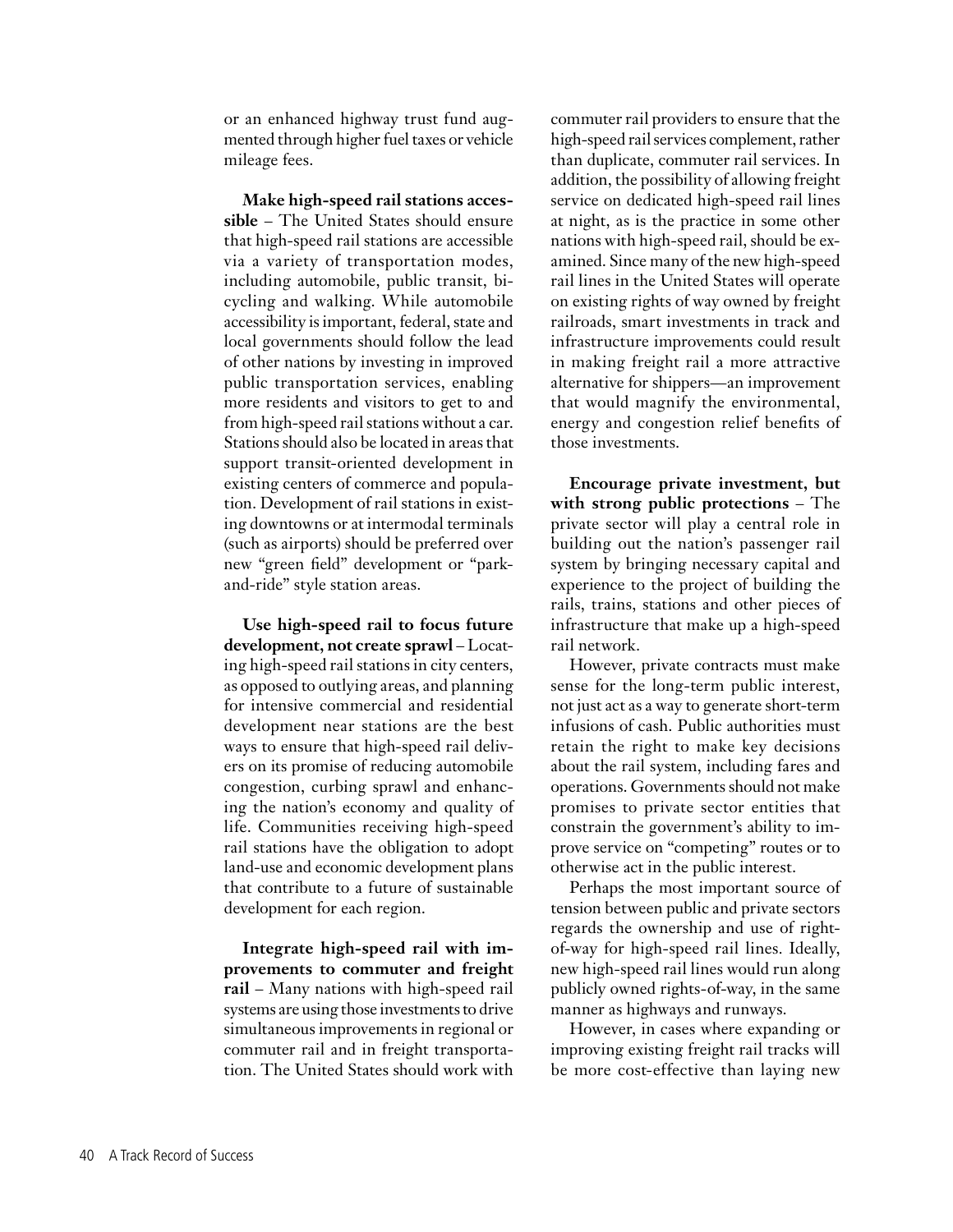or an enhanced highway trust fund augmented through higher fuel taxes or vehicle mileage fees.

**Make high-speed rail stations accessible** – The United States should ensure that high-speed rail stations are accessible via a variety of transportation modes, including automobile, public transit, bicycling and walking. While automobile accessibility is important, federal, state and local governments should follow the lead of other nations by investing in improved public transportation services, enabling more residents and visitors to get to and from high-speed rail stations without a car. Stations should also be located in areas that support transit-oriented development in existing centers of commerce and population. Development of rail stations in existing downtowns or at intermodal terminals (such as airports) should be preferred over new "green field" development or "park-and-ride" style station areas.

**Use high-speed rail to focus future development, not create sprawl** – Locating high-speed rail stations in city centers, as opposed to outlying areas, and planning for intensive commercial and residential development near stations are the best ways to ensure that high-speed rail delivers on its promise of reducing automobile congestion, curbing sprawl and enhancing the nation's economy and quality of life. Communities receiving high-speed rail stations have the obligation to adopt land-use and economic development plans that contribute to a future of sustainable development for each region.

**Integrate high-speed rail with improvements to commuter and freight rail** – Many nations with high-speed rail systems are using those investments to drive simultaneous improvements in regional or commuter rail and in freight transportation. The United States should work with commuter rail providers to ensure that the high-speed rail services complement, rather than duplicate, commuter rail services. In addition, the possibility of allowing freight service on dedicated high-speed rail lines at night, as is the practice in some other nations with high-speed rail, should be examined. Since many of the new high-speed rail lines in the United States will operate on existing rights of way owned by freight railroads, smart investments in track and infrastructure improvements could result in making freight rail a more attractive alternative for shippers—an improvement that would magnify the environmental, energy and congestion relief benefits of those investments.

**Encourage private investment, but with strong public protections** – The private sector will play a central role in building out the nation's passenger rail system by bringing necessary capital and experience to the project of building the rails, trains, stations and other pieces of infrastructure that make up a high-speed rail network.

However, private contracts must make sense for the long-term public interest, not just act as a way to generate short-term infusions of cash. Public authorities must retain the right to make key decisions about the rail system, including fares and operations. Governments should not make promises to private sector entities that constrain the government's ability to improve service on "competing" routes or to otherwise act in the public interest.

Perhaps the most important source of tension between public and private sectors regards the ownership and use of right-of-way for high-speed rail lines. Ideally, new high-speed rail lines would run along publicly owned rights-of-way, in the same manner as highways and runways.

However, in cases where expanding or improving existing freight rail tracks will be more cost-effective than laying new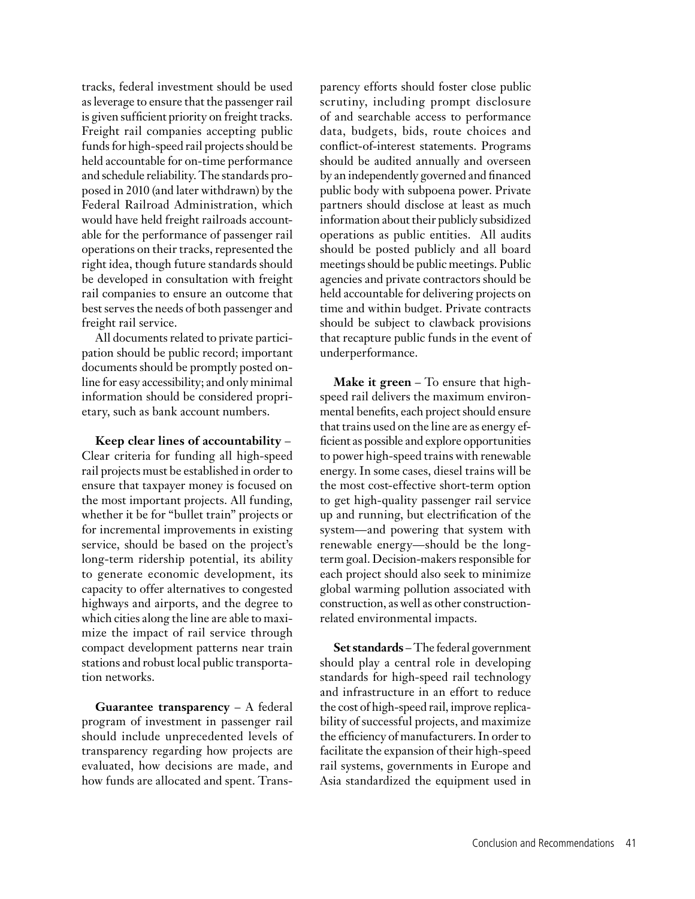tracks, federal investment should be used as leverage to ensure that the passenger rail is given sufficient priority on freight tracks. Freight rail companies accepting public funds for high-speed rail projects should be held accountable for on-time performance and schedule reliability. The standards proposed in 2010 (and later withdrawn) by the Federal Railroad Administration, which would have held freight railroads accountable for the performance of passenger rail operations on their tracks, represented the right idea, though future standards should be developed in consultation with freight rail companies to ensure an outcome that best serves the needs of both passenger and freight rail service.

All documents related to private participation should be public record; important documents should be promptly posted online for easy accessibility; and only minimal information should be considered proprietary, such as bank account numbers.

**Keep clear lines of accountability** – Clear criteria for funding all high-speed rail projects must be established in order to ensure that taxpayer money is focused on the most important projects. All funding, whether it be for "bullet train" projects or for incremental improvements in existing service, should be based on the project's long-term ridership potential, its ability to generate economic development, its capacity to offer alternatives to congested highways and airports, and the degree to which cities along the line are able to maximize the impact of rail service through compact development patterns near train stations and robust local public transportation networks.

**Guarantee transparency** – A federal program of investment in passenger rail should include unprecedented levels of transparency regarding how projects are evaluated, how decisions are made, and how funds are allocated and spent. Transparency efforts should foster close public scrutiny, including prompt disclosure of and searchable access to performance data, budgets, bids, route choices and conflict-of-interest statements. Programs should be audited annually and overseen by an independently governed and financed public body with subpoena power. Private partners should disclose at least as much information about their publicly subsidized operations as public entities. All audits should be posted publicly and all board meetings should be public meetings. Public agencies and private contractors should be held accountable for delivering projects on time and within budget. Private contracts should be subject to clawback provisions that recapture public funds in the event of underperformance.

**Make it green** – To ensure that high-speed rail delivers the maximum environmental benefits, each project should ensure that trains used on the line are as energy efficient as possible and explore opportunities to power high-speed trains with renewable energy. In some cases, diesel trains will be the most cost-effective short-term option to get high-quality passenger rail service up and running, but electrification of the system—and powering that system with renewable energy—should be the long-term goal. Decision-makers responsible for each project should also seek to minimize global warming pollution associated with construction, as well as other construction-related environmental impacts.

**Set standards** – The federal government should play a central role in developing standards for high-speed rail technology and infrastructure in an effort to reduce the cost of high-speed rail, improve replicability of successful projects, and maximize the efficiency of manufacturers. In order to facilitate the expansion of their high-speed rail systems, governments in Europe and Asia standardized the equipment used in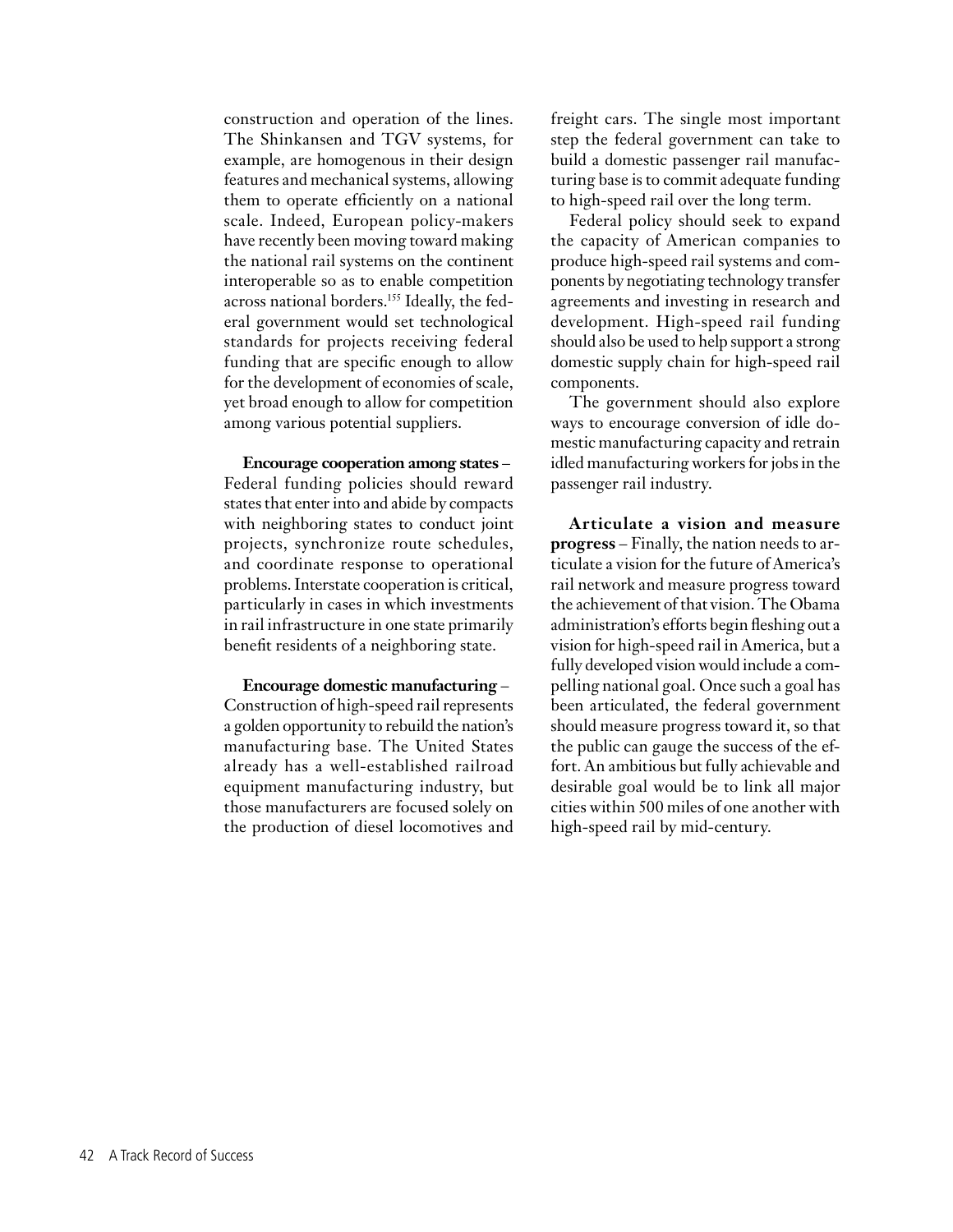construction and operation of the lines. The Shinkansen and TGV systems, for example, are homogenous in their design features and mechanical systems, allowing them to operate efficiently on a national scale. Indeed, European policy-makers have recently been moving toward making the national rail systems on the continent interoperable so as to enable competition across national borders.[155] Ideally, the federal government would set technological standards for projects receiving federal funding that are specific enough to allow for the development of economies of scale, yet broad enough to allow for competition among various potential suppliers.

**Encourage cooperation among states** – Federal funding policies should reward states that enter into and abide by compacts with neighboring states to conduct joint projects, synchronize route schedules, and coordinate response to operational problems. Interstate cooperation is critical, particularly in cases in which investments in rail infrastructure in one state primarily benefit residents of a neighboring state.

**Encourage domestic manufacturing** – Construction of high-speed rail represents a golden opportunity to rebuild the nation's manufacturing base. The United States already has a well-established railroad equipment manufacturing industry, but those manufacturers are focused solely on the production of diesel locomotives and freight cars. The single most important step the federal government can take to build a domestic passenger rail manufacturing base is to commit adequate funding to high-speed rail over the long term.

Federal policy should seek to expand the capacity of American companies to produce high-speed rail systems and components by negotiating technology transfer agreements and investing in research and development. High-speed rail funding should also be used to help support a strong domestic supply chain for high-speed rail components.

The government should also explore ways to encourage conversion of idle domestic manufacturing capacity and retrain idled manufacturing workers for jobs in the passenger rail industry.

**Articulate a vision and measure progress** – Finally, the nation needs to articulate a vision for the future of America's rail network and measure progress toward the achievement of that vision. The Obama administration's efforts begin fleshing out a vision for high-speed rail in America, but a fully developed vision would include a compelling national goal. Once such a goal has been articulated, the federal government should measure progress toward it, so that the public can gauge the success of the effort. An ambitious but fully achievable and desirable goal would be to link all major cities within 500 miles of one another with high-speed rail by mid-century.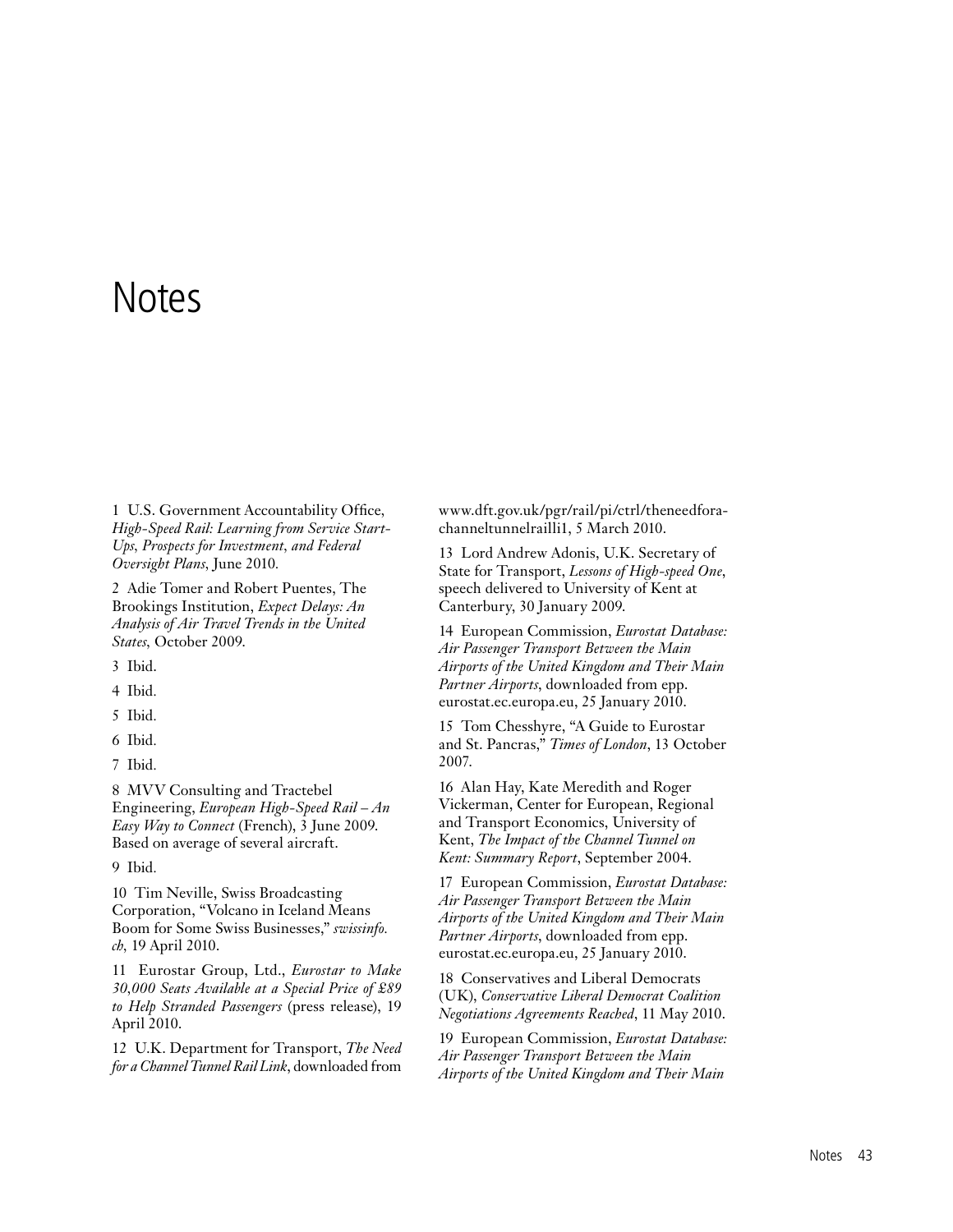# Notes

1 U.S. Government Accountability Office, *High-Speed Rail: Learning from Service Start-Ups, Prospects for Investment, and Federal Oversight Plans*, June 2010.

2 Adie Tomer and Robert Puentes, The Brookings Institution, *Expect Delays: An Analysis of Air Travel Trends in the United States*, October 2009.

3 Ibid.

4 Ibid.

5 Ibid.

6 Ibid.

7 Ibid.

8 MVV Consulting and Tractebel Engineering, *European High-Speed Rail – An Easy Way to Connect* (French), 3 June 2009. Based on average of several aircraft.

9 Ibid.

10 Tim Neville, Swiss Broadcasting Corporation, "Volcano in Iceland Means Boom for Some Swiss Businesses," *swissinfo.ch*, 19 April 2010.

11 Eurostar Group, Ltd., *Eurostar to Make 30,000 Seats Available at a Special Price of £89 to Help Stranded Passengers* (press release), 19 April 2010.

12 U.K. Department for Transport, *The Need for a Channel Tunnel Rail Link*, downloaded from www.dft.gov.uk/pgr/rail/pi/ctrl/theneedforachanneltunnelrailli1, 5 March 2010.

13 Lord Andrew Adonis, U.K. Secretary of State for Transport, *Lessons of High-speed One*, speech delivered to University of Kent at Canterbury, 30 January 2009.

14 European Commission, *Eurostat Database: Air Passenger Transport Between the Main Airports of the United Kingdom and Their Main Partner Airports*, downloaded from epp.eurostat.ec.europa.eu, 25 January 2010.

15 Tom Chesshyre, "A Guide to Eurostar and St. Pancras," *Times of London*, 13 October 2007.

16 Alan Hay, Kate Meredith and Roger Vickerman, Center for European, Regional and Transport Economics, University of Kent, *The Impact of the Channel Tunnel on Kent: Summary Report*, September 2004.

17 European Commission, *Eurostat Database: Air Passenger Transport Between the Main Airports of the United Kingdom and Their Main Partner Airports*, downloaded from epp.eurostat.ec.europa.eu, 25 January 2010.

18 Conservatives and Liberal Democrats (UK), *Conservative Liberal Democrat Coalition Negotiations Agreements Reached*, 11 May 2010.

19 European Commission, *Eurostat Database: Air Passenger Transport Between the Main Airports of the United Kingdom and Their Main*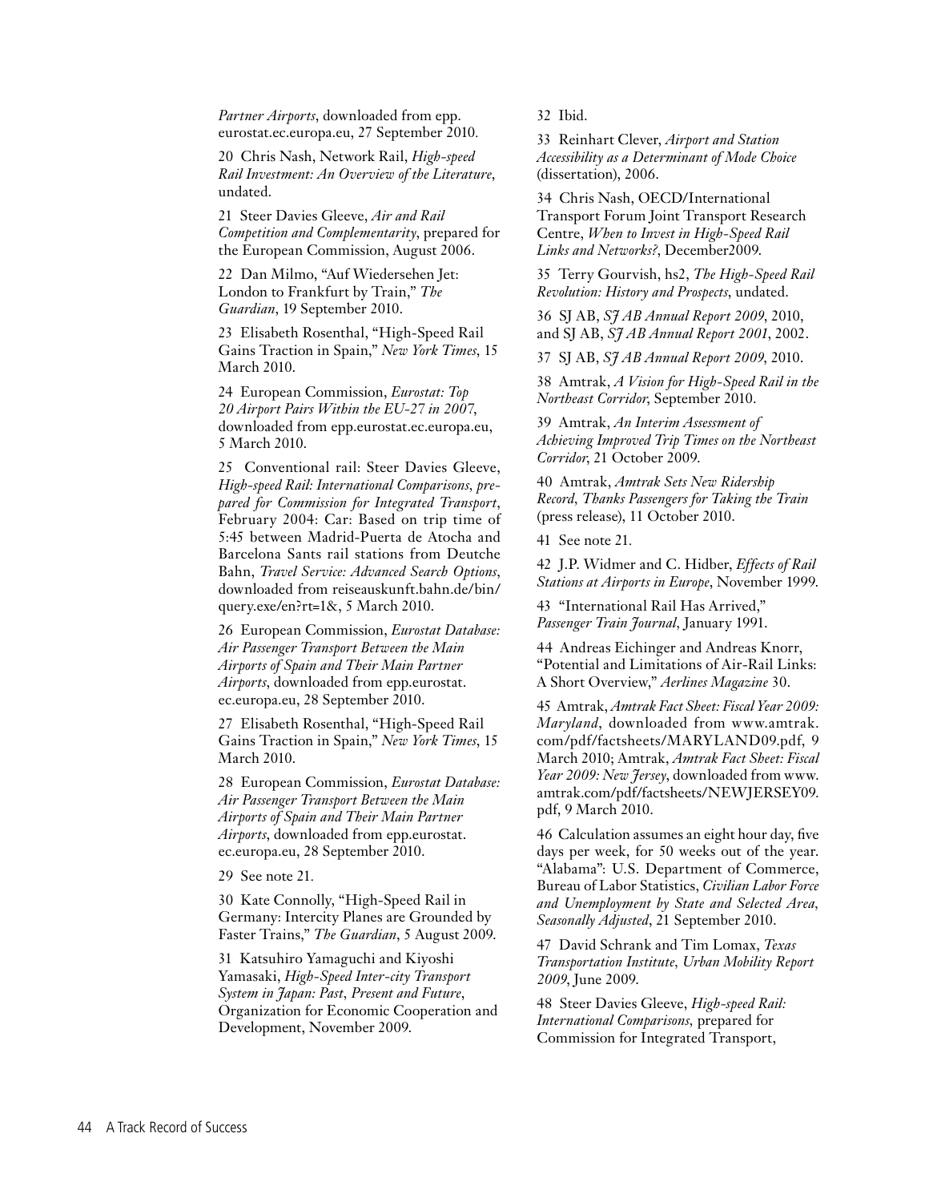*Partner Airports*, downloaded from epp. eurostat.ec.europa.eu, 27 September 2010.

20 Chris Nash, Network Rail, *High-speed Rail Investment: An Overview of the Literature*, undated.

21 Steer Davies Gleeve, *Air and Rail Competition and Complementarity*, prepared for the European Commission, August 2006.

22 Dan Milmo, "Auf Wiedersehen Jet: London to Frankfurt by Train," *The Guardian*, 19 September 2010.

23 Elisabeth Rosenthal, "High-Speed Rail Gains Traction in Spain," *New York Times*, 15 March 2010.

24 European Commission, *Eurostat: Top 20 Airport Pairs Within the EU-27 in 2007*, downloaded from epp.eurostat.ec.europa.eu, 5 March 2010.

25 Conventional rail: Steer Davies Gleeve, *High-speed Rail: International Comparisons, prepared for Commission for Integrated Transport*, February 2004: Car: Based on trip time of 5:45 between Madrid-Puerta de Atocha and Barcelona Sants rail stations from Deutche Bahn, *Travel Service: Advanced Search Options*, downloaded from reiseauskunft.bahn.de/bin/query.exe/en?rt=1&, 5 March 2010.

26 European Commission, *Eurostat Database: Air Passenger Transport Between the Main Airports of Spain and Their Main Partner Airports*, downloaded from epp.eurostat. ec.europa.eu, 28 September 2010.

27 Elisabeth Rosenthal, "High-Speed Rail Gains Traction in Spain," *New York Times*, 15 March 2010.

28 European Commission, *Eurostat Database: Air Passenger Transport Between the Main Airports of Spain and Their Main Partner Airports*, downloaded from epp.eurostat. ec.europa.eu, 28 September 2010.

29 See note 21.

30 Kate Connolly, "High-Speed Rail in Germany: Intercity Planes are Grounded by Faster Trains," *The Guardian*, 5 August 2009.

31 Katsuhiro Yamaguchi and Kiyoshi Yamasaki, *High-Speed Inter-city Transport System in Japan: Past, Present and Future*, Organization for Economic Cooperation and Development, November 2009.

32 Ibid.

33 Reinhart Clever, *Airport and Station Accessibility as a Determinant of Mode Choice* (dissertation), 2006.

34 Chris Nash, OECD/International Transport Forum Joint Transport Research Centre, *When to Invest in High-Speed Rail Links and Networks?*, December2009.

35 Terry Gourvish, hs2, *The High-Speed Rail Revolution: History and Prospects*, undated.

36 SJ AB, *SJ AB Annual Report 2009*, 2010, and SJ AB, *SJ AB Annual Report 2001*, 2002.

37 SJ AB, *SJ AB Annual Report 2009*, 2010.

38 Amtrak, *A Vision for High-Speed Rail in the Northeast Corridor*, September 2010.

39 Amtrak, *An Interim Assessment of Achieving Improved Trip Times on the Northeast Corridor*, 21 October 2009.

40 Amtrak, *Amtrak Sets New Ridership Record, Thanks Passengers for Taking the Train* (press release), 11 October 2010.

41 See note 21.

42 J.P. Widmer and C. Hidber, *Effects of Rail Stations at Airports in Europe*, November 1999.

43 "International Rail Has Arrived," *Passenger Train Journal*, January 1991.

44 Andreas Eichinger and Andreas Knorr, "Potential and Limitations of Air-Rail Links: A Short Overview," *Aerlines Magazine* 30.

45 Amtrak, *Amtrak Fact Sheet: Fiscal Year 2009: Maryland*, downloaded from www.amtrak. com/pdf/factsheets/MARYLAND09.pdf, 9 March 2010; Amtrak, *Amtrak Fact Sheet: Fiscal Year 2009: New Jersey*, downloaded from www. amtrak.com/pdf/factsheets/NEWJERSEY09. pdf, 9 March 2010.

46 Calculation assumes an eight hour day, five days per week, for 50 weeks out of the year. "Alabama": U.S. Department of Commerce, Bureau of Labor Statistics, *Civilian Labor Force and Unemployment by State and Selected Area, Seasonally Adjusted*, 21 September 2010.

47 David Schrank and Tim Lomax, *Texas Transportation Institute, Urban Mobility Report 2009*, June 2009.

48 Steer Davies Gleeve, *High-speed Rail: International Comparisons*, prepared for Commission for Integrated Transport,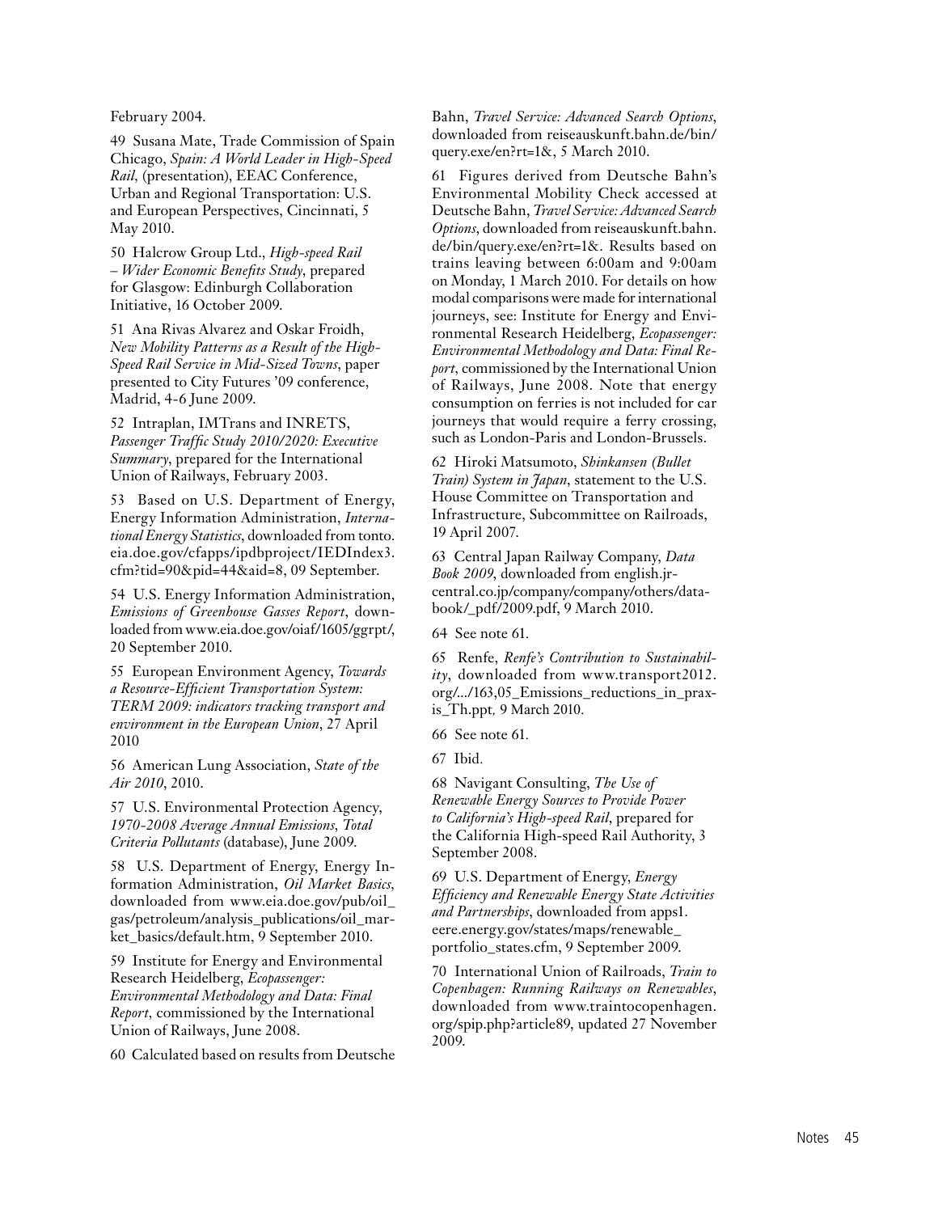February 2004.

49 Susana Mate, Trade Commission of Spain Chicago, *Spain: A World Leader in High-Speed Rail*, (presentation), EEAC Conference, Urban and Regional Transportation: U.S. and European Perspectives, Cincinnati, 5 May 2010.

50 Halcrow Group Ltd., *High-speed Rail – Wider Economic Benefits Study*, prepared for Glasgow: Edinburgh Collaboration Initiative, 16 October 2009.

51 Ana Rivas Alvarez and Oskar Froidh, *New Mobility Patterns as a Result of the High-Speed Rail Service in Mid-Sized Towns*, paper presented to City Futures '09 conference, Madrid, 4-6 June 2009.

52 Intraplan, IMTrans and INRETS, *Passenger Traffic Study 2010/2020: Executive Summary*, prepared for the International Union of Railways, February 2003.

53 Based on U.S. Department of Energy, Energy Information Administration, *International Energy Statistics*, downloaded from tonto.eia.doe.gov/cfapps/ipdbproject/IEDIndex3.cfm?tid=90&pid=44&aid=8, 09 September.

54 U.S. Energy Information Administration, *Emissions of Greenhouse Gasses Report*, downloaded from www.eia.doe.gov/oiaf/1605/ggrpt/, 20 September 2010.

55 European Environment Agency, *Towards a Resource-Efficient Transportation System: TERM 2009: indicators tracking transport and environment in the European Union*, 27 April 2010

56 American Lung Association, *State of the Air 2010*, 2010.

57 U.S. Environmental Protection Agency, *1970-2008 Average Annual Emissions, Total Criteria Pollutants* (database), June 2009.

58 U.S. Department of Energy, Energy Information Administration, *Oil Market Basics*, downloaded from www.eia.doe.gov/pub/oil_gas/petroleum/analysis_publications/oil_market_basics/default.htm, 9 September 2010.

59 Institute for Energy and Environmental Research Heidelberg, *Ecopassenger: Environmental Methodology and Data: Final Report*, commissioned by the International Union of Railways, June 2008.

60 Calculated based on results from Deutsche Bahn, *Travel Service: Advanced Search Options*, downloaded from reiseauskunft.bahn.de/bin/query.exe/en?rt=1&, 5 March 2010.

61 Figures derived from Deutsche Bahn's Environmental Mobility Check accessed at Deutsche Bahn, *Travel Service: Advanced Search Options*, downloaded from reiseauskunft.bahn.de/bin/query.exe/en?rt=1&. Results based on trains leaving between 6:00am and 9:00am on Monday, 1 March 2010. For details on how modal comparisons were made for international journeys, see: Institute for Energy and Environmental Research Heidelberg, *Ecopassenger: Environmental Methodology and Data: Final Report*, commissioned by the International Union of Railways, June 2008. Note that energy consumption on ferries is not included for car journeys that would require a ferry crossing, such as London-Paris and London-Brussels.

62 Hiroki Matsumoto, *Shinkansen (Bullet Train) System in Japan*, statement to the U.S. House Committee on Transportation and Infrastructure, Subcommittee on Railroads, 19 April 2007.

63 Central Japan Railway Company, *Data Book 2009*, downloaded from english.jr-central.co.jp/company/company/others/data-book/_pdf/2009.pdf, 9 March 2010.

64 See note 61.

65 Renfe, *Renfe's Contribution to Sustainability*, downloaded from www.transport2012.org/.../163,05_Emissions_reductions_in_praxis_Th.ppt, 9 March 2010.

66 See note 61.

67 Ibid.

68 Navigant Consulting, *The Use of Renewable Energy Sources to Provide Power to California's High-speed Rail*, prepared for the California High-speed Rail Authority, 3 September 2008.

69 U.S. Department of Energy, *Energy Efficiency and Renewable Energy State Activities and Partnerships*, downloaded from apps1.eere.energy.gov/states/maps/renewable_portfolio_states.cfm, 9 September 2009.

70 International Union of Railroads, *Train to Copenhagen: Running Railways on Renewables*, downloaded from www.traintocopenhagen.org/spip.php?article89, updated 27 November 2009.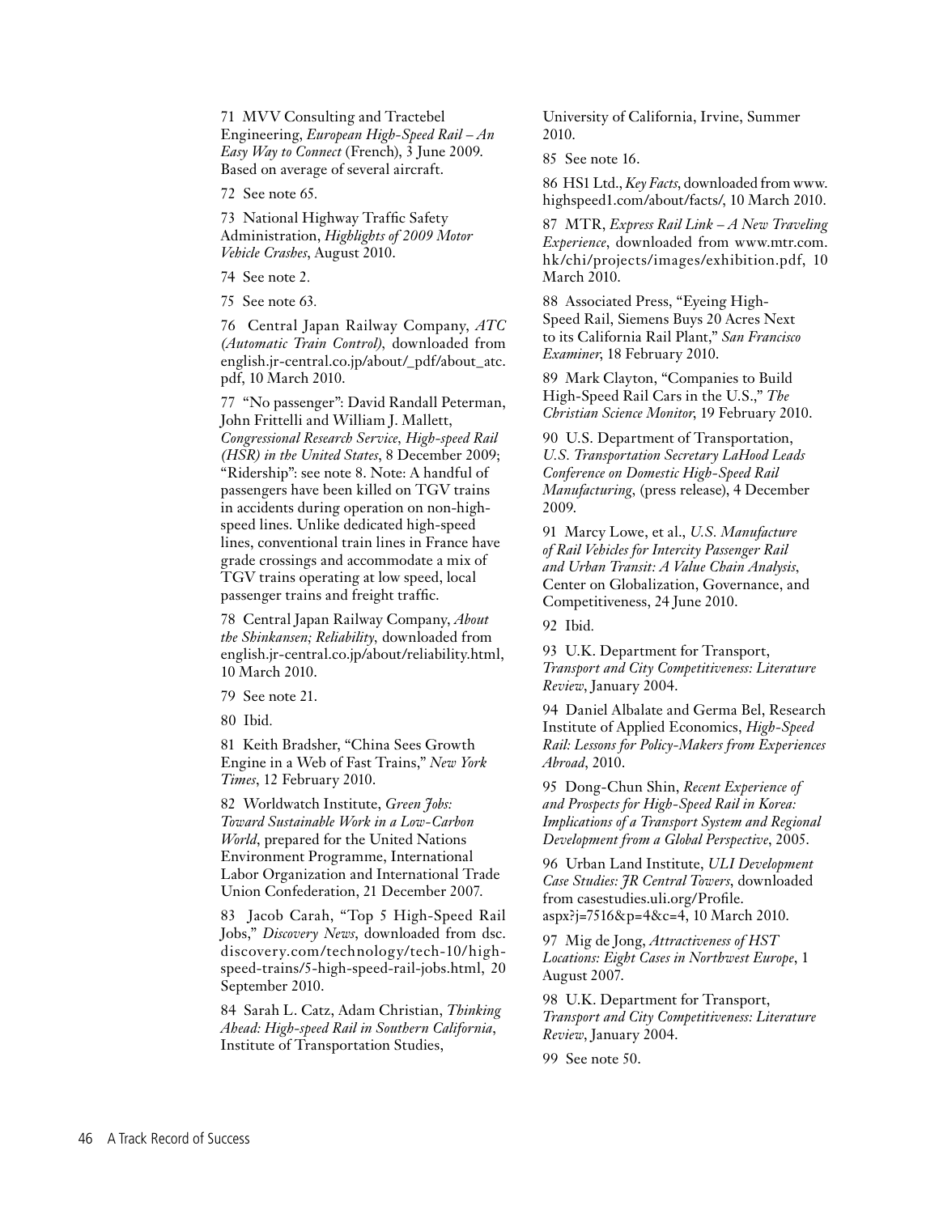71 MVV Consulting and Tractebel Engineering, *European High-Speed Rail – An Easy Way to Connect* (French), 3 June 2009. Based on average of several aircraft.

72 See note 65.

73 National Highway Traffic Safety Administration, *Highlights of 2009 Motor Vehicle Crashes*, August 2010.

74 See note 2.

75 See note 63.

76 Central Japan Railway Company, *ATC (Automatic Train Control)*, downloaded from english.jr-central.co.jp/about/_pdf/about_atc.pdf, 10 March 2010.

77 "No passenger": David Randall Peterman, John Frittelli and William J. Mallett, *Congressional Research Service, High-speed Rail (HSR) in the United States*, 8 December 2009; "Ridership": see note 8. Note: A handful of passengers have been killed on TGV trains in accidents during operation on non-high-speed lines. Unlike dedicated high-speed lines, conventional train lines in France have grade crossings and accommodate a mix of TGV trains operating at low speed, local passenger trains and freight traffic.

78 Central Japan Railway Company, *About the Shinkansen; Reliability*, downloaded from english.jr-central.co.jp/about/reliability.html, 10 March 2010.

79 See note 21.

80 Ibid.

81 Keith Bradsher, "China Sees Growth Engine in a Web of Fast Trains," *New York Times*, 12 February 2010.

82 Worldwatch Institute, *Green Jobs: Toward Sustainable Work in a Low-Carbon World*, prepared for the United Nations Environment Programme, International Labor Organization and International Trade Union Confederation, 21 December 2007.

83 Jacob Carah, "Top 5 High-Speed Rail Jobs," *Discovery News*, downloaded from dsc.discovery.com/technology/tech-10/high-speed-trains/5-high-speed-rail-jobs.html, 20 September 2010.

84 Sarah L. Catz, Adam Christian, *Thinking Ahead: High-speed Rail in Southern California*, Institute of Transportation Studies, University of California, Irvine, Summer 2010.

85 See note 16.

86 HS1 Ltd., *Key Facts*, downloaded from www.highspeed1.com/about/facts/, 10 March 2010.

87 MTR, *Express Rail Link – A New Traveling Experience*, downloaded from www.mtr.com.hk/chi/projects/images/exhibition.pdf, 10 March 2010.

88 Associated Press, "Eyeing High-Speed Rail, Siemens Buys 20 Acres Next to its California Rail Plant," *San Francisco Examiner*, 18 February 2010.

89 Mark Clayton, "Companies to Build High-Speed Rail Cars in the U.S.," *The Christian Science Monitor*, 19 February 2010.

90 U.S. Department of Transportation, *U.S. Transportation Secretary LaHood Leads Conference on Domestic High-Speed Rail Manufacturing*, (press release), 4 December 2009.

91 Marcy Lowe, et al., *U.S. Manufacture of Rail Vehicles for Intercity Passenger Rail and Urban Transit: A Value Chain Analysis*, Center on Globalization, Governance, and Competitiveness, 24 June 2010.

92 Ibid.

93 U.K. Department for Transport, *Transport and City Competitiveness: Literature Review*, January 2004.

94 Daniel Albalate and Germa Bel, Research Institute of Applied Economics, *High-Speed Rail: Lessons for Policy-Makers from Experiences Abroad*, 2010.

95 Dong-Chun Shin, *Recent Experience of and Prospects for High-Speed Rail in Korea: Implications of a Transport System and Regional Development from a Global Perspective*, 2005.

96 Urban Land Institute, *ULI Development Case Studies: JR Central Towers*, downloaded from casestudies.uli.org/Profile.aspx?j=7516&p=4&c=4, 10 March 2010.

97 Mig de Jong, *Attractiveness of HST Locations: Eight Cases in Northwest Europe*, 1 August 2007.

98 U.K. Department for Transport, *Transport and City Competitiveness: Literature Review*, January 2004.

99 See note 50.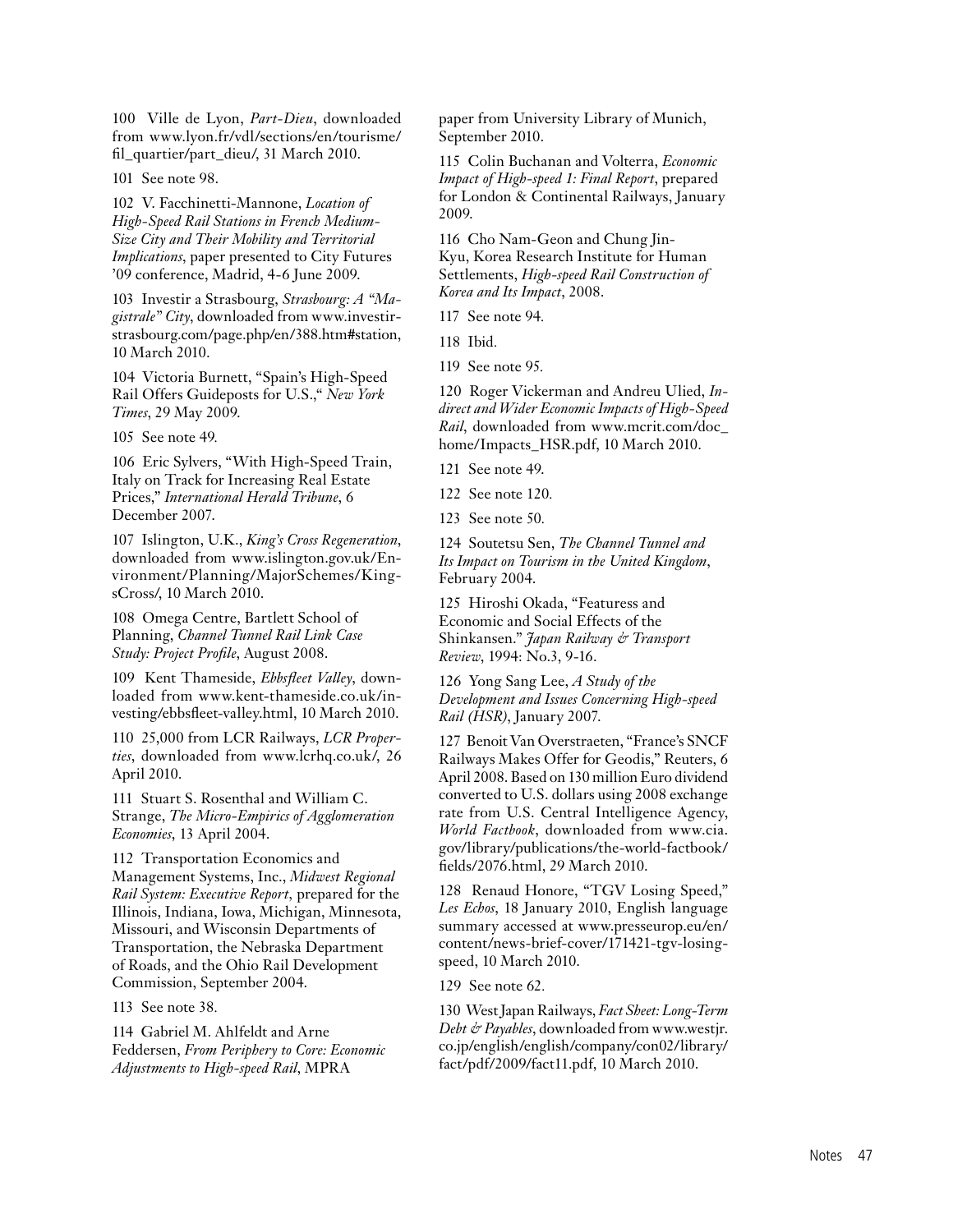100 Ville de Lyon, *Part-Dieu*, downloaded from www.lyon.fr/vdl/sections/en/tourisme/fil_quartier/part_dieu/, 31 March 2010.

101 See note 98.

102 V. Facchinetti-Mannone, *Location of High-Speed Rail Stations in French Medium-Size City and Their Mobility and Territorial Implications*, paper presented to City Futures '09 conference, Madrid, 4-6 June 2009.

103 Investir a Strasbourg, *Strasbourg: A "Magistrale" City*, downloaded from www.investir-strasbourg.com/page.php/en/388.htm#station, 10 March 2010.

104 Victoria Burnett, "Spain's High-Speed Rail Offers Guideposts for U.S.," *New York Times*, 29 May 2009.

105 See note 49.

106 Eric Sylvers, "With High-Speed Train, Italy on Track for Increasing Real Estate Prices," *International Herald Tribune*, 6 December 2007.

107 Islington, U.K., *King's Cross Regeneration*, downloaded from www.islington.gov.uk/Environment/Planning/MajorSchemes/KingsCross/, 10 March 2010.

108 Omega Centre, Bartlett School of Planning, *Channel Tunnel Rail Link Case Study: Project Profile*, August 2008.

109 Kent Thameside, *Ebbsfleet Valley*, downloaded from www.kent-thameside.co.uk/investing/ebbsfleet-valley.html, 10 March 2010.

110 25,000 from LCR Railways, *LCR Properties*, downloaded from www.lcrhq.co.uk/, 26 April 2010.

111 Stuart S. Rosenthal and William C. Strange, *The Micro-Empirics of Agglomeration Economies*, 13 April 2004.

112 Transportation Economics and Management Systems, Inc., *Midwest Regional Rail System: Executive Report*, prepared for the Illinois, Indiana, Iowa, Michigan, Minnesota, Missouri, and Wisconsin Departments of Transportation, the Nebraska Department of Roads, and the Ohio Rail Development Commission, September 2004.

113 See note 38.

114 Gabriel M. Ahlfeldt and Arne Feddersen, *From Periphery to Core: Economic Adjustments to High-speed Rail*, MPRA paper from University Library of Munich, September 2010.

115 Colin Buchanan and Volterra, *Economic Impact of High-speed 1: Final Report*, prepared for London & Continental Railways, January 2009.

116 Cho Nam-Geon and Chung Jin-Kyu, Korea Research Institute for Human Settlements, *High-speed Rail Construction of Korea and Its Impact*, 2008.

117 See note 94.

118 Ibid.

119 See note 95.

120 Roger Vickerman and Andreu Ulied, *Indirect and Wider Economic Impacts of High-Speed Rail*, downloaded from www.mcrit.com/doc_home/Impacts_HSR.pdf, 10 March 2010.

121 See note 49.

122 See note 120.

123 See note 50.

124 Soutetsu Sen, *The Channel Tunnel and Its Impact on Tourism in the United Kingdom*, February 2004.

125 Hiroshi Okada, "Featuress and Economic and Social Effects of the Shinkansen." *Japan Railway & Transport Review*, 1994: No.3, 9-16.

126 Yong Sang Lee, *A Study of the Development and Issues Concerning High-speed Rail (HSR)*, January 2007.

127 Benoit Van Overstraeten, "France's SNCF Railways Makes Offer for Geodis," Reuters, 6 April 2008. Based on 130 million Euro dividend converted to U.S. dollars using 2008 exchange rate from U.S. Central Intelligence Agency, *World Factbook*, downloaded from www.cia.gov/library/publications/the-world-factbook/fields/2076.html, 29 March 2010.

128 Renaud Honore, "TGV Losing Speed," *Les Echos*, 18 January 2010, English language summary accessed at www.presseurop.eu/en/content/news-brief-cover/171421-tgv-losing-speed, 10 March 2010.

129 See note 62.

130 West Japan Railways, *Fact Sheet: Long-Term Debt & Payables*, downloaded from www.westjr.co.jp/english/english/company/con02/library/fact/pdf/2009/fact11.pdf, 10 March 2010.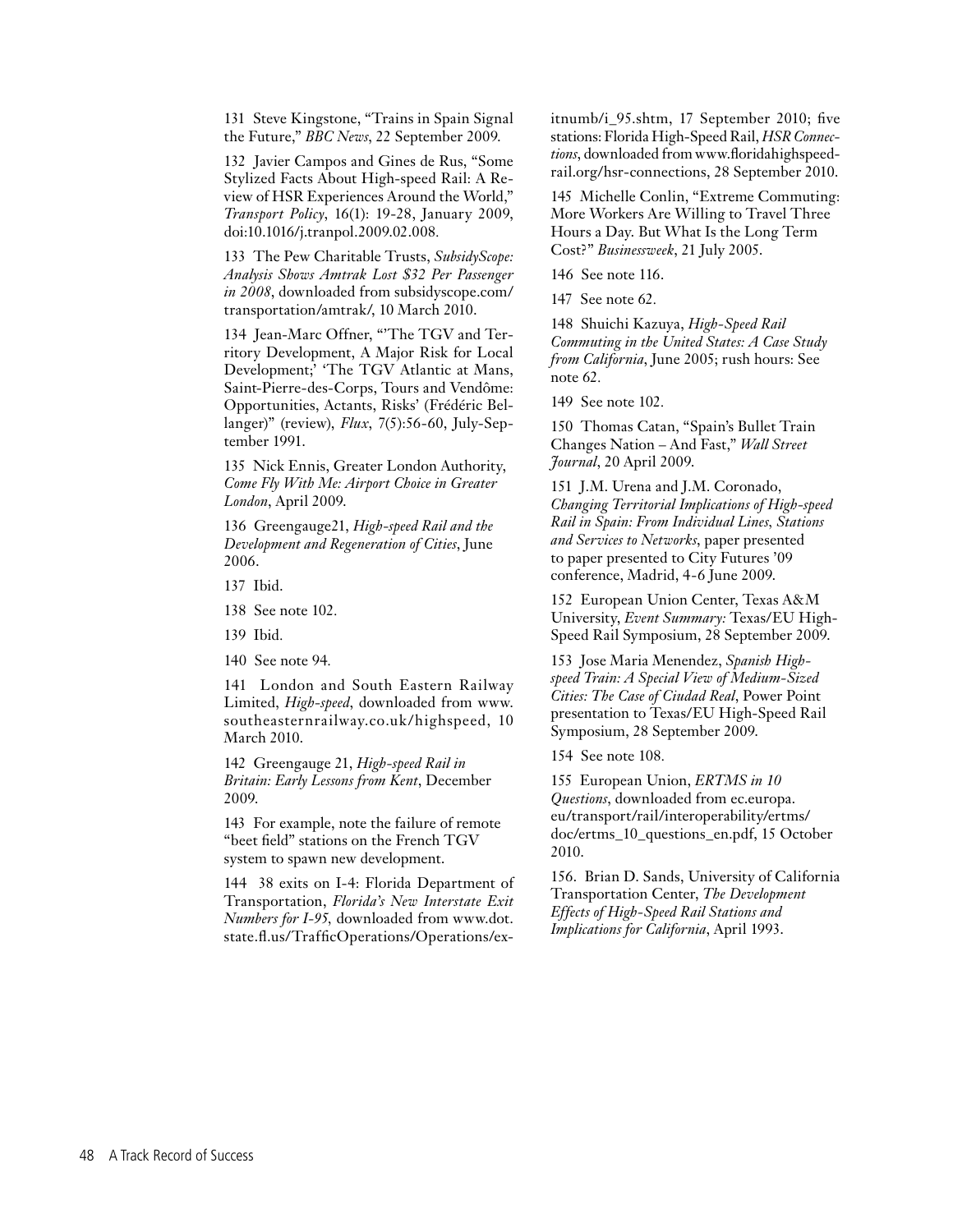131 Steve Kingstone, "Trains in Spain Signal the Future," *BBC News*, 22 September 2009.

132 Javier Campos and Gines de Rus, "Some Stylized Facts About High-speed Rail: A Review of HSR Experiences Around the World," *Transport Policy*, 16(1): 19-28, January 2009, doi:10.1016/j.tranpol.2009.02.008.

133 The Pew Charitable Trusts, *SubsidyScope: Analysis Shows Amtrak Lost $32 Per Passenger in 2008*, downloaded from subsidyscope.com/transportation/amtrak/, 10 March 2010.

134 Jean-Marc Offner, "'The TGV and Territory Development, A Major Risk for Local Development;' 'The TGV Atlantic at Mans, Saint-Pierre-des-Corps, Tours and Vendôme: Opportunities, Actants, Risks' (Frédéric Bellanger)" (review), *Flux*, 7(5):56-60, July-September 1991.

135 Nick Ennis, Greater London Authority, *Come Fly With Me: Airport Choice in Greater London*, April 2009.

136 Greengauge21, *High-speed Rail and the Development and Regeneration of Cities*, June 2006.

137 Ibid.

138 See note 102.

139 Ibid.

140 See note 94.

141 London and South Eastern Railway Limited, *High-speed*, downloaded from www.southeasternrailway.co.uk/highspeed, 10 March 2010.

142 Greengauge 21, *High-speed Rail in Britain: Early Lessons from Kent*, December 2009.

143 For example, note the failure of remote "beet field" stations on the French TGV system to spawn new development.

144 38 exits on I-4: Florida Department of Transportation, *Florida's New Interstate Exit Numbers for I-95*, downloaded from www.dot.state.fl.us/TrafficOperations/Operations/exitnumb/i_95.shtm, 17 September 2010; five stations: Florida High-Speed Rail, *HSR Connections*, downloaded from www.floridahighspeedrail.org/hsr-connections, 28 September 2010.

145 Michelle Conlin, "Extreme Commuting: More Workers Are Willing to Travel Three Hours a Day. But What Is the Long Term Cost?" *Businessweek*, 21 July 2005.

146 See note 116.

147 See note 62.

148 Shuichi Kazuya, *High-Speed Rail Commuting in the United States: A Case Study from California*, June 2005; rush hours: See note 62.

149 See note 102.

150 Thomas Catan, "Spain's Bullet Train Changes Nation – And Fast," *Wall Street Journal*, 20 April 2009.

151 J.M. Urena and J.M. Coronado, *Changing Territorial Implications of High-speed Rail in Spain: From Individual Lines, Stations and Services to Networks*, paper presented to paper presented to City Futures '09 conference, Madrid, 4-6 June 2009.

152 European Union Center, Texas A&M University, *Event Summary:* Texas/EU High-Speed Rail Symposium, 28 September 2009.

153 Jose Maria Menendez, *Spanish High-speed Train: A Special View of Medium-Sized Cities: The Case of Ciudad Real*, Power Point presentation to Texas/EU High-Speed Rail Symposium, 28 September 2009.

154 See note 108.

155 European Union, *ERTMS in 10 Questions*, downloaded from ec.europa.eu/transport/rail/interoperability/ertms/doc/ertms_10_questions_en.pdf, 15 October 2010.

156. Brian D. Sands, University of California Transportation Center, *The Development Effects of High-Speed Rail Stations and Implications for California*, April 1993.